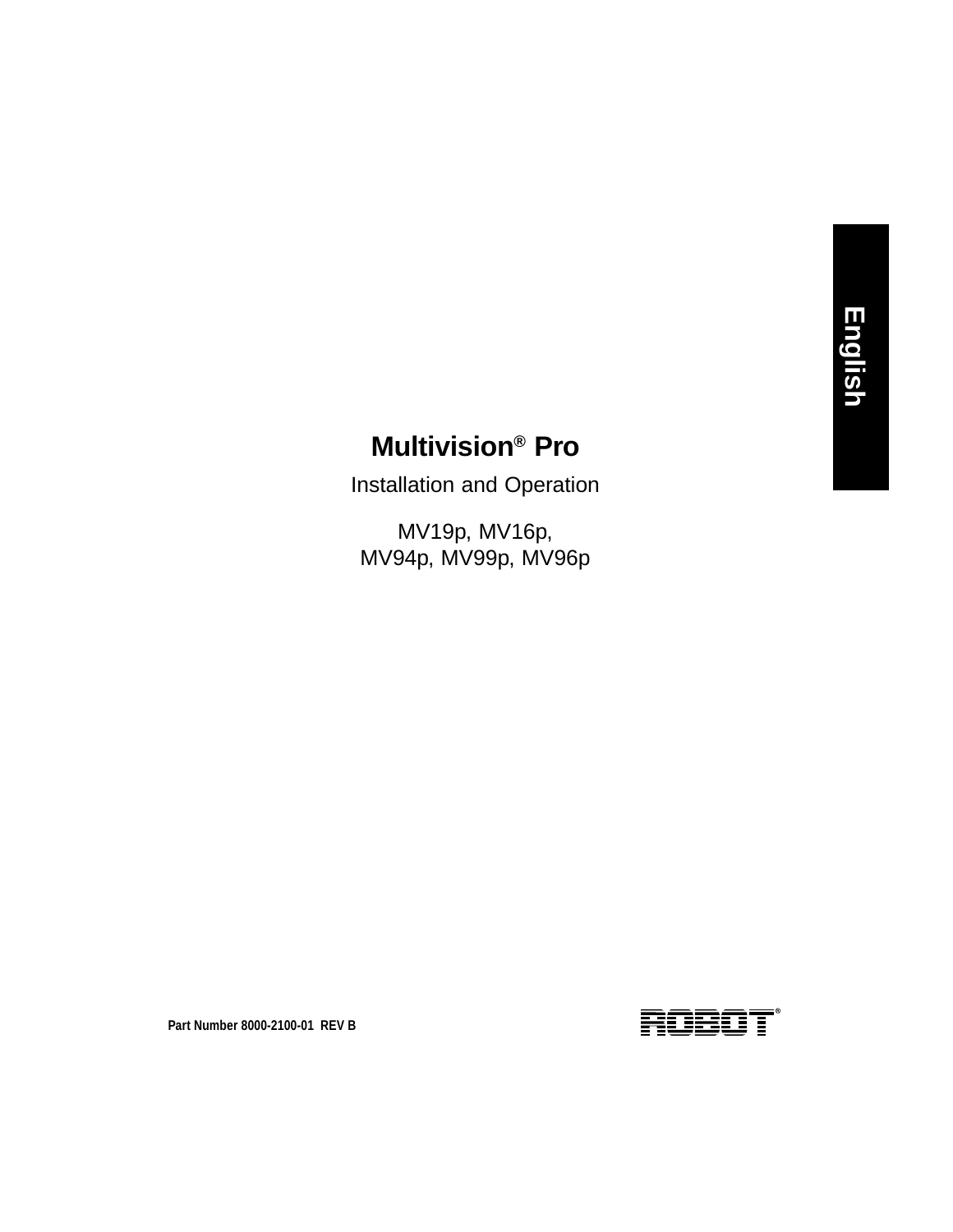English

# Multivision® Pro

Installation and Operation

MV19p, MV16p,
MV94p, MV99p, MV96p

**Part Number 8000-2100-01 REV B**

ROBOT®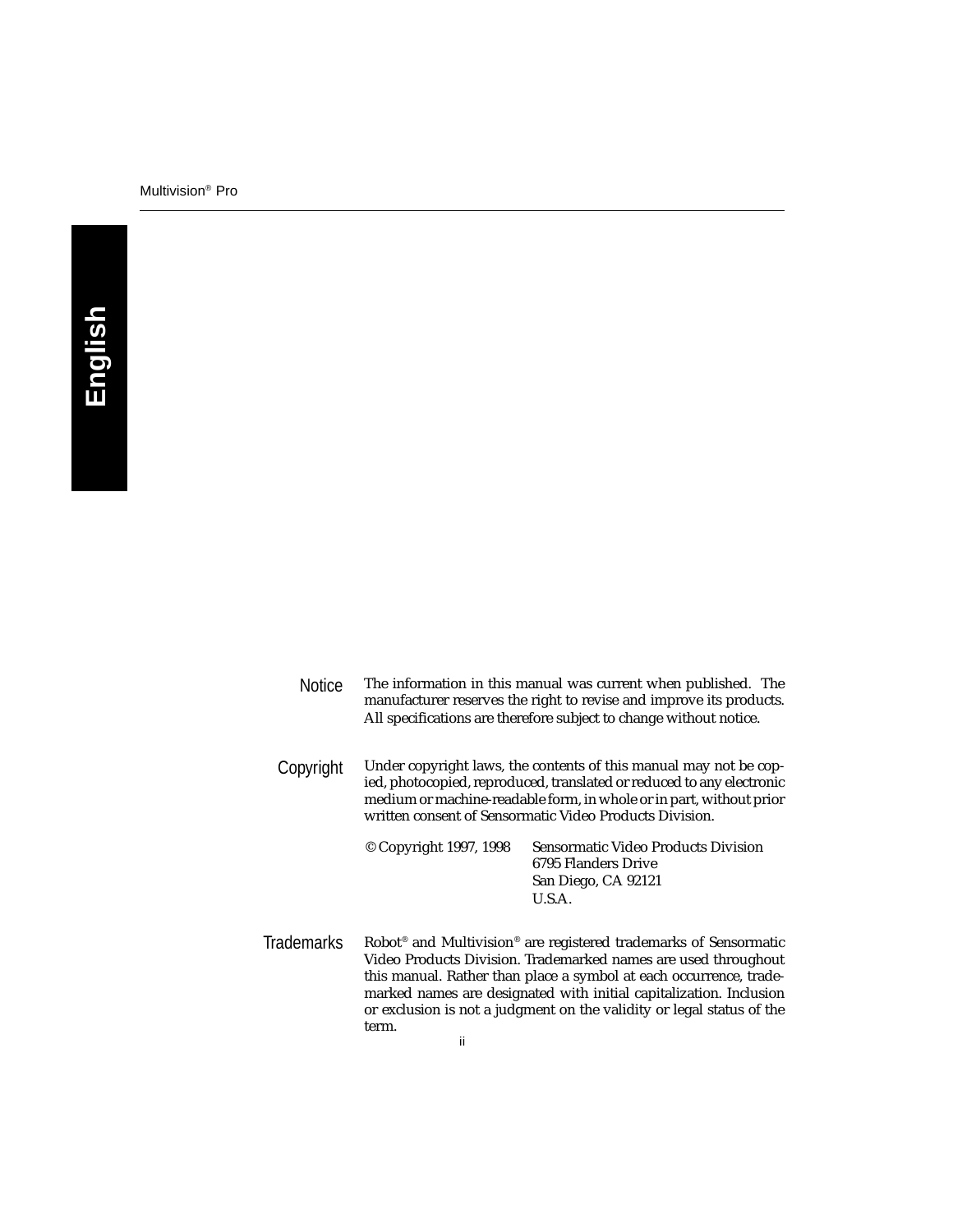**Notice** The information in this manual was current when published. The manufacturer reserves the right to revise and improve its products. All specifications are therefore subject to change without notice.

**Copyright** Under copyright laws, the contents of this manual may not be copied, photocopied, reproduced, translated or reduced to any electronic medium or machine-readable form, in whole or in part, without prior written consent of Sensormatic Video Products Division.

© Copyright 1997, 1998

Sensormatic Video Products Division
6795 Flanders Drive
San Diego, CA 92121
U.S.A.

**Trademarks** Robot® and Multivision® are registered trademarks of Sensormatic Video Products Division. Trademarked names are used throughout this manual. Rather than place a symbol at each occurrence, trademarked names are designated with initial capitalization. Inclusion or exclusion is not a judgment on the validity or legal status of the term.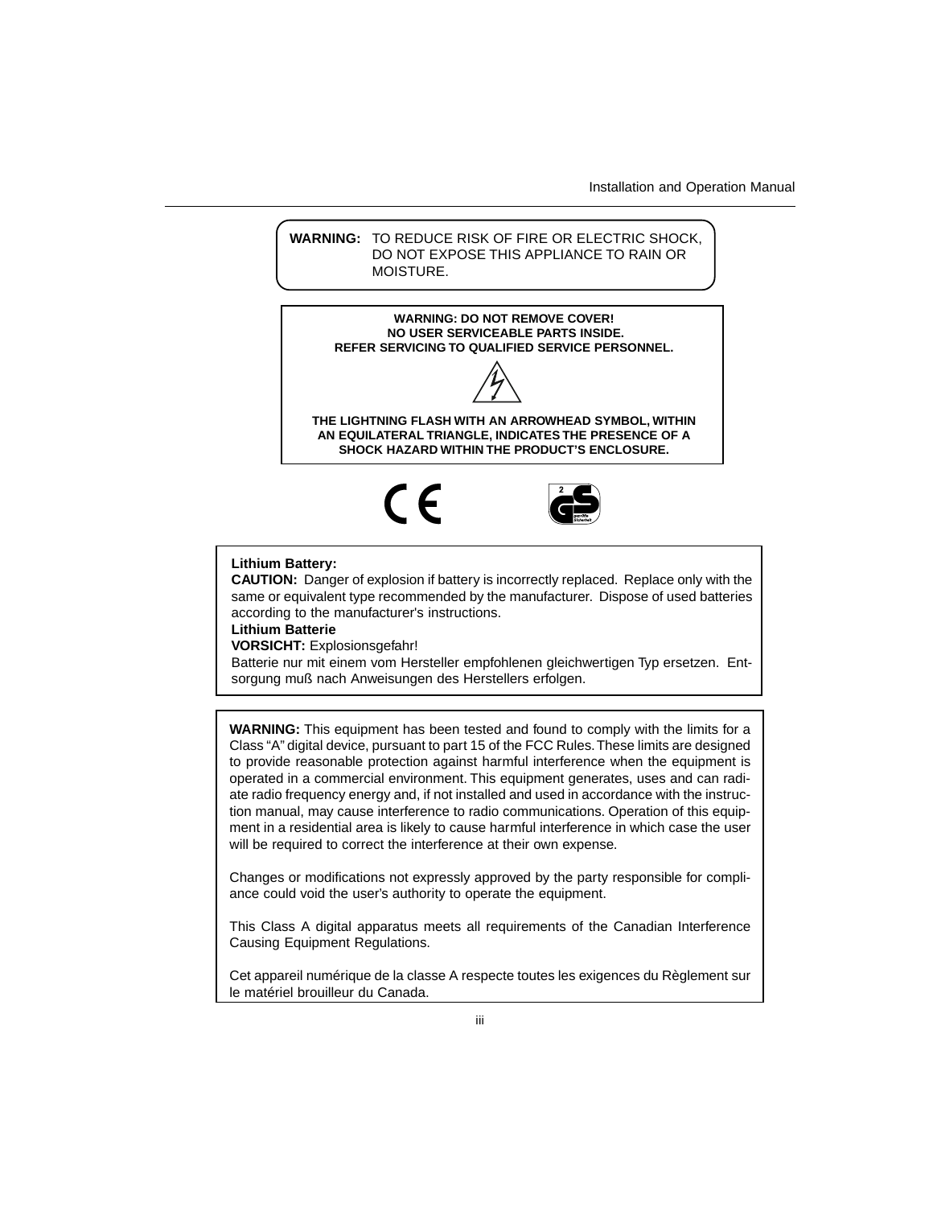**WARNING:** TO REDUCE RISK OF FIRE OR ELECTRIC SHOCK, DO NOT EXPOSE THIS APPLIANCE TO RAIN OR MOISTURE.

**WARNING: DO NOT REMOVE COVER!**
**NO USER SERVICEABLE PARTS INSIDE.**
**REFER SERVICING TO QUALIFIED SERVICE PERSONNEL.**

**THE LIGHTNING FLASH WITH AN ARROWHEAD SYMBOL, WITHIN AN EQUILATERAL TRIANGLE, INDICATES THE PRESENCE OF A SHOCK HAZARD WITHIN THE PRODUCT'S ENCLOSURE.**

**Lithium Battery:**

**CAUTION:** Danger of explosion if battery is incorrectly replaced. Replace only with the same or equivalent type recommended by the manufacturer. Dispose of used batteries according to the manufacturer's instructions.

**Lithium Batterie**

**VORSICHT:** Explosionsgefahr!

Batterie nur mit einem vom Hersteller empfohlenen gleichwertigen Typ ersetzen. Entsorgung muß nach Anweisungen des Herstellers erfolgen.

**WARNING:** This equipment has been tested and found to comply with the limits for a Class "A" digital device, pursuant to part 15 of the FCC Rules. These limits are designed to provide reasonable protection against harmful interference when the equipment is operated in a commercial environment. This equipment generates, uses and can radiate radio frequency energy and, if not installed and used in accordance with the instruction manual, may cause interference to radio communications. Operation of this equipment in a residential area is likely to cause harmful interference in which case the user will be required to correct the interference at their own expense.

Changes or modifications not expressly approved by the party responsible for compliance could void the user's authority to operate the equipment.

This Class A digital apparatus meets all requirements of the Canadian Interference Causing Equipment Regulations.

Cet appareil numérique de la classe A respecte toutes les exigences du Règlement sur le matériel brouilleur du Canada.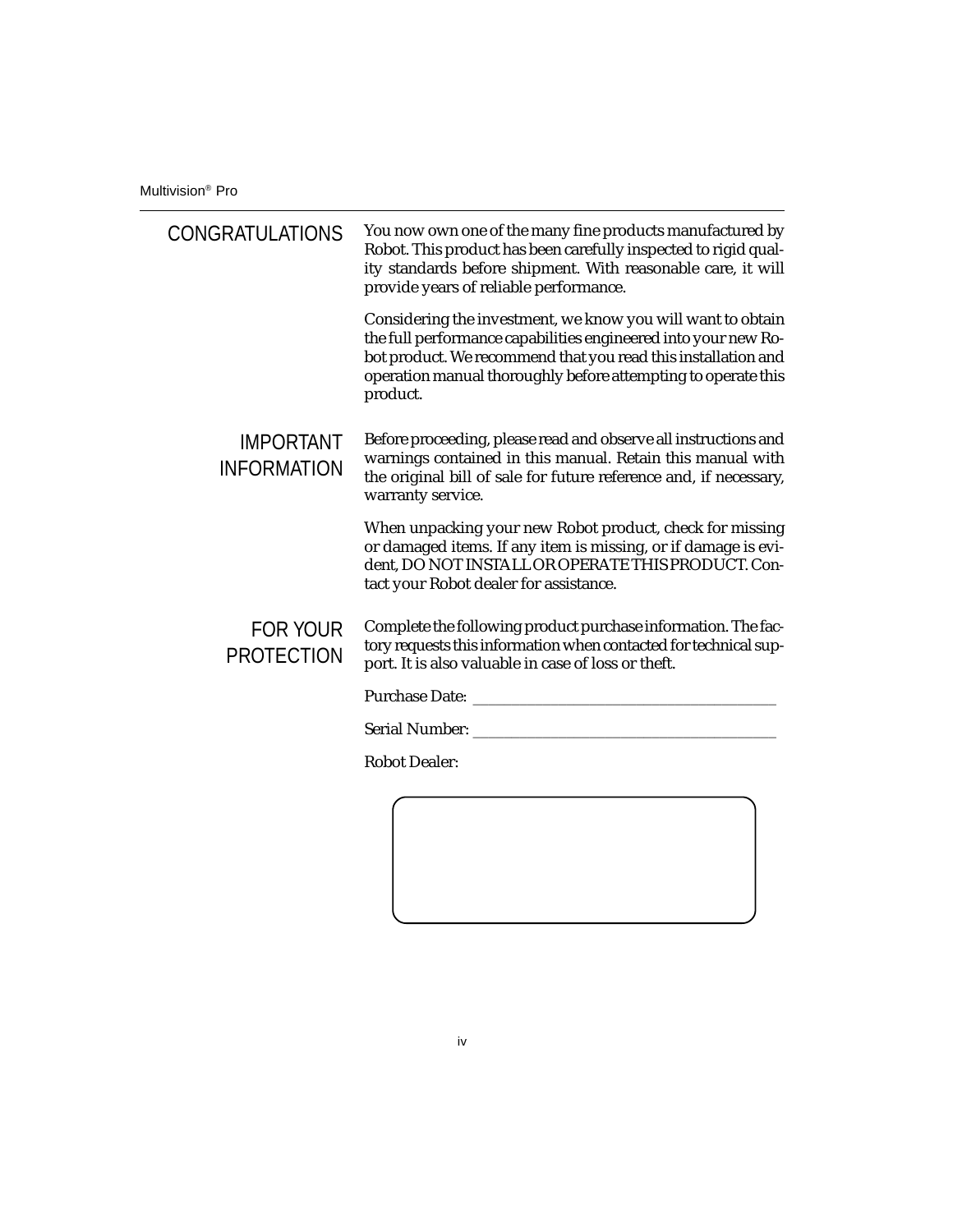## CONGRATULATIONS

You now own one of the many fine products manufactured by Robot. This product has been carefully inspected to rigid quality standards before shipment. With reasonable care, it will provide years of reliable performance.

Considering the investment, we know you will want to obtain the full performance capabilities engineered into your new Robot product. We recommend that you read this installation and operation manual thoroughly before attempting to operate this product.

## IMPORTANT INFORMATION

Before proceeding, please read and observe all instructions and warnings contained in this manual. Retain this manual with the original bill of sale for future reference and, if necessary, warranty service.

When unpacking your new Robot product, check for missing or damaged items. If any item is missing, or if damage is evident, DO NOT INSTALL OR OPERATE THIS PRODUCT. Contact your Robot dealer for assistance.

## FOR YOUR PROTECTION

Complete the following product purchase information. The factory requests this information when contacted for technical support. It is also valuable in case of loss or theft.

Purchase Date: ______________________________________

Serial Number: ______________________________________

Robot Dealer: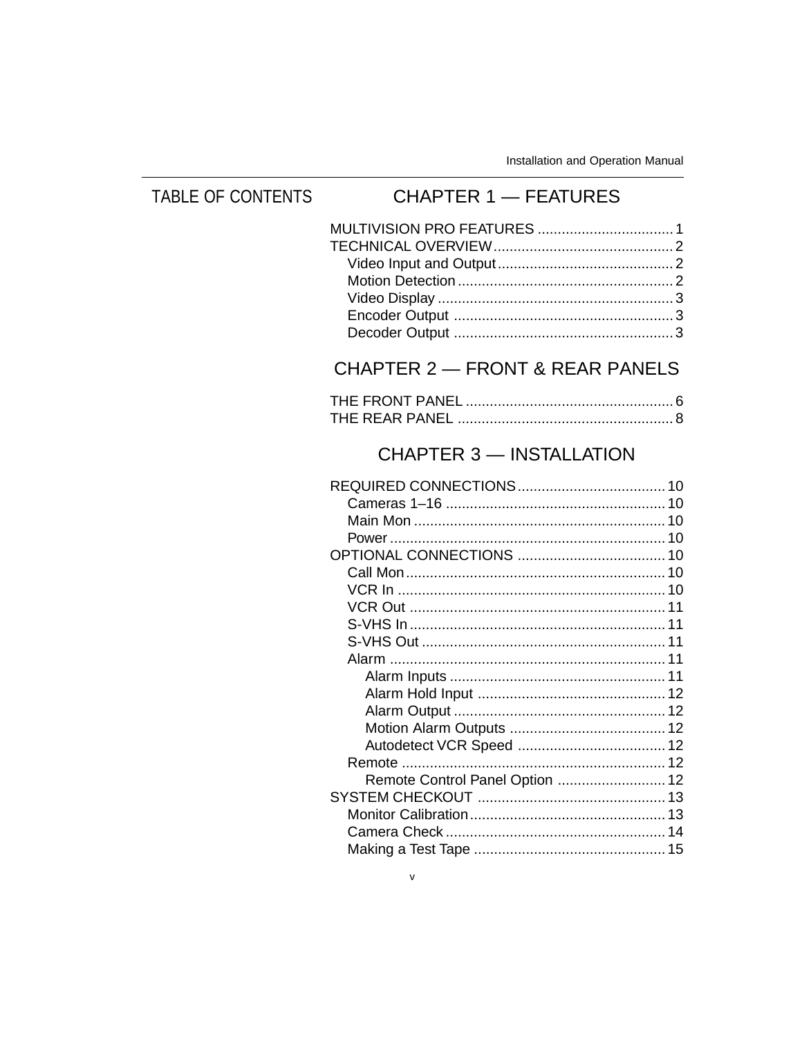# TABLE OF CONTENTS

## CHAPTER 1 — FEATURES

MULTIVISION PRO FEATURES .................................. 1
TECHNICAL OVERVIEW ............................................ 2
- Video Input and Output ............................................ 2
- Motion Detection ..................................................... 2
- Video Display .......................................................... 3
- Encoder Output ....................................................... 3
- Decoder Output ....................................................... 3

## CHAPTER 2 — FRONT & REAR PANELS

THE FRONT PANEL .................................................... 6
THE REAR PANEL ...................................................... 8

## CHAPTER 3 — INSTALLATION

REQUIRED CONNECTIONS ..................................... 10
- Cameras 1–16 ....................................................... 10
- Main Mon .............................................................. 10
- Power .................................................................... 10

OPTIONAL CONNECTIONS ..................................... 10
- Call Mon ................................................................ 10
- VCR In .................................................................. 10
- VCR Out ................................................................ 11
- S-VHS In ............................................................... 11
- S-VHS Out ............................................................. 11
- Alarm .................................................................... 11
  - Alarm Inputs ...................................................... 11
  - Alarm Hold Input ............................................... 12
  - Alarm Output ..................................................... 12
  - Motion Alarm Outputs ....................................... 12
  - Autodetect VCR Speed ..................................... 12
- Remote ................................................................. 12
  - Remote Control Panel Option ........................... 12

SYSTEM CHECKOUT ............................................... 13
- Monitor Calibration ................................................. 13
- Camera Check ....................................................... 14
- Making a Test Tape ................................................ 15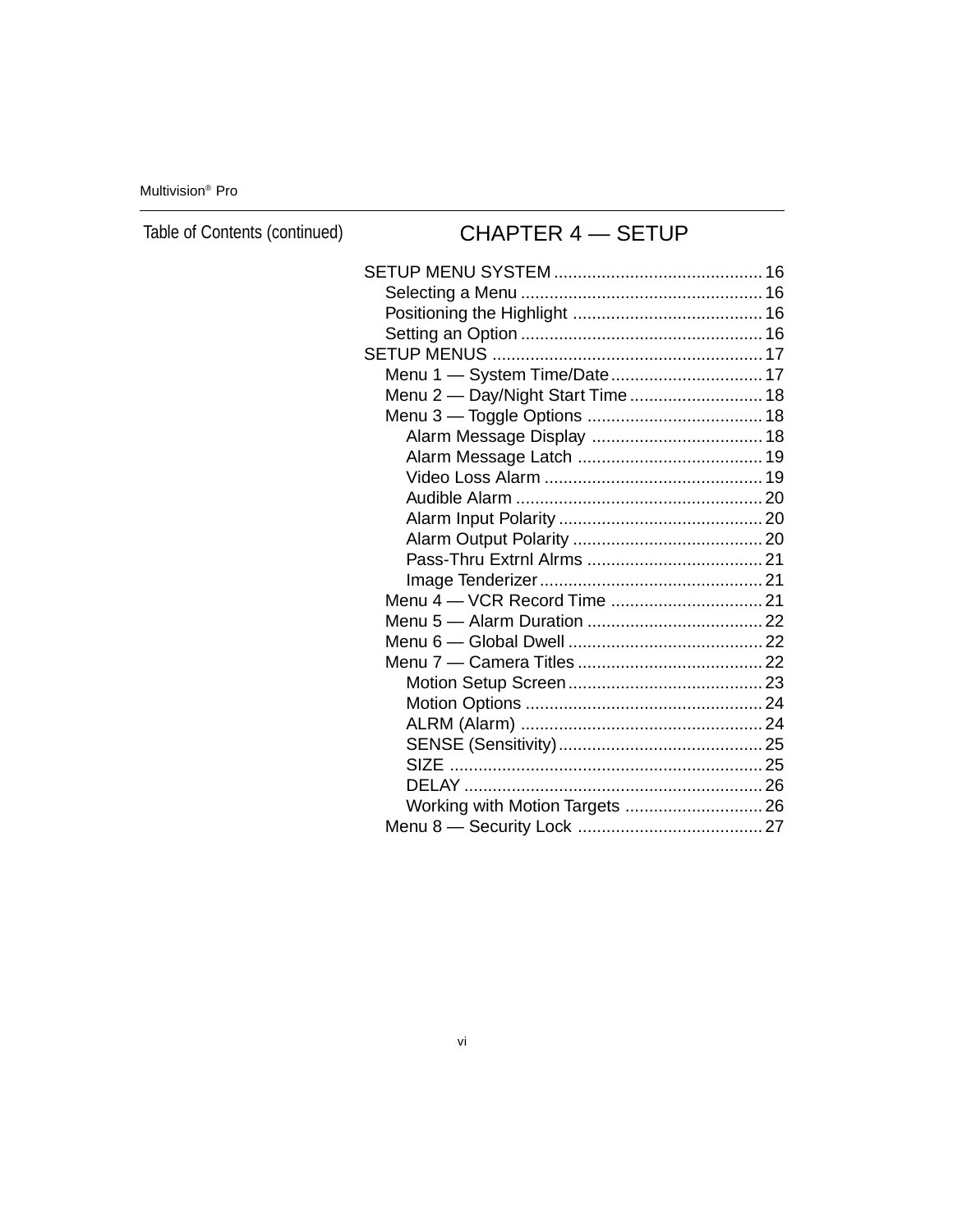Table of Contents (continued)

## CHAPTER 4 — SETUP

SETUP MENU SYSTEM ........................................... 16
- Selecting a Menu .................................................. 16
- Positioning the Highlight ........................................ 16
- Setting an Option .................................................. 16

SETUP MENUS ........................................................ 17
- Menu 1 — System Time/Date ................................ 17
- Menu 2 — Day/Night Start Time ............................ 18
- Menu 3 — Toggle Options .................................... 18
  - Alarm Message Display ................................... 18
  - Alarm Message Latch ...................................... 19
  - Video Loss Alarm ............................................. 19
  - Audible Alarm ................................................... 20
  - Alarm Input Polarity .......................................... 20
  - Alarm Output Polarity ....................................... 20
  - Pass-Thru Extrnl Alrms .................................... 21
  - Image Tenderizer .............................................. 21
- Menu 4 — VCR Record Time ................................ 21
- Menu 5 — Alarm Duration .................................... 22
- Menu 6 — Global Dwell ......................................... 22
- Menu 7 — Camera Titles ....................................... 22
  - Motion Setup Screen ......................................... 23
  - Motion Options ................................................. 24
  - ALRM (Alarm) .................................................. 24
  - SENSE (Sensitivity) .......................................... 25
  - SIZE ................................................................. 25
  - DELAY .............................................................. 26
  - Working with Motion Targets ............................. 26
- Menu 8 — Security Lock ...................................... 27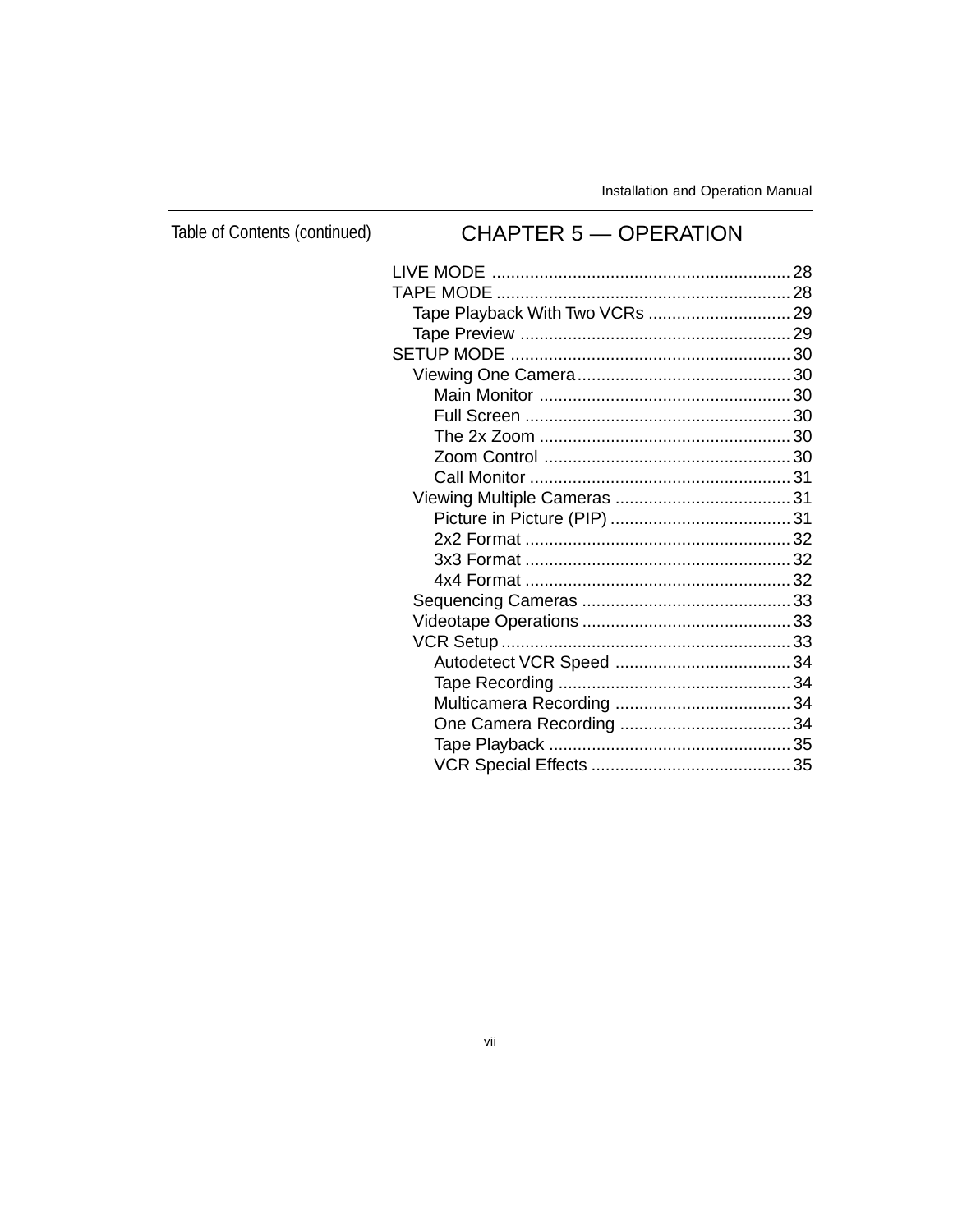Table of Contents (continued)

## CHAPTER 5 — OPERATION

- LIVE MODE ............................................................... 28
- TAPE MODE ............................................................. 28
  - Tape Playback With Two VCRs .............................. 29
  - Tape Preview ........................................................ 29
- SETUP MODE .......................................................... 30
  - Viewing One Camera............................................. 30
    - Main Monitor ..................................................... 30
    - Full Screen ........................................................ 30
    - The 2x Zoom ..................................................... 30
    - Zoom Control .................................................... 30
    - Call Monitor ....................................................... 31
  - Viewing Multiple Cameras ..................................... 31
    - Picture in Picture (PIP)...................................... 31
    - 2x2 Format ........................................................ 32
    - 3x3 Format ........................................................ 32
    - 4x4 Format ........................................................ 32
  - Sequencing Cameras ............................................ 33
  - Videotape Operations ............................................ 33
  - VCR Setup ............................................................. 33
    - Autodetect VCR Speed ..................................... 34
    - Tape Recording ................................................. 34
    - Multicamera Recording ..................................... 34
    - One Camera Recording .................................... 34
    - Tape Playback ................................................... 35
    - VCR Special Effects .......................................... 35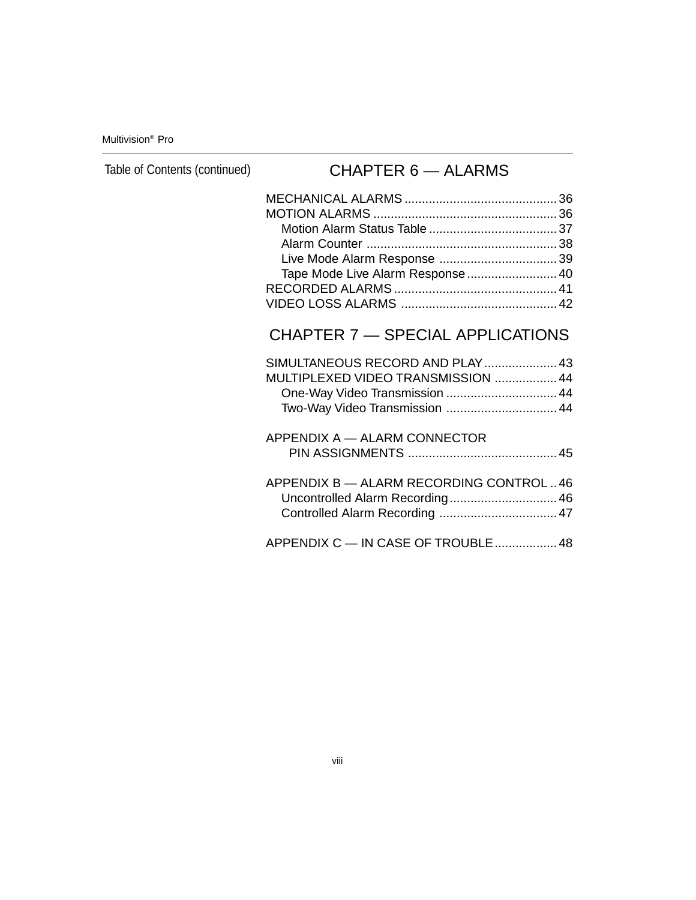Table of Contents (continued)

## CHAPTER 6 — ALARMS

MECHANICAL ALARMS ............................................ 36
MOTION ALARMS ..................................................... 36
  Motion Alarm Status Table ..................................... 37
  Alarm Counter ....................................................... 38
  Live Mode Alarm Response .................................. 39
  Tape Mode Live Alarm Response .......................... 40
RECORDED ALARMS ............................................... 41
VIDEO LOSS ALARMS ............................................. 42

## CHAPTER 7 — SPECIAL APPLICATIONS

SIMULTANEOUS RECORD AND PLAY ..................... 43
MULTIPLEXED VIDEO TRANSMISSION .................. 44
  One-Way Video Transmission ................................ 44
  Two-Way Video Transmission ................................ 44

APPENDIX A — ALARM CONNECTOR
  PIN ASSIGNMENTS ........................................... 45

APPENDIX B — ALARM RECORDING CONTROL .. 46
  Uncontrolled Alarm Recording ............................... 46
  Controlled Alarm Recording .................................. 47

APPENDIX C — IN CASE OF TROUBLE .................. 48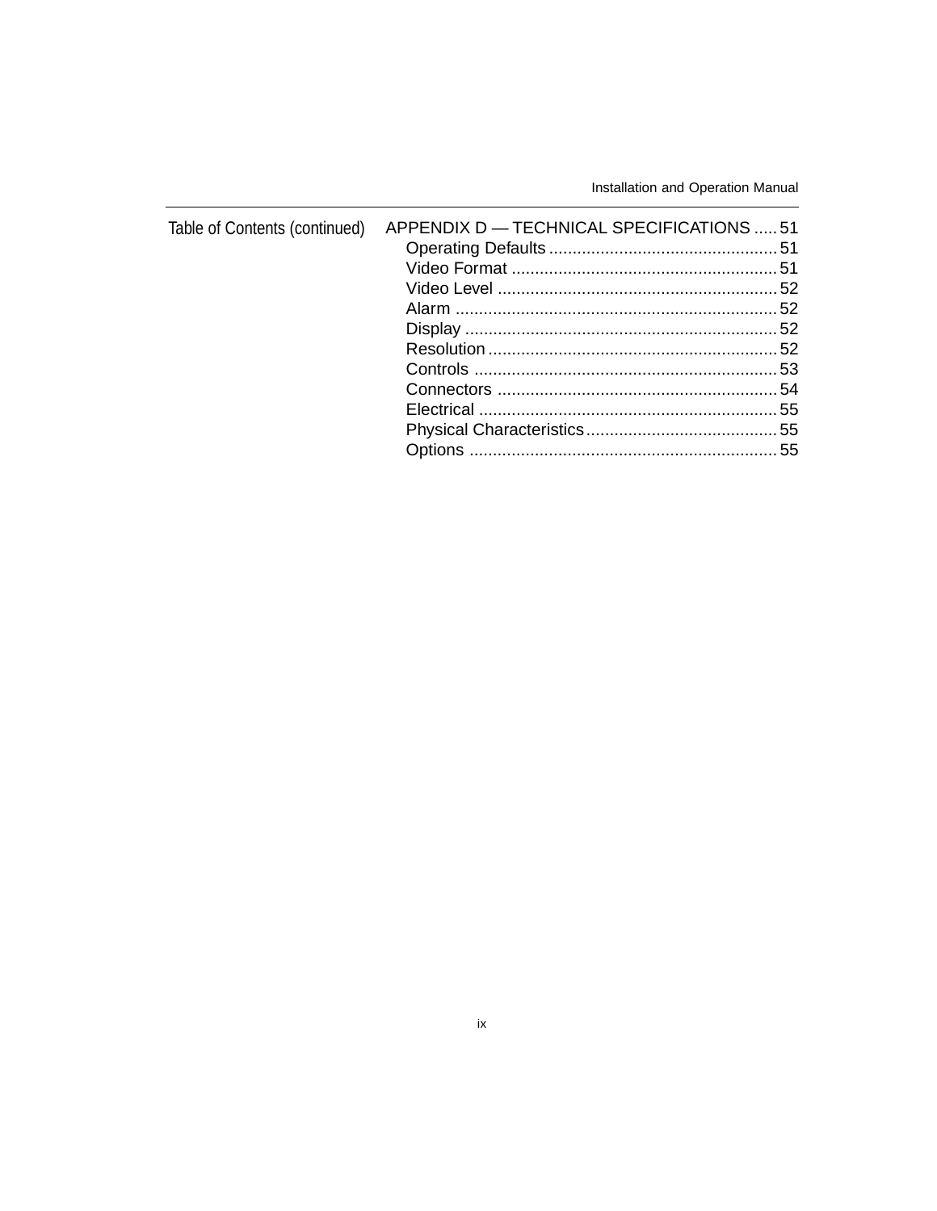Table of Contents (continued)

APPENDIX D — TECHNICAL SPECIFICATIONS ..... 51
- Operating Defaults ..... 51
- Video Format ..... 51
- Video Level ..... 52
- Alarm ..... 52
- Display ..... 52
- Resolution ..... 52
- Controls ..... 53
- Connectors ..... 54
- Electrical ..... 55
- Physical Characteristics ..... 55
- Options ..... 55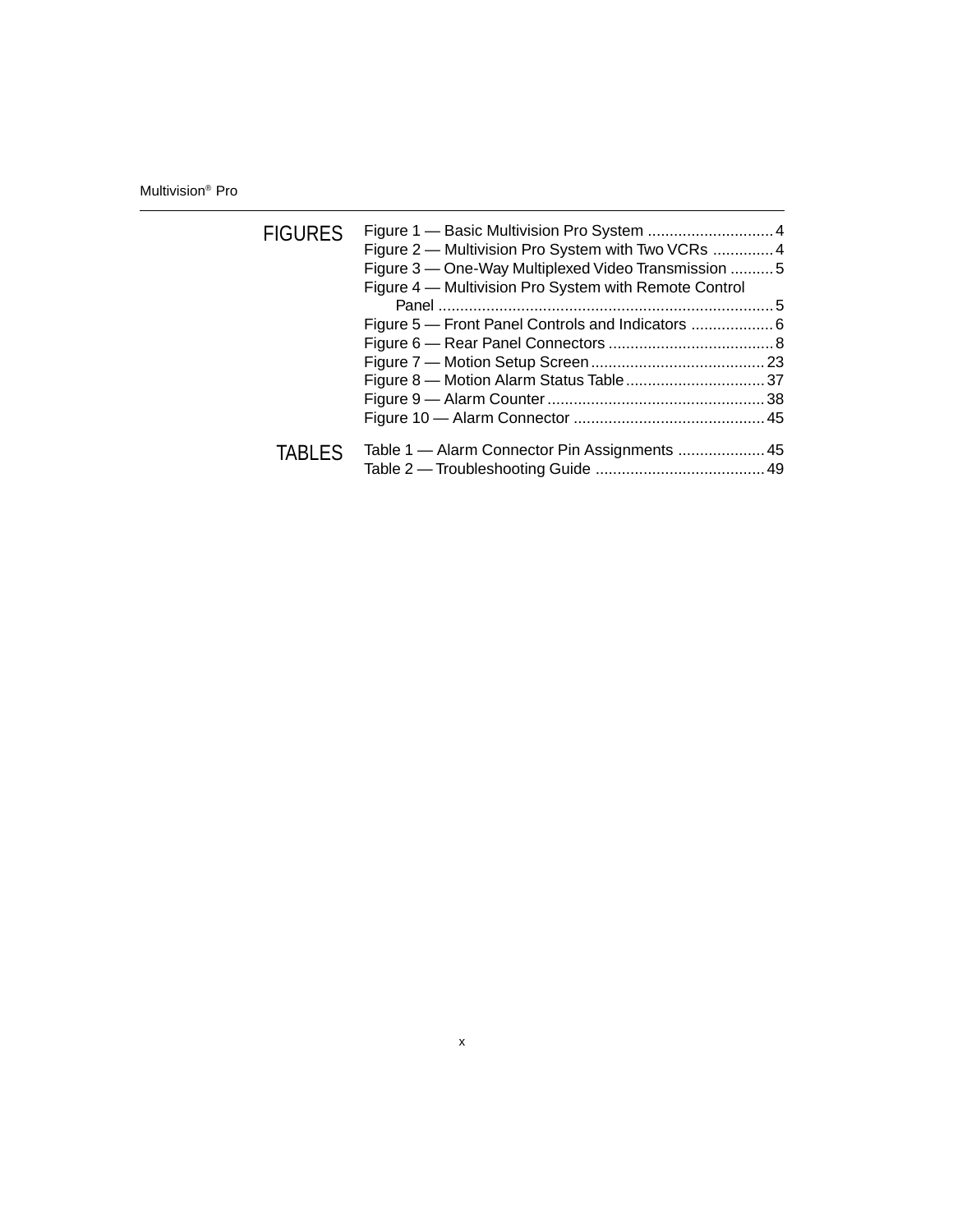## FIGURES

Figure 1 — Basic Multivision Pro System ............................. 4
Figure 2 — Multivision Pro System with Two VCRs .............. 4
Figure 3 — One-Way Multiplexed Video Transmission .......... 5
Figure 4 — Multivision Pro System with Remote Control Panel ............................................................................. 5
Figure 5 — Front Panel Controls and Indicators ................... 6
Figure 6 — Rear Panel Connectors ...................................... 8
Figure 7 — Motion Setup Screen ......................................... 23
Figure 8 — Motion Alarm Status Table ................................ 37
Figure 9 — Alarm Counter ................................................... 38
Figure 10 — Alarm Connector ............................................. 45

## TABLES

Table 1 — Alarm Connector Pin Assignments .................... 45
Table 2 — Troubleshooting Guide ....................................... 49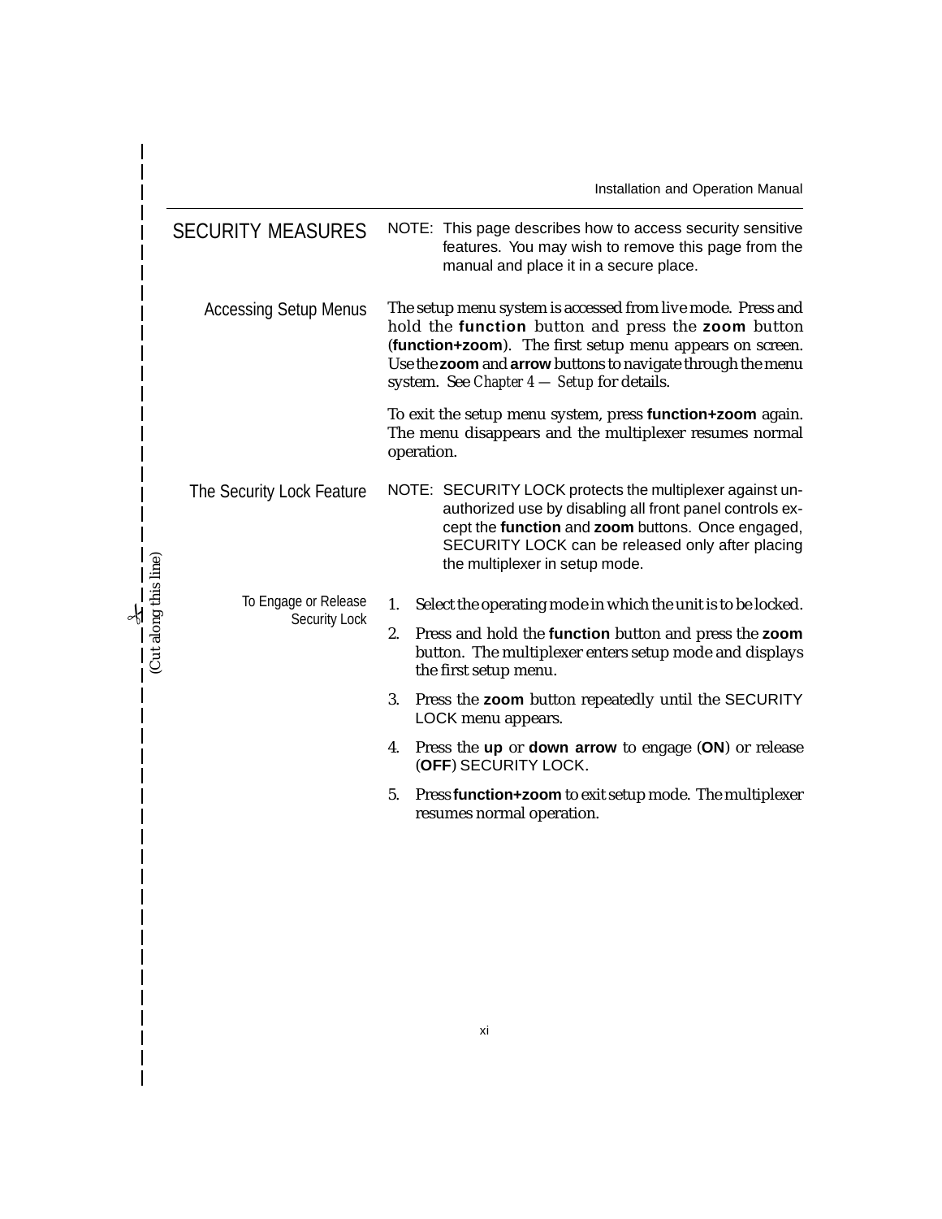## SECURITY MEASURES

NOTE: This page describes how to access security sensitive features. You may wish to remove this page from the manual and place it in a secure place.

### Accessing Setup Menus

The setup menu system is accessed from live mode. Press and hold the **function** button and press the **zoom** button (**function+zoom**). The first setup menu appears on screen. Use the **zoom** and **arrow** buttons to navigate through the menu system. See *Chapter 4 — Setup* for details.

To exit the setup menu system, press **function+zoom** again. The menu disappears and the multiplexer resumes normal operation.

### The Security Lock Feature

NOTE: SECURITY LOCK protects the multiplexer against unauthorized use by disabling all front panel controls except the **function** and **zoom** buttons. Once engaged, SECURITY LOCK can be released only after placing the multiplexer in setup mode.

#### To Engage or Release Security Lock

1. Select the operating mode in which the unit is to be locked.
2. Press and hold the **function** button and press the **zoom** button. The multiplexer enters setup mode and displays the first setup menu.
3. Press the **zoom** button repeatedly until the SECURITY LOCK menu appears.
4. Press the **up** or **down arrow** to engage (**ON**) or release (**OFF**) SECURITY LOCK.
5. Press **function+zoom** to exit setup mode. The multiplexer resumes normal operation.

(Cut along this line)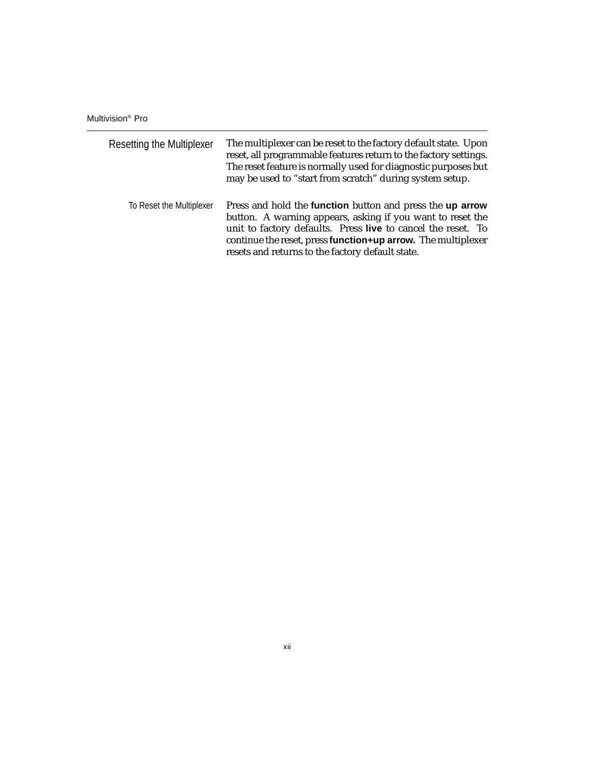## Resetting the Multiplexer

The multiplexer can be reset to the factory default state. Upon reset, all programmable features return to the factory settings. The reset feature is normally used for diagnostic purposes but may be used to "start from scratch" during system setup.

### To Reset the Multiplexer

Press and hold the **function** button and press the **up arrow** button. A warning appears, asking if you want to reset the unit to factory defaults. Press **live** to cancel the reset. To continue the reset, press **function+up arrow.** The multiplexer resets and returns to the factory default state.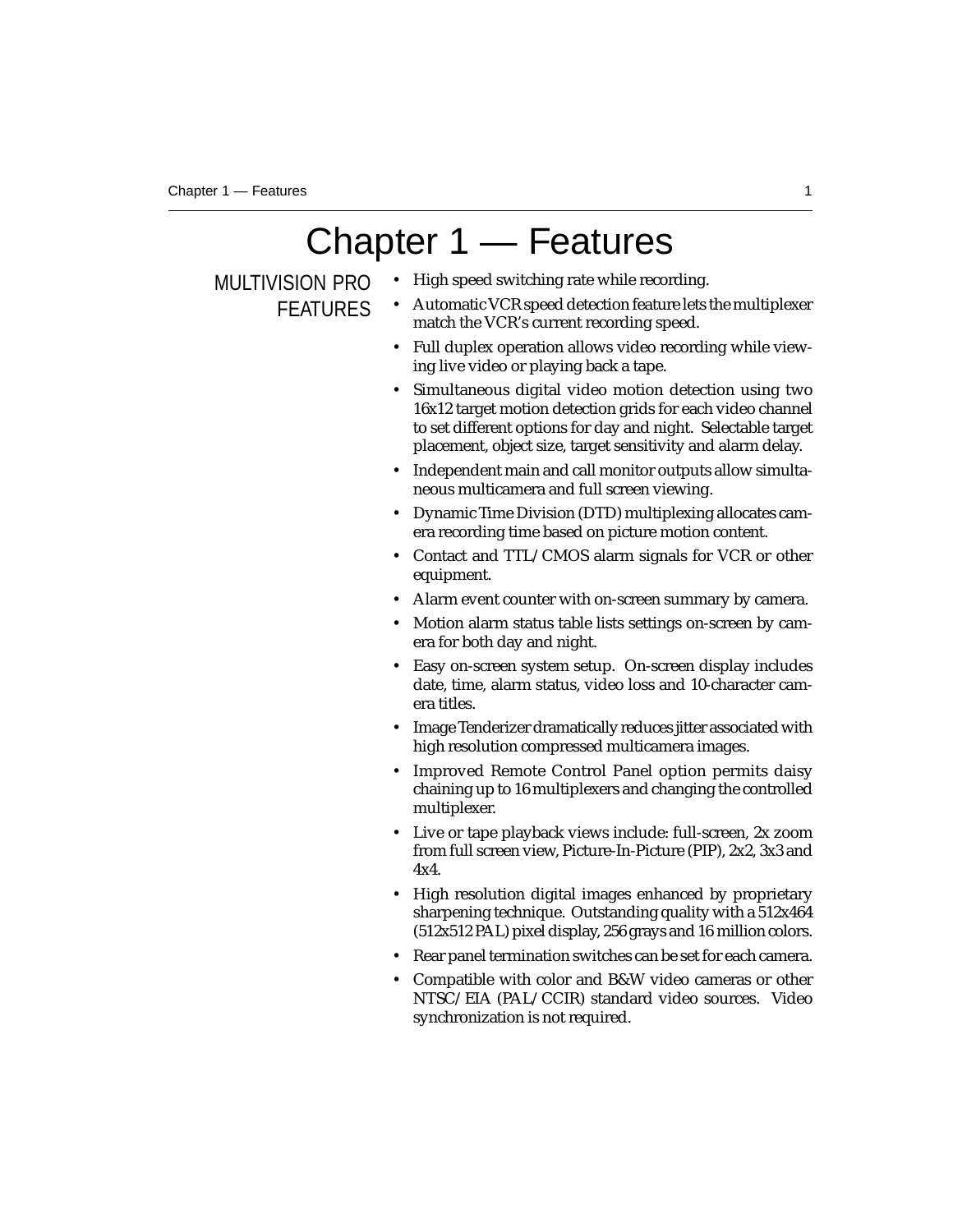# Chapter 1 — Features

## MULTIVISION PRO FEATURES

- High speed switching rate while recording.
- Automatic VCR speed detection feature lets the multiplexer match the VCR's current recording speed.
- Full duplex operation allows video recording while viewing live video or playing back a tape.
- Simultaneous digital video motion detection using two 16x12 target motion detection grids for each video channel to set different options for day and night. Selectable target placement, object size, target sensitivity and alarm delay.
- Independent main and call monitor outputs allow simultaneous multicamera and full screen viewing.
- Dynamic Time Division (DTD) multiplexing allocates camera recording time based on picture motion content.
- Contact and TTL/CMOS alarm signals for VCR or other equipment.
- Alarm event counter with on-screen summary by camera.
- Motion alarm status table lists settings on-screen by camera for both day and night.
- Easy on-screen system setup. On-screen display includes date, time, alarm status, video loss and 10-character camera titles.
- Image Tenderizer dramatically reduces jitter associated with high resolution compressed multicamera images.
- Improved Remote Control Panel option permits daisy chaining up to 16 multiplexers and changing the controlled multiplexer.
- Live or tape playback views include: full-screen, 2x zoom from full screen view, Picture-In-Picture (PIP), 2x2, 3x3 and 4x4.
- High resolution digital images enhanced by proprietary sharpening technique. Outstanding quality with a 512x464 (512x512 PAL) pixel display, 256 grays and 16 million colors.
- Rear panel termination switches can be set for each camera.
- Compatible with color and B&W video cameras or other NTSC/EIA (PAL/CCIR) standard video sources. Video synchronization is not required.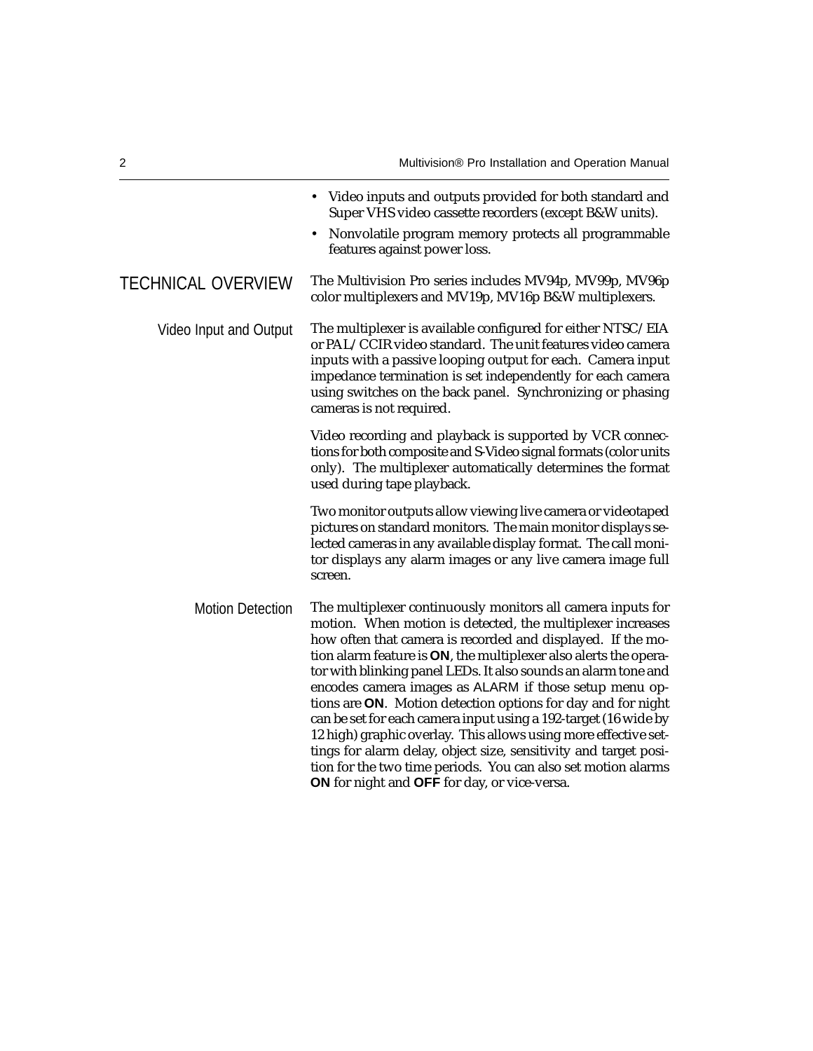- Video inputs and outputs provided for both standard and Super VHS video cassette recorders (except B&W units).
- Nonvolatile program memory protects all programmable features against power loss.

## TECHNICAL OVERVIEW

The Multivision Pro series includes MV94p, MV99p, MV96p color multiplexers and MV19p, MV16p B&W multiplexers.

### Video Input and Output

The multiplexer is available configured for either NTSC/EIA or PAL/CCIR video standard. The unit features video camera inputs with a passive looping output for each. Camera input impedance termination is set independently for each camera using switches on the back panel. Synchronizing or phasing cameras is not required.

Video recording and playback is supported by VCR connections for both composite and S-Video signal formats (color units only). The multiplexer automatically determines the format used during tape playback.

Two monitor outputs allow viewing live camera or videotaped pictures on standard monitors. The main monitor displays selected cameras in any available display format. The call monitor displays any alarm images or any live camera image full screen.

### Motion Detection

The multiplexer continuously monitors all camera inputs for motion. When motion is detected, the multiplexer increases how often that camera is recorded and displayed. If the motion alarm feature is **ON**, the multiplexer also alerts the operator with blinking panel LEDs. It also sounds an alarm tone and encodes camera images as ALARM if those setup menu options are **ON**. Motion detection options for day and for night can be set for each camera input using a 192-target (16 wide by 12 high) graphic overlay. This allows using more effective settings for alarm delay, object size, sensitivity and target position for the two time periods. You can also set motion alarms **ON** for night and **OFF** for day, or vice-versa.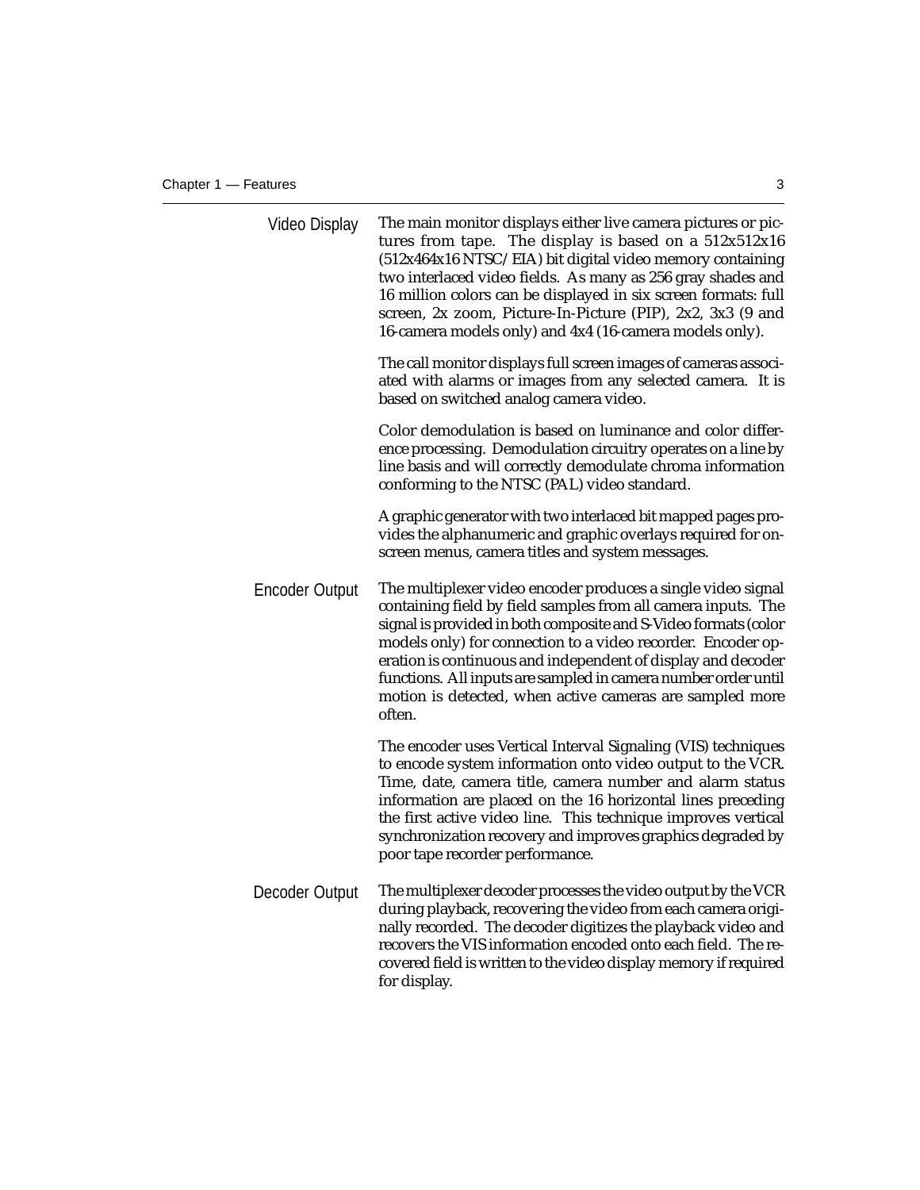### Video Display

The main monitor displays either live camera pictures or pictures from tape. The display is based on a 512x512x16 (512x464x16 NTSC/EIA) bit digital video memory containing two interlaced video fields. As many as 256 gray shades and 16 million colors can be displayed in six screen formats: full screen, 2x zoom, Picture-In-Picture (PIP), 2x2, 3x3 (9 and 16-camera models only) and 4x4 (16-camera models only).

The call monitor displays full screen images of cameras associated with alarms or images from any selected camera. It is based on switched analog camera video.

Color demodulation is based on luminance and color difference processing. Demodulation circuitry operates on a line by line basis and will correctly demodulate chroma information conforming to the NTSC (PAL) video standard.

A graphic generator with two interlaced bit mapped pages provides the alphanumeric and graphic overlays required for on-screen menus, camera titles and system messages.

### Encoder Output

The multiplexer video encoder produces a single video signal containing field by field samples from all camera inputs. The signal is provided in both composite and S-Video formats (color models only) for connection to a video recorder. Encoder operation is continuous and independent of display and decoder functions. All inputs are sampled in camera number order until motion is detected, when active cameras are sampled more often.

The encoder uses Vertical Interval Signaling (VIS) techniques to encode system information onto video output to the VCR. Time, date, camera title, camera number and alarm status information are placed on the 16 horizontal lines preceding the first active video line. This technique improves vertical synchronization recovery and improves graphics degraded by poor tape recorder performance.

### Decoder Output

The multiplexer decoder processes the video output by the VCR during playback, recovering the video from each camera originally recorded. The decoder digitizes the playback video and recovers the VIS information encoded onto each field. The recovered field is written to the video display memory if required for display.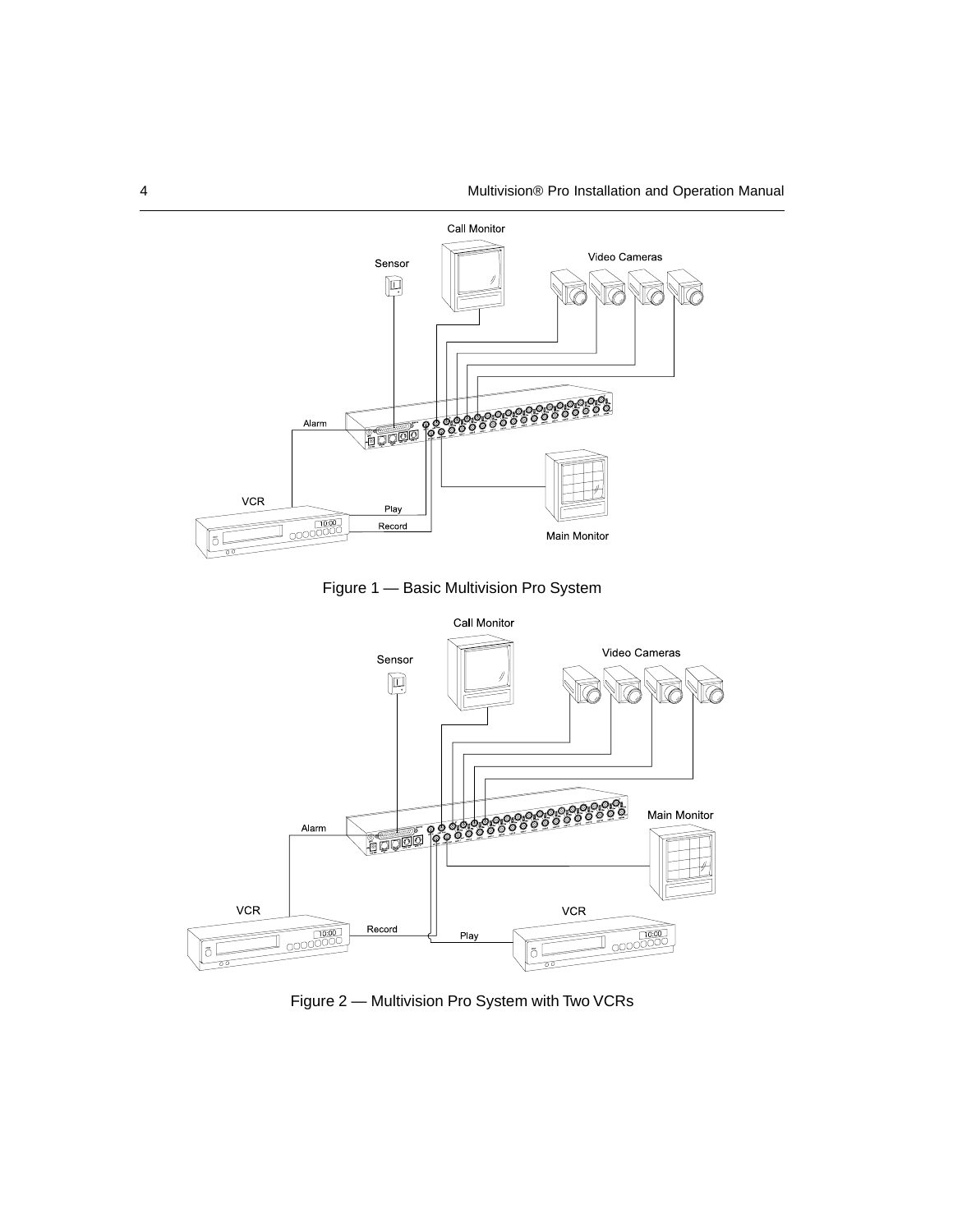Figure 1 — Basic Multivision Pro System

Figure 2 — Multivision Pro System with Two VCRs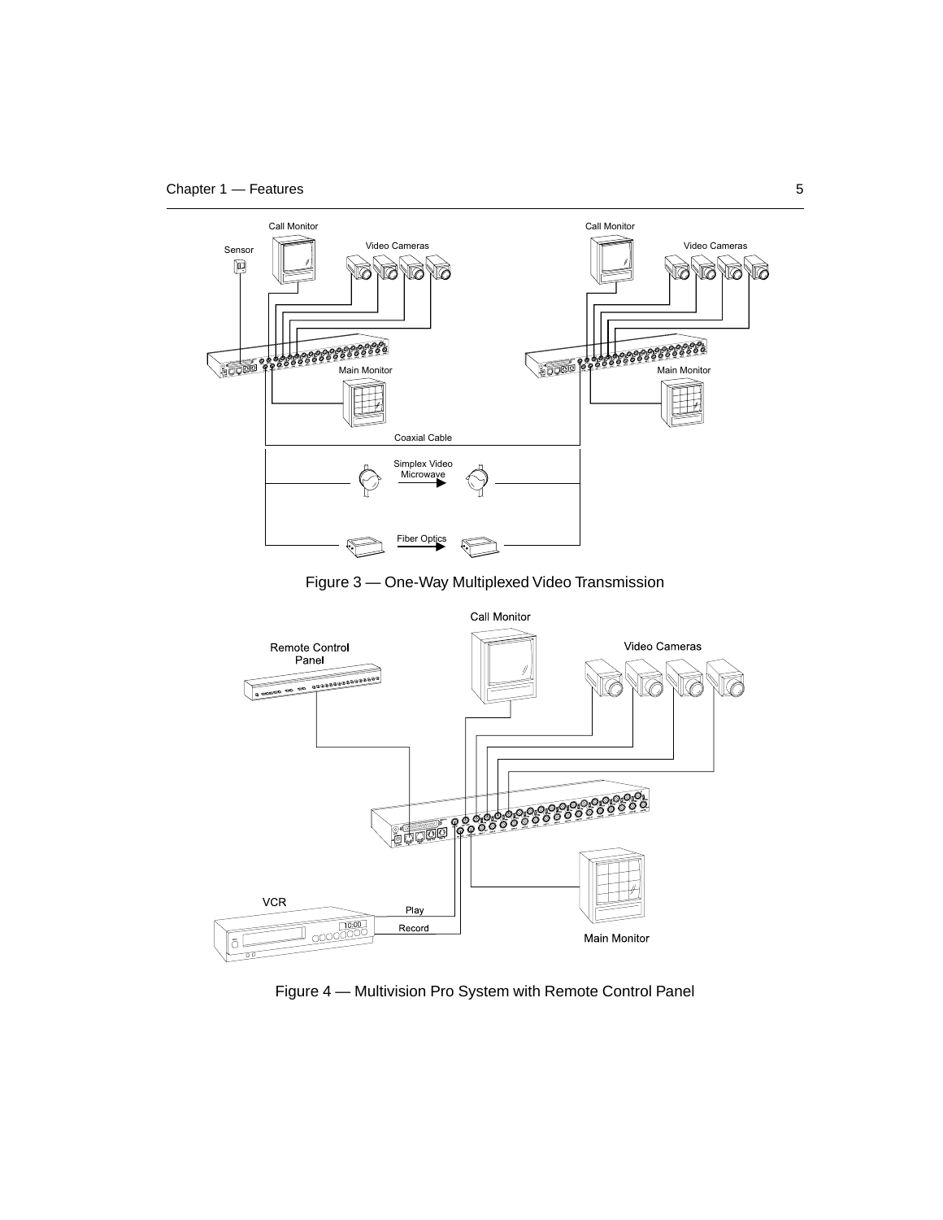Figure 3 — One-Way Multiplexed Video Transmission

Figure 4 — Multivision Pro System with Remote Control Panel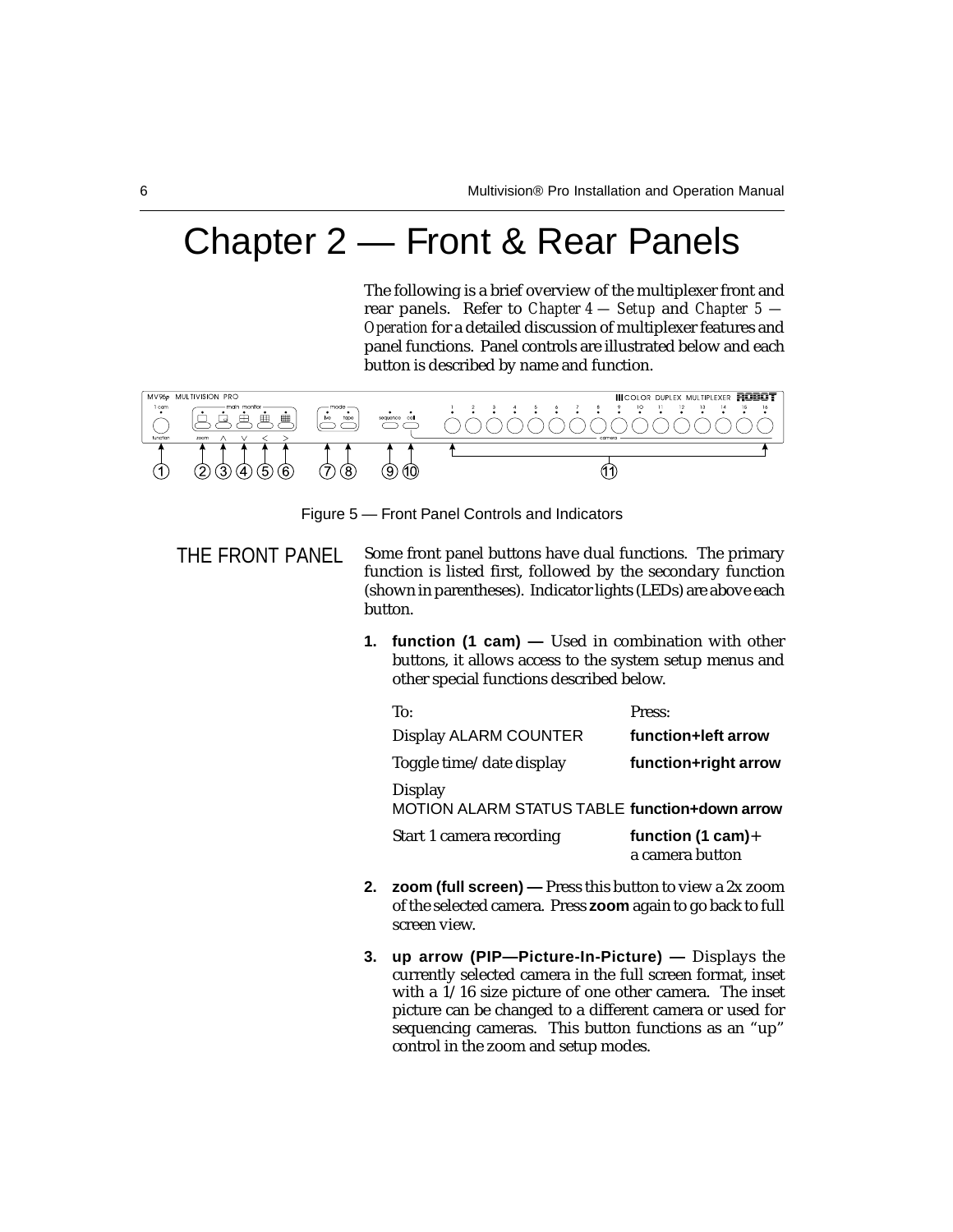# Chapter 2 — Front & Rear Panels

The following is a brief overview of the multiplexer front and rear panels. Refer to *Chapter 4 — Setup* and *Chapter 5 — Operation* for a detailed discussion of multiplexer features and panel functions. Panel controls are illustrated below and each button is described by name and function.

Figure 5 — Front Panel Controls and Indicators

## THE FRONT PANEL

Some front panel buttons have dual functions. The primary function is listed first, followed by the secondary function (shown in parentheses). Indicator lights (LEDs) are above each button.

1. **function (1 cam) —** Used in combination with other buttons, it allows access to the system setup menus and other special functions described below.

| To: | Press: |
|---|---|
| Display ALARM COUNTER | **function+left arrow** |
| Toggle time/date display | **function+right arrow** |
| Display MOTION ALARM STATUS TABLE | **function+down arrow** |
| Start 1 camera recording | **function (1 cam)**+ a camera button |

2. **zoom (full screen) —** Press this button to view a 2x zoom of the selected camera. Press **zoom** again to go back to full screen view.

3. **up arrow (PIP—Picture-In-Picture) —** Displays the currently selected camera in the full screen format, inset with a 1/16 size picture of one other camera. The inset picture can be changed to a different camera or used for sequencing cameras. This button functions as an "up" control in the zoom and setup modes.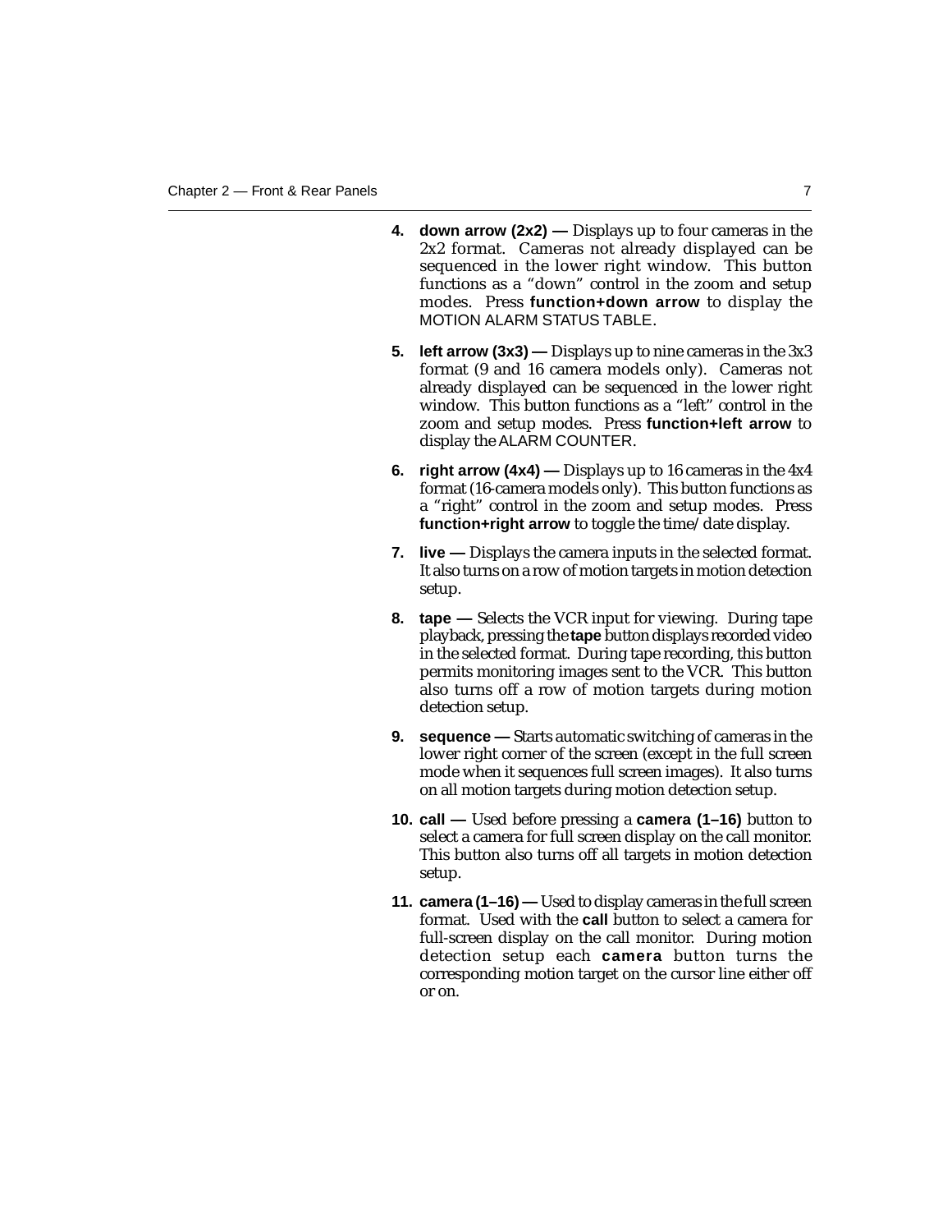4. **down arrow (2x2) —** Displays up to four cameras in the 2x2 format. Cameras not already displayed can be sequenced in the lower right window. This button functions as a "down" control in the zoom and setup modes. Press **function+down arrow** to display the MOTION ALARM STATUS TABLE.

5. **left arrow (3x3) —** Displays up to nine cameras in the 3x3 format (9 and 16 camera models only). Cameras not already displayed can be sequenced in the lower right window. This button functions as a "left" control in the zoom and setup modes. Press **function+left arrow** to display the ALARM COUNTER.

6. **right arrow (4x4) —** Displays up to 16 cameras in the 4x4 format (16-camera models only). This button functions as a "right" control in the zoom and setup modes. Press **function+right arrow** to toggle the time/date display.

7. **live —** Displays the camera inputs in the selected format. It also turns on a row of motion targets in motion detection setup.

8. **tape —** Selects the VCR input for viewing. During tape playback, pressing the **tape** button displays recorded video in the selected format. During tape recording, this button permits monitoring images sent to the VCR. This button also turns off a row of motion targets during motion detection setup.

9. **sequence —** Starts automatic switching of cameras in the lower right corner of the screen (except in the full screen mode when it sequences full screen images). It also turns on all motion targets during motion detection setup.

10. **call —** Used before pressing a **camera (1–16)** button to select a camera for full screen display on the call monitor. This button also turns off all targets in motion detection setup.

11. **camera (1–16) —** Used to display cameras in the full screen format. Used with the **call** button to select a camera for full-screen display on the call monitor. During motion detection setup each **camera** button turns the corresponding motion target on the cursor line either off or on.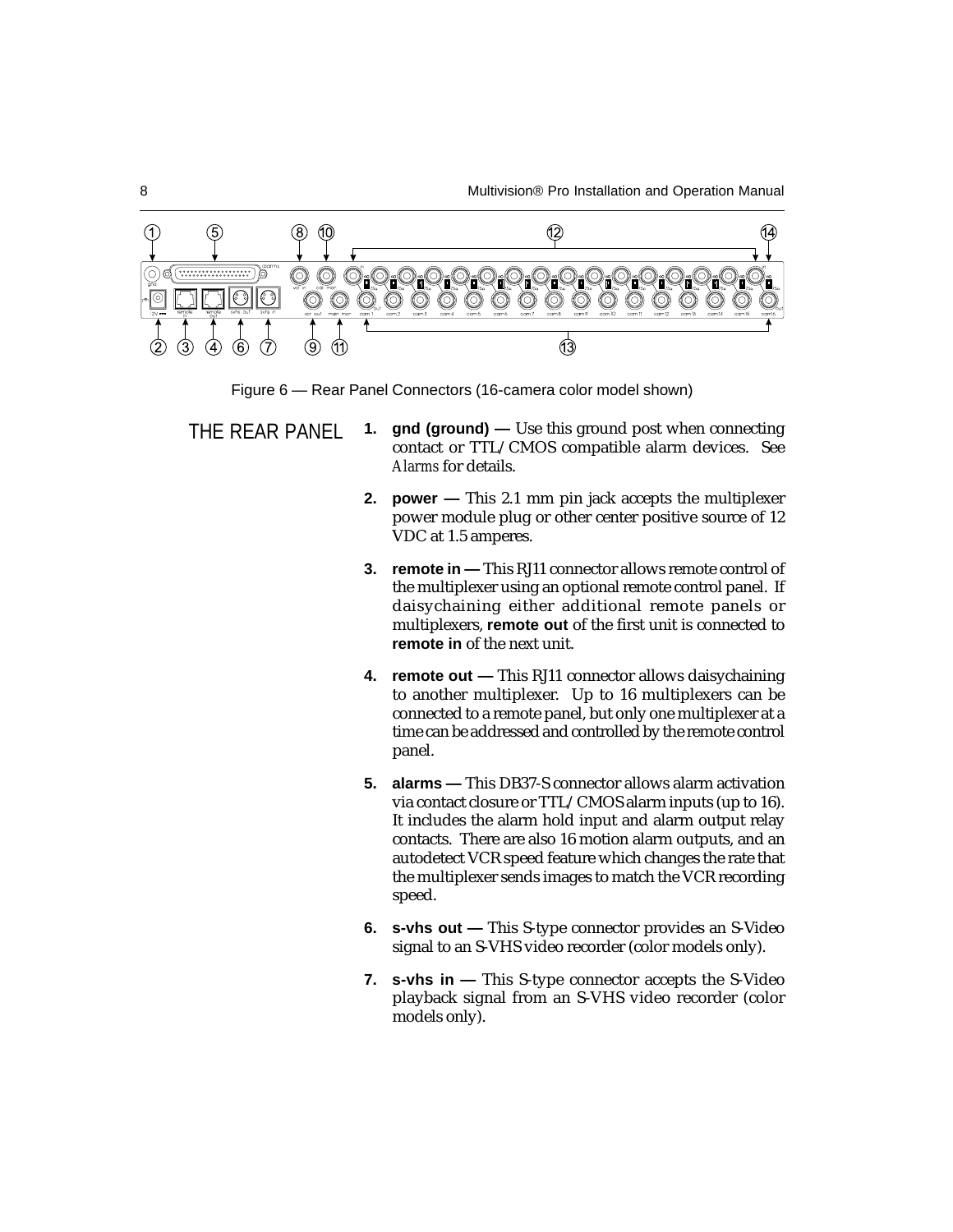Figure 6 — Rear Panel Connectors (16-camera color model shown)

## THE REAR PANEL

1. **gnd (ground) —** Use this ground post when connecting contact or TTL/CMOS compatible alarm devices. See *Alarms* for details.

2. **power —** This 2.1 mm pin jack accepts the multiplexer power module plug or other center positive source of 12 VDC at 1.5 amperes.

3. **remote in —** This RJ11 connector allows remote control of the multiplexer using an optional remote control panel. If daisychaining either additional remote panels or multiplexers, **remote out** of the first unit is connected to **remote in** of the next unit.

4. **remote out —** This RJ11 connector allows daisychaining to another multiplexer. Up to 16 multiplexers can be connected to a remote panel, but only one multiplexer at a time can be addressed and controlled by the remote control panel.

5. **alarms —** This DB37-S connector allows alarm activation via contact closure or TTL/CMOS alarm inputs (up to 16). It includes the alarm hold input and alarm output relay contacts. There are also 16 motion alarm outputs, and an autodetect VCR speed feature which changes the rate that the multiplexer sends images to match the VCR recording speed.

6. **s-vhs out —** This S-type connector provides an S-Video signal to an S-VHS video recorder (color models only).

7. **s-vhs in —** This S-type connector accepts the S-Video playback signal from an S-VHS video recorder (color models only).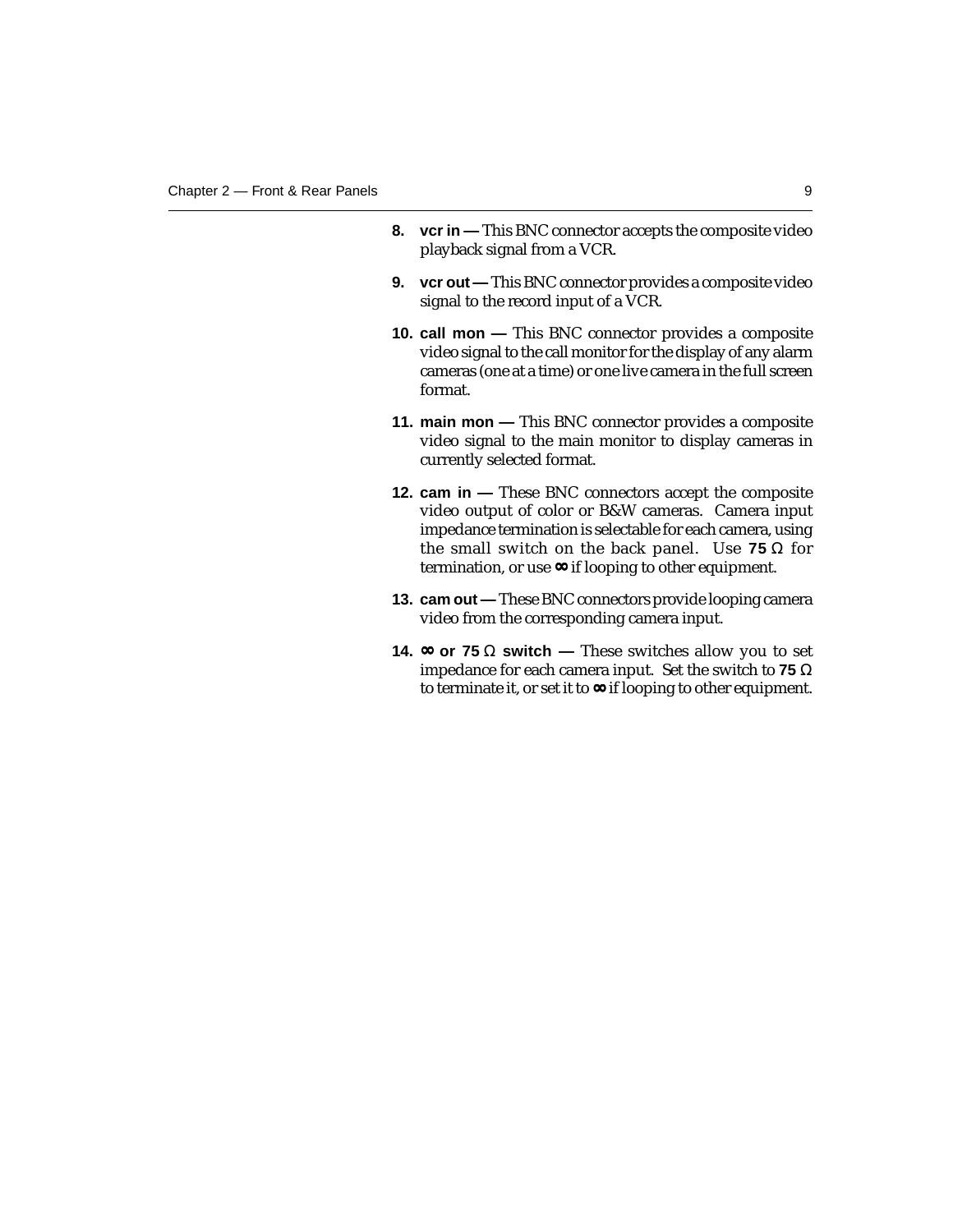8. **vcr in —** This BNC connector accepts the composite video playback signal from a VCR.

9. **vcr out —** This BNC connector provides a composite video signal to the record input of a VCR.

10. **call mon —** This BNC connector provides a composite video signal to the call monitor for the display of any alarm cameras (one at a time) or one live camera in the full screen format.

11. **main mon —** This BNC connector provides a composite video signal to the main monitor to display cameras in currently selected format.

12. **cam in —** These BNC connectors accept the composite video output of color or B&W cameras. Camera input impedance termination is selectable for each camera, using the small switch on the back panel. Use **75** Ω for termination, or use **∞** if looping to other equipment.

13. **cam out —** These BNC connectors provide looping camera video from the corresponding camera input.

14. **∞ or 75** Ω **switch —** These switches allow you to set impedance for each camera input. Set the switch to **75** Ω to terminate it, or set it to **∞** if looping to other equipment.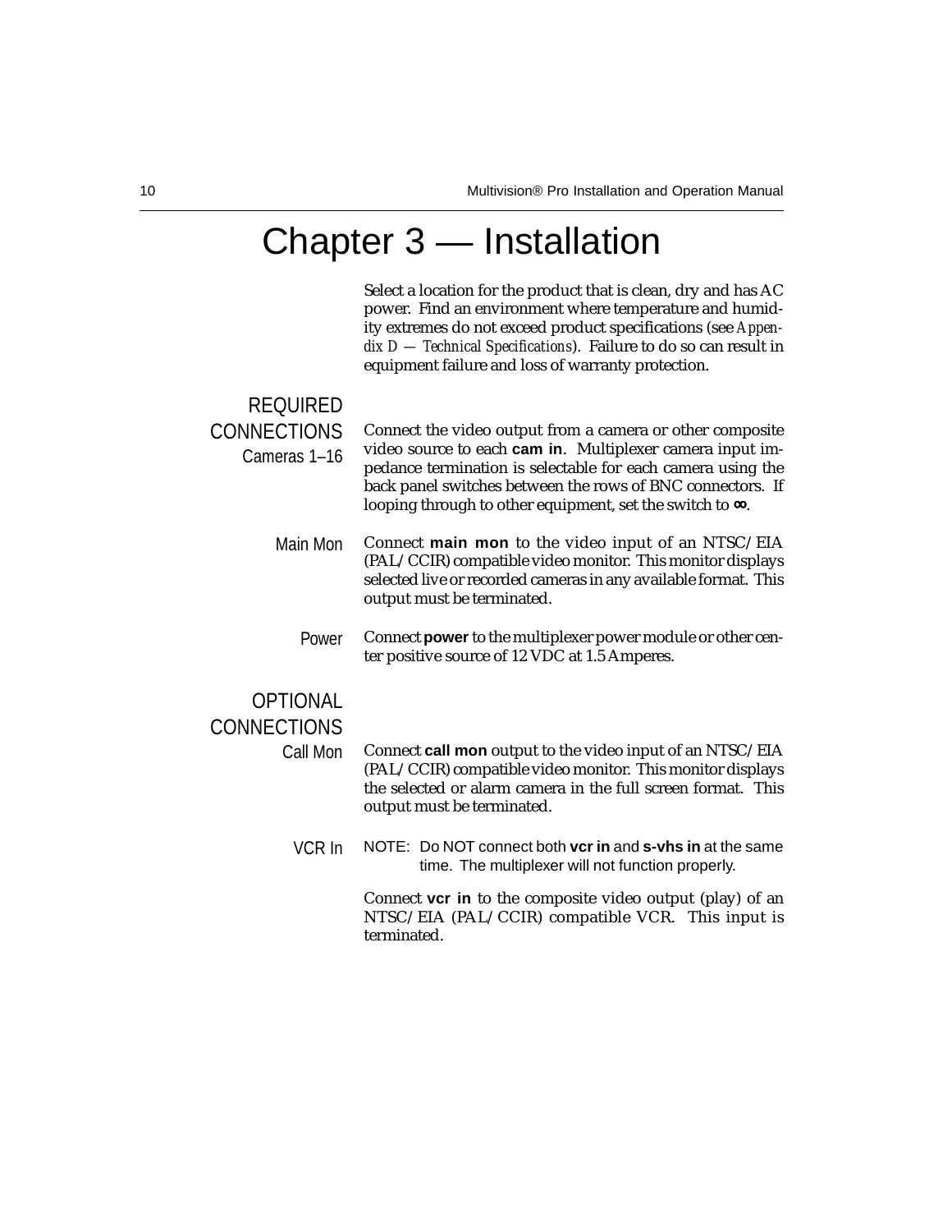# Chapter 3 — Installation

Select a location for the product that is clean, dry and has AC power. Find an environment where temperature and humidity extremes do not exceed product specifications (see *Appendix D — Technical Specifications*). Failure to do so can result in equipment failure and loss of warranty protection.

## REQUIRED CONNECTIONS

### Cameras 1–16

Connect the video output from a camera or other composite video source to each **cam in**. Multiplexer camera input impedance termination is selectable for each camera using the back panel switches between the rows of BNC connectors. If looping through to other equipment, set the switch to **∞**.

### Main Mon

Connect **main mon** to the video input of an NTSC/EIA (PAL/CCIR) compatible video monitor. This monitor displays selected live or recorded cameras in any available format. This output must be terminated.

### Power

Connect **power** to the multiplexer power module or other center positive source of 12 VDC at 1.5 Amperes.

## OPTIONAL CONNECTIONS

### Call Mon

Connect **call mon** output to the video input of an NTSC/EIA (PAL/CCIR) compatible video monitor. This monitor displays the selected or alarm camera in the full screen format. This output must be terminated.

### VCR In

NOTE: Do NOT connect both **vcr in** and **s-vhs in** at the same time. The multiplexer will not function properly.

Connect **vcr in** to the composite video output (play) of an NTSC/EIA (PAL/CCIR) compatible VCR. This input is terminated.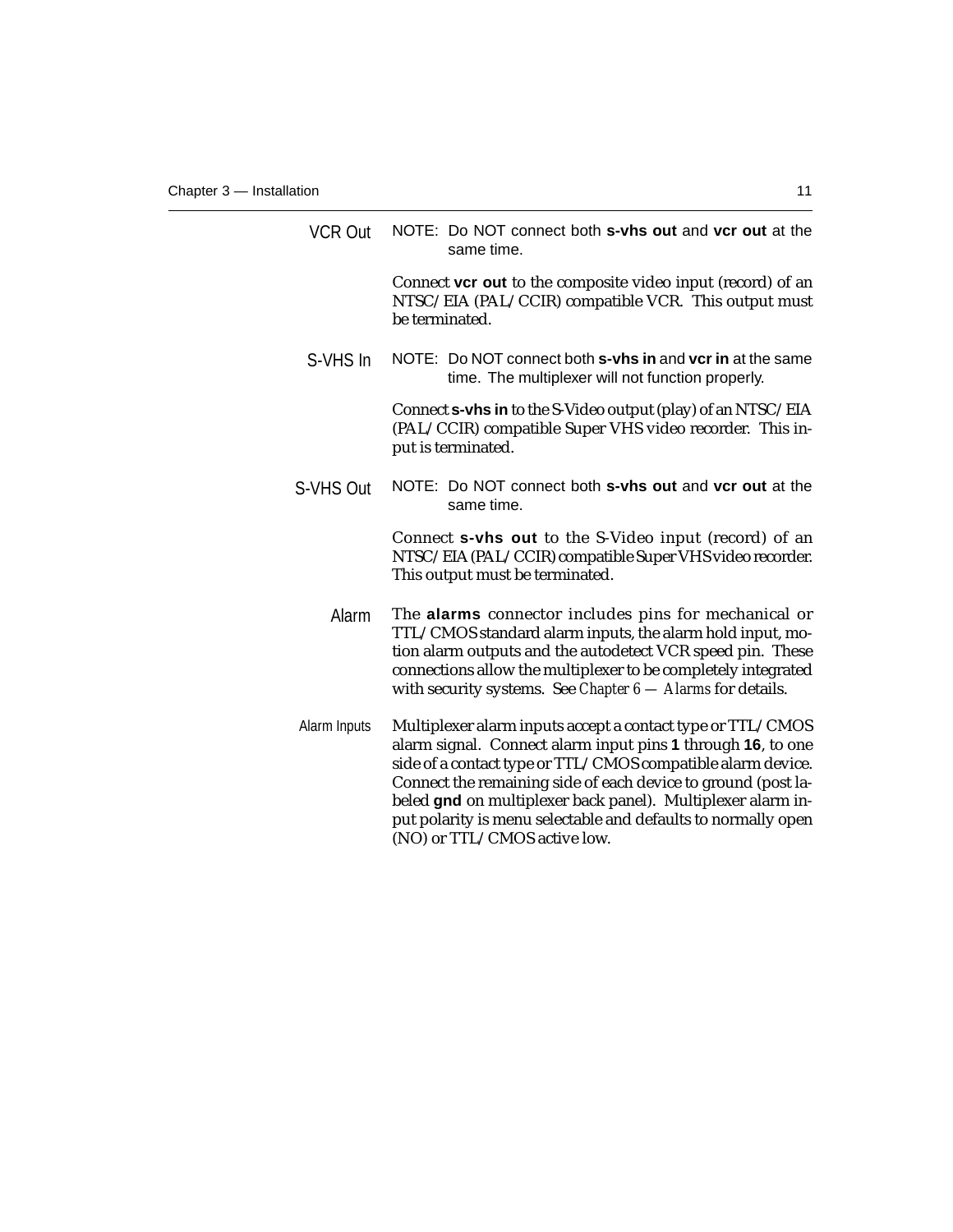### VCR Out

NOTE: Do NOT connect both **s-vhs out** and **vcr out** at the same time.

Connect **vcr out** to the composite video input (record) of an NTSC/EIA (PAL/CCIR) compatible VCR. This output must be terminated.

### S-VHS In

NOTE: Do NOT connect both **s-vhs in** and **vcr in** at the same time. The multiplexer will not function properly.

Connect **s-vhs in** to the S-Video output (play) of an NTSC/EIA (PAL/CCIR) compatible Super VHS video recorder. This input is terminated.

### S-VHS Out

NOTE: Do NOT connect both **s-vhs out** and **vcr out** at the same time.

Connect **s-vhs out** to the S-Video input (record) of an NTSC/EIA (PAL/CCIR) compatible Super VHS video recorder. This output must be terminated.

### Alarm

The **alarms** connector includes pins for mechanical or TTL/CMOS standard alarm inputs, the alarm hold input, motion alarm outputs and the autodetect VCR speed pin. These connections allow the multiplexer to be completely integrated with security systems. See *Chapter 6 — Alarms* for details.

#### Alarm Inputs

Multiplexer alarm inputs accept a contact type or TTL/CMOS alarm signal. Connect alarm input pins **1** through **16**, to one side of a contact type or TTL/CMOS compatible alarm device. Connect the remaining side of each device to ground (post labeled **gnd** on multiplexer back panel). Multiplexer alarm input polarity is menu selectable and defaults to normally open (NO) or TTL/CMOS active low.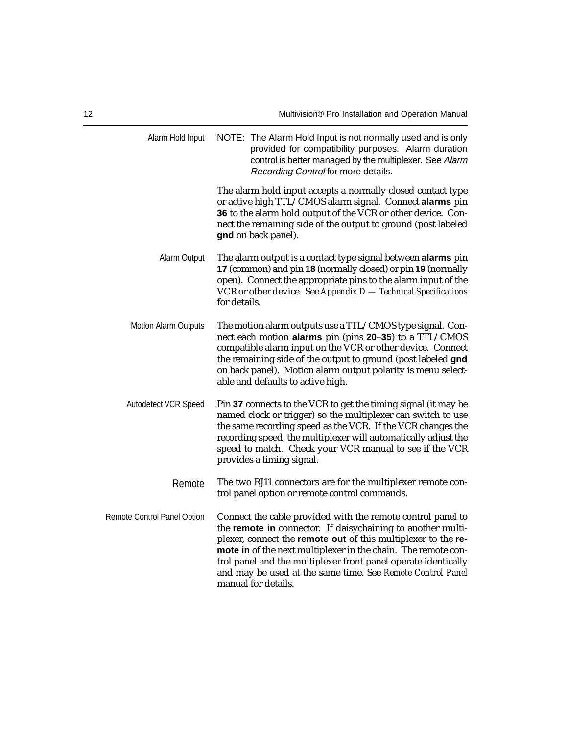#### Alarm Hold Input

NOTE: The Alarm Hold Input is not normally used and is only provided for compatibility purposes. Alarm duration control is better managed by the multiplexer. See *Alarm Recording Control* for more details.

The alarm hold input accepts a normally closed contact type or active high TTL/CMOS alarm signal. Connect **alarms** pin **36** to the alarm hold output of the VCR or other device. Connect the remaining side of the output to ground (post labeled **gnd** on back panel).

#### Alarm Output

The alarm output is a contact type signal between **alarms** pin **17** (common) and pin **18** (normally closed) or pin **19** (normally open). Connect the appropriate pins to the alarm input of the VCR or other device. See *Appendix D — Technical Specifications* for details.

#### Motion Alarm Outputs

The motion alarm outputs use a TTL/CMOS type signal. Connect each motion **alarms** pin (pins **20**–**35**) to a TTL/CMOS compatible alarm input on the VCR or other device. Connect the remaining side of the output to ground (post labeled **gnd** on back panel). Motion alarm output polarity is menu selectable and defaults to active high.

#### Autodetect VCR Speed

Pin **37** connects to the VCR to get the timing signal (it may be named clock or trigger) so the multiplexer can switch to use the same recording speed as the VCR. If the VCR changes the recording speed, the multiplexer will automatically adjust the speed to match. Check your VCR manual to see if the VCR provides a timing signal.

### Remote

The two RJ11 connectors are for the multiplexer remote control panel option or remote control commands.

#### Remote Control Panel Option

Connect the cable provided with the remote control panel to the **remote in** connector. If daisychaining to another multiplexer, connect the **remote out** of this multiplexer to the **remote in** of the next multiplexer in the chain. The remote control panel and the multiplexer front panel operate identically and may be used at the same time. See *Remote Control Panel* manual for details.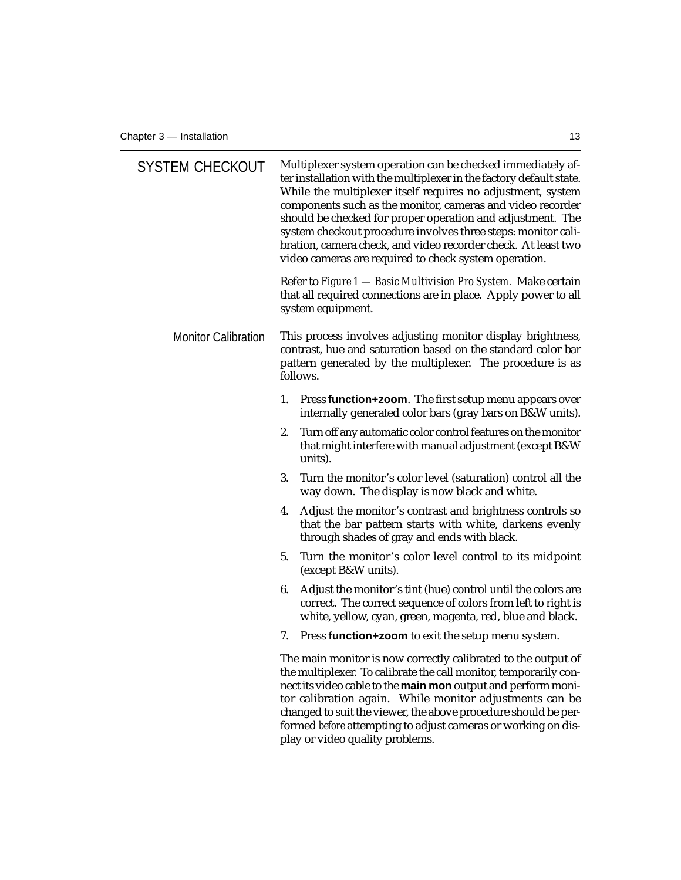## SYSTEM CHECKOUT

Multiplexer system operation can be checked immediately after installation with the multiplexer in the factory default state. While the multiplexer itself requires no adjustment, system components such as the monitor, cameras and video recorder should be checked for proper operation and adjustment. The system checkout procedure involves three steps: monitor calibration, camera check, and video recorder check. At least two video cameras are required to check system operation.

Refer to *Figure 1 — Basic Multivision Pro System.* Make certain that all required connections are in place. Apply power to all system equipment.

### Monitor Calibration

This process involves adjusting monitor display brightness, contrast, hue and saturation based on the standard color bar pattern generated by the multiplexer. The procedure is as follows.

1. Press **function+zoom**. The first setup menu appears over internally generated color bars (gray bars on B&W units).
2. Turn off any automatic color control features on the monitor that might interfere with manual adjustment (except B&W units).
3. Turn the monitor's color level (saturation) control all the way down. The display is now black and white.
4. Adjust the monitor's contrast and brightness controls so that the bar pattern starts with white, darkens evenly through shades of gray and ends with black.
5. Turn the monitor's color level control to its midpoint (except B&W units).
6. Adjust the monitor's tint (hue) control until the colors are correct. The correct sequence of colors from left to right is white, yellow, cyan, green, magenta, red, blue and black.
7. Press **function+zoom** to exit the setup menu system.

The main monitor is now correctly calibrated to the output of the multiplexer. To calibrate the call monitor, temporarily connect its video cable to the **main mon** output and perform monitor calibration again. While monitor adjustments can be changed to suit the viewer, the above procedure should be performed *before* attempting to adjust cameras or working on display or video quality problems.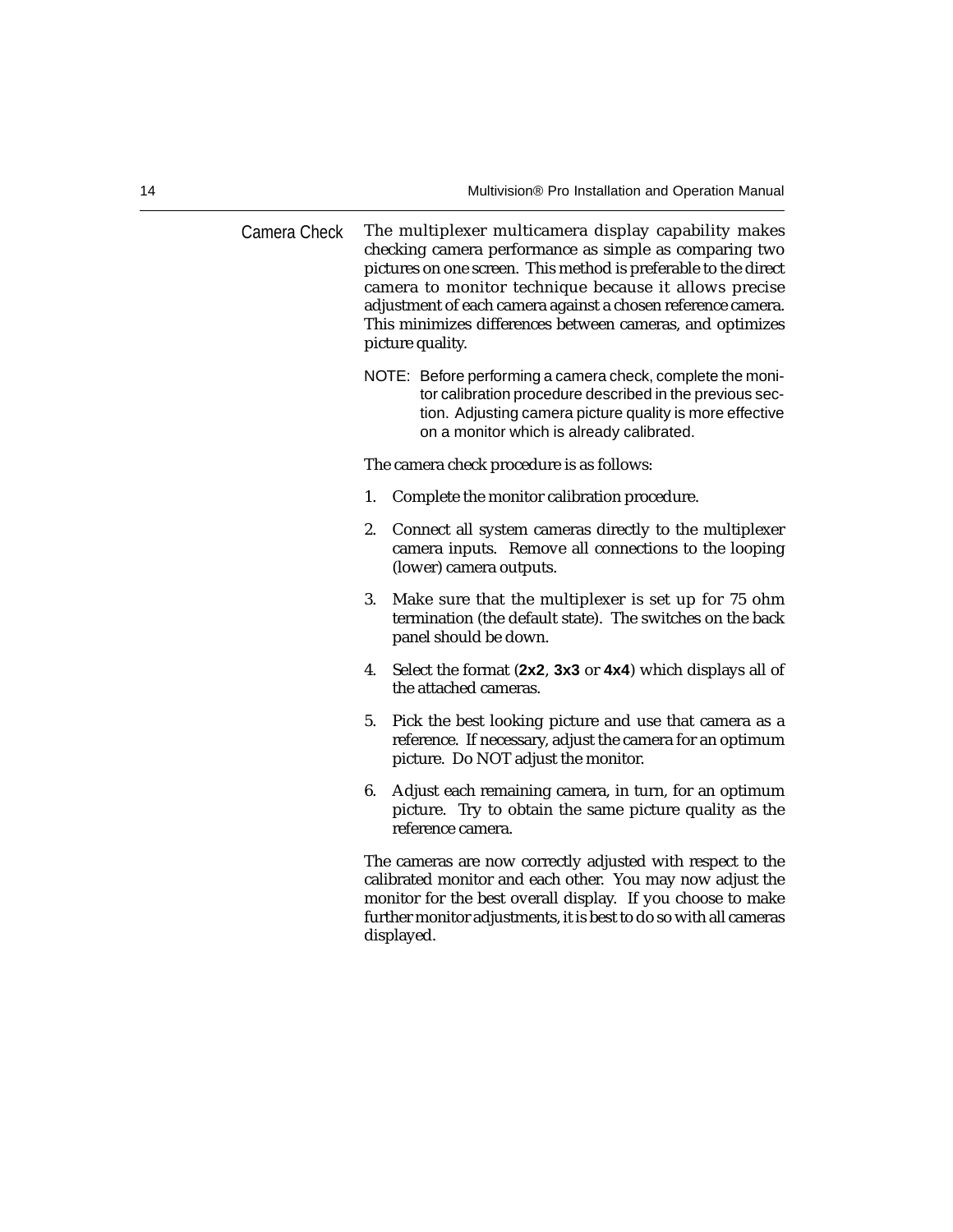## Camera Check

The multiplexer multicamera display capability makes checking camera performance as simple as comparing two pictures on one screen. This method is preferable to the direct camera to monitor technique because it allows precise adjustment of each camera against a chosen reference camera. This minimizes differences between cameras, and optimizes picture quality.

NOTE: Before performing a camera check, complete the monitor calibration procedure described in the previous section. Adjusting camera picture quality is more effective on a monitor which is already calibrated.

The camera check procedure is as follows:

1. Complete the monitor calibration procedure.
2. Connect all system cameras directly to the multiplexer camera inputs. Remove all connections to the looping (lower) camera outputs.
3. Make sure that the multiplexer is set up for 75 ohm termination (the default state). The switches on the back panel should be down.
4. Select the format (**2x2**, **3x3** or **4x4**) which displays all of the attached cameras.
5. Pick the best looking picture and use that camera as a reference. If necessary, adjust the camera for an optimum picture. Do NOT adjust the monitor.
6. Adjust each remaining camera, in turn, for an optimum picture. Try to obtain the same picture quality as the reference camera.

The cameras are now correctly adjusted with respect to the calibrated monitor and each other. You may now adjust the monitor for the best overall display. If you choose to make further monitor adjustments, it is best to do so with all cameras displayed.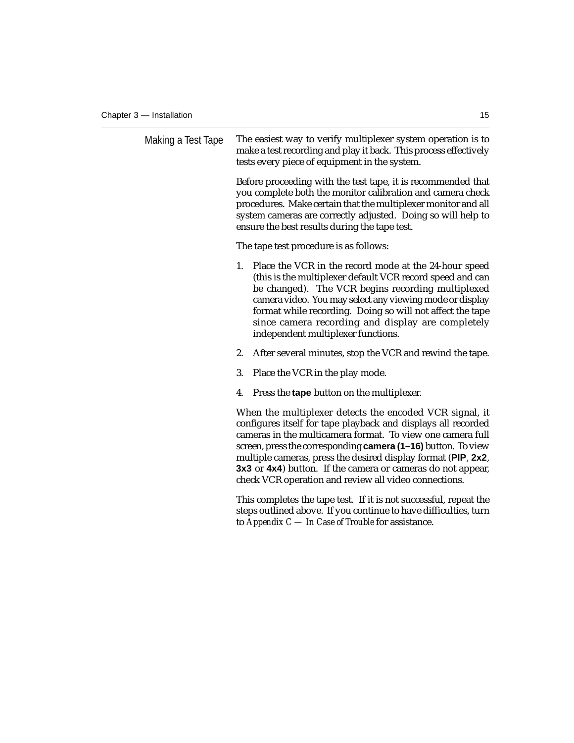## Making a Test Tape

The easiest way to verify multiplexer system operation is to make a test recording and play it back. This process effectively tests every piece of equipment in the system.

Before proceeding with the test tape, it is recommended that you complete both the monitor calibration and camera check procedures. Make certain that the multiplexer monitor and all system cameras are correctly adjusted. Doing so will help to ensure the best results during the tape test.

The tape test procedure is as follows:

1. Place the VCR in the record mode at the 24-hour speed (this is the multiplexer default VCR record speed and can be changed). The VCR begins recording multiplexed camera video. You may select any viewing mode or display format while recording. Doing so will not affect the tape since camera recording and display are completely independent multiplexer functions.

2. After several minutes, stop the VCR and rewind the tape.

3. Place the VCR in the play mode.

4. Press the **tape** button on the multiplexer.

When the multiplexer detects the encoded VCR signal, it configures itself for tape playback and displays all recorded cameras in the multicamera format. To view one camera full screen, press the corresponding **camera (1–16)** button. To view multiple cameras, press the desired display format (**PIP**, **2x2**, **3x3** or **4x4**) button. If the camera or cameras do not appear, check VCR operation and review all video connections.

This completes the tape test. If it is not successful, repeat the steps outlined above. If you continue to have difficulties, turn to *Appendix C — In Case of Trouble* for assistance.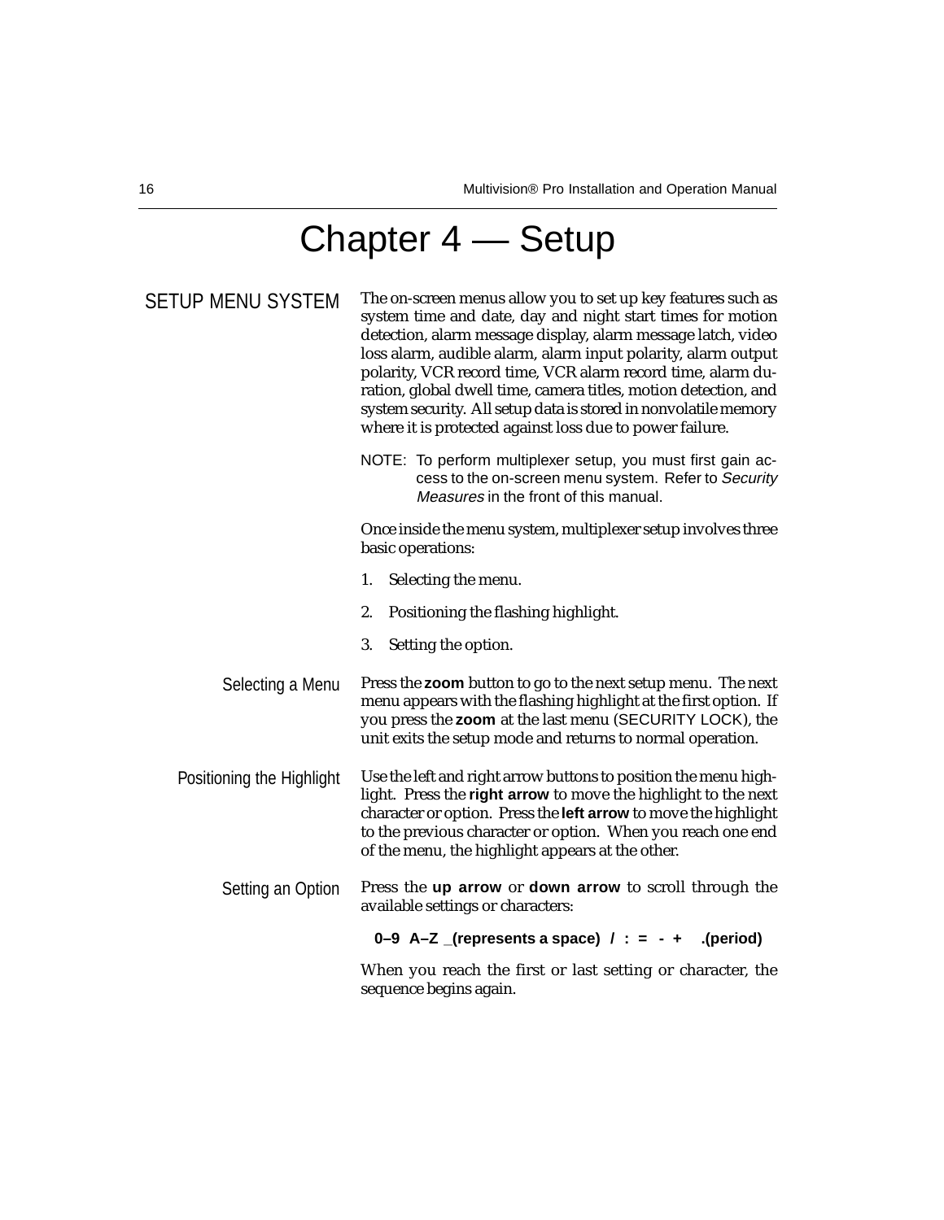# Chapter 4 — Setup

## SETUP MENU SYSTEM

The on-screen menus allow you to set up key features such as system time and date, day and night start times for motion detection, alarm message display, alarm message latch, video loss alarm, audible alarm, alarm input polarity, alarm output polarity, VCR record time, VCR alarm record time, alarm duration, global dwell time, camera titles, motion detection, and system security. All setup data is stored in nonvolatile memory where it is protected against loss due to power failure.

NOTE: To perform multiplexer setup, you must first gain access to the on-screen menu system. Refer to *Security Measures* in the front of this manual.

Once inside the menu system, multiplexer setup involves three basic operations:

1. Selecting the menu.
2. Positioning the flashing highlight.
3. Setting the option.

### Selecting a Menu

Press the **zoom** button to go to the next setup menu. The next menu appears with the flashing highlight at the first option. If you press the **zoom** at the last menu (SECURITY LOCK), the unit exits the setup mode and returns to normal operation.

### Positioning the Highlight

Use the left and right arrow buttons to position the menu highlight. Press the **right arrow** to move the highlight to the next character or option. Press the **left arrow** to move the highlight to the previous character or option. When you reach one end of the menu, the highlight appears at the other.

### Setting an Option

Press the **up arrow** or **down arrow** to scroll through the available settings or characters:

**0–9 A–Z _(represents a space) / : = - + .(period)**

When you reach the first or last setting or character, the sequence begins again.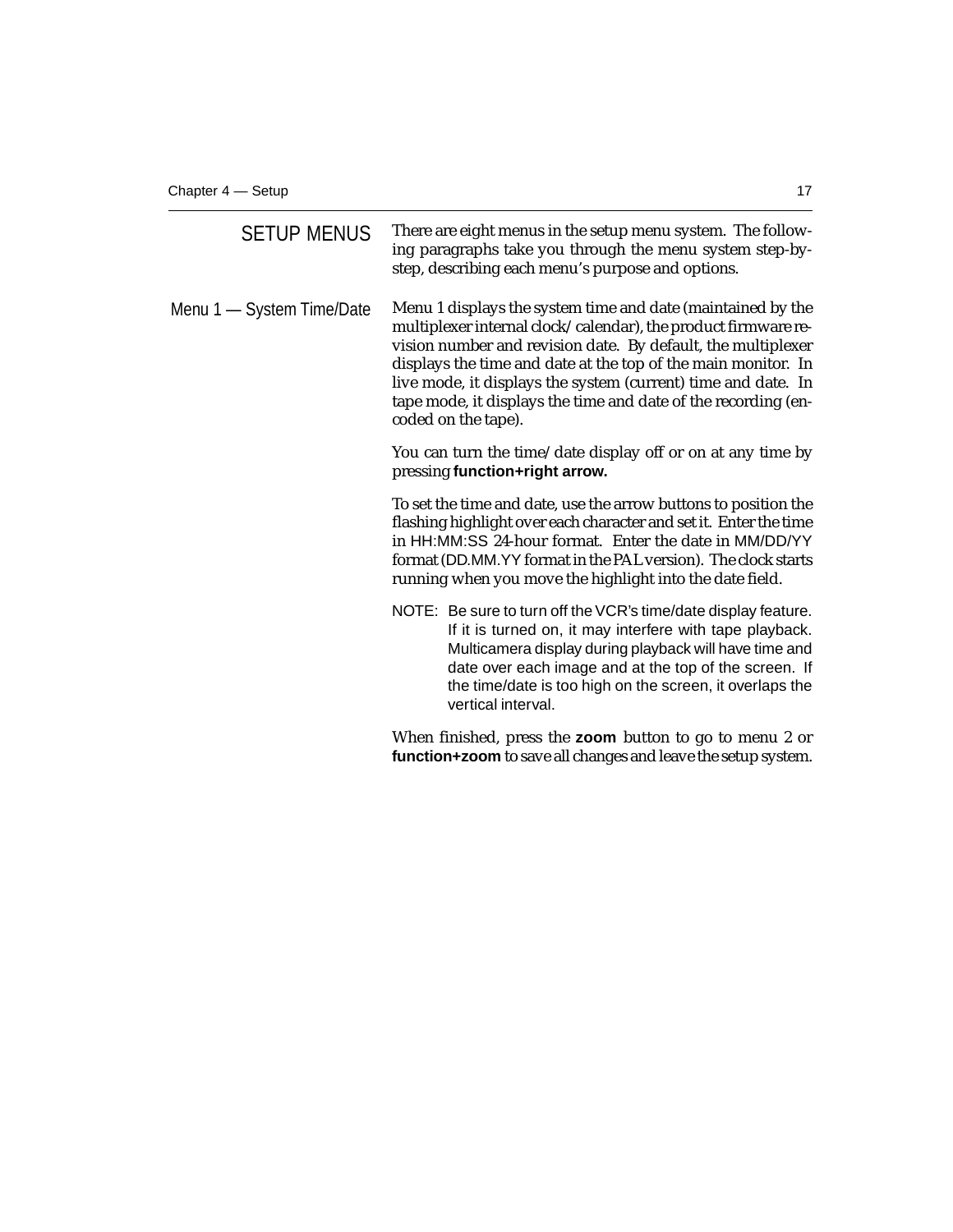## SETUP MENUS

There are eight menus in the setup menu system. The following paragraphs take you through the menu system step-by-step, describing each menu's purpose and options.

### Menu 1 — System Time/Date

Menu 1 displays the system time and date (maintained by the multiplexer internal clock/calendar), the product firmware revision number and revision date. By default, the multiplexer displays the time and date at the top of the main monitor. In live mode, it displays the system (current) time and date. In tape mode, it displays the time and date of the recording (encoded on the tape).

You can turn the time/date display off or on at any time by pressing **function+right arrow.**

To set the time and date, use the arrow buttons to position the flashing highlight over each character and set it. Enter the time in HH:MM:SS 24-hour format. Enter the date in MM/DD/YY format (DD.MM.YY format in the PAL version). The clock starts running when you move the highlight into the date field.

NOTE: Be sure to turn off the VCR's time/date display feature. If it is turned on, it may interfere with tape playback. Multicamera display during playback will have time and date over each image and at the top of the screen. If the time/date is too high on the screen, it overlaps the vertical interval.

When finished, press the **zoom** button to go to menu 2 or **function+zoom** to save all changes and leave the setup system.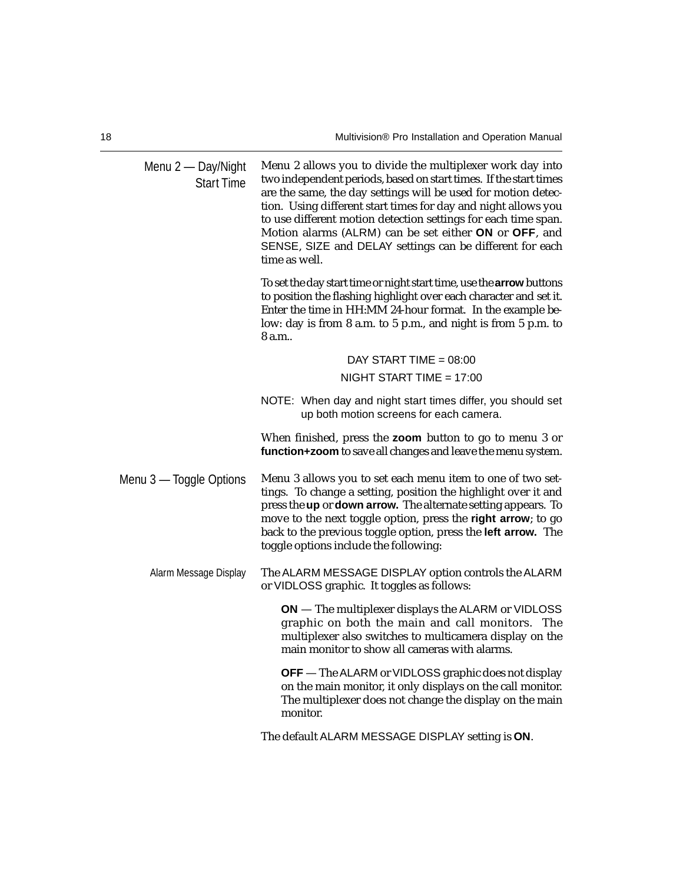## Menu 2 — Day/Night Start Time

Menu 2 allows you to divide the multiplexer work day into two independent periods, based on start times. If the start times are the same, the day settings will be used for motion detection. Using different start times for day and night allows you to use different motion detection settings for each time span. Motion alarms (ALRM) can be set either **ON** or **OFF**, and SENSE, SIZE and DELAY settings can be different for each time as well.

To set the day start time or night start time, use the **arrow** buttons to position the flashing highlight over each character and set it. Enter the time in HH:MM 24-hour format. In the example below: day is from 8 a.m. to 5 p.m., and night is from 5 p.m. to 8 a.m..

DAY START TIME = 08:00

NIGHT START TIME = 17:00

NOTE: When day and night start times differ, you should set up both motion screens for each camera.

When finished, press the **zoom** button to go to menu 3 or **function+zoom** to save all changes and leave the menu system.

## Menu 3 — Toggle Options

Menu 3 allows you to set each menu item to one of two settings. To change a setting, position the highlight over it and press the **up** or **down arrow.** The alternate setting appears. To move to the next toggle option, press the **right arrow**; to go back to the previous toggle option, press the **left arrow.** The toggle options include the following:

### Alarm Message Display

The ALARM MESSAGE DISPLAY option controls the ALARM or VIDLOSS graphic. It toggles as follows:

**ON** — The multiplexer displays the ALARM or VIDLOSS graphic on both the main and call monitors. The multiplexer also switches to multicamera display on the main monitor to show all cameras with alarms.

**OFF** — The ALARM or VIDLOSS graphic does not display on the main monitor, it only displays on the call monitor. The multiplexer does not change the display on the main monitor.

The default ALARM MESSAGE DISPLAY setting is **ON**.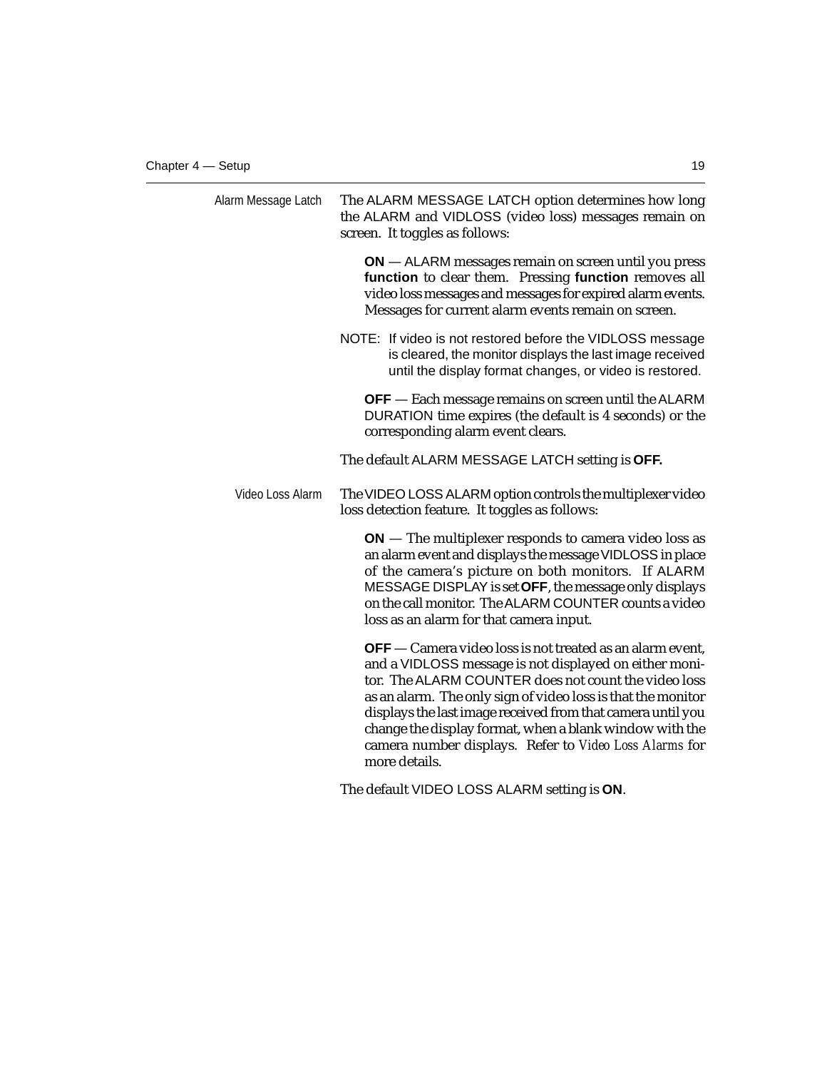#### Alarm Message Latch

The ALARM MESSAGE LATCH option determines how long the ALARM and VIDLOSS (video loss) messages remain on screen. It toggles as follows:

> **ON** — ALARM messages remain on screen until you press **function** to clear them. Pressing **function** removes all video loss messages and messages for expired alarm events. Messages for current alarm events remain on screen.

NOTE: If video is not restored before the VIDLOSS message is cleared, the monitor displays the last image received until the display format changes, or video is restored.

> **OFF** — Each message remains on screen until the ALARM DURATION time expires (the default is 4 seconds) or the corresponding alarm event clears.

The default ALARM MESSAGE LATCH setting is **OFF.**

#### Video Loss Alarm

The VIDEO LOSS ALARM option controls the multiplexer video loss detection feature. It toggles as follows:

> **ON** — The multiplexer responds to camera video loss as an alarm event and displays the message VIDLOSS in place of the camera's picture on both monitors. If ALARM MESSAGE DISPLAY is set **OFF**, the message only displays on the call monitor. The ALARM COUNTER counts a video loss as an alarm for that camera input.

> **OFF** — Camera video loss is not treated as an alarm event, and a VIDLOSS message is not displayed on either monitor. The ALARM COUNTER does not count the video loss as an alarm. The only sign of video loss is that the monitor displays the last image received from that camera until you change the display format, when a blank window with the camera number displays. Refer to *Video Loss Alarms* for more details.

The default VIDEO LOSS ALARM setting is **ON**.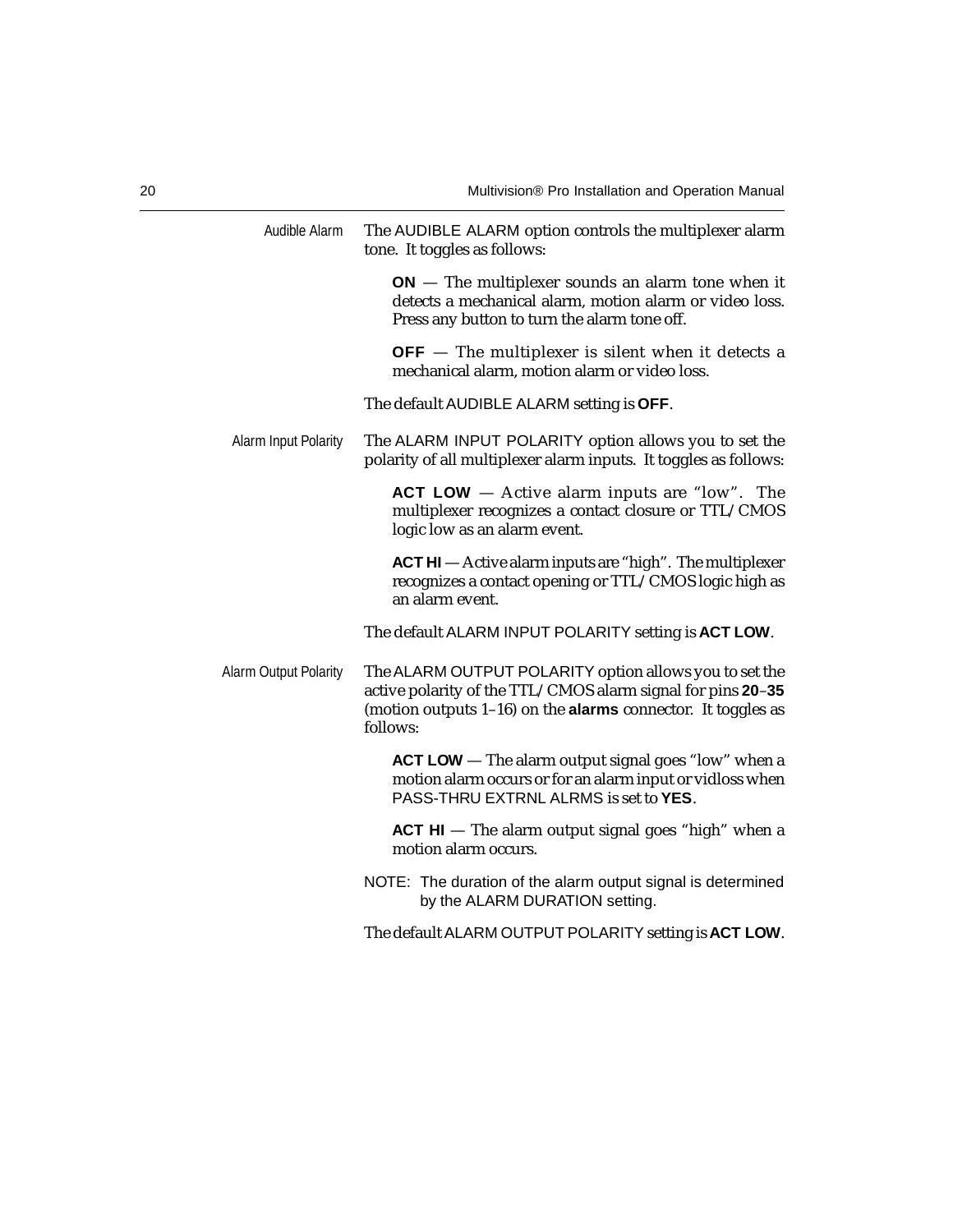### Audible Alarm

The AUDIBLE ALARM option controls the multiplexer alarm tone. It toggles as follows:

> **ON** — The multiplexer sounds an alarm tone when it detects a mechanical alarm, motion alarm or video loss. Press any button to turn the alarm tone off.
>
> **OFF** — The multiplexer is silent when it detects a mechanical alarm, motion alarm or video loss.

The default AUDIBLE ALARM setting is **OFF**.

### Alarm Input Polarity

The ALARM INPUT POLARITY option allows you to set the polarity of all multiplexer alarm inputs. It toggles as follows:

> **ACT LOW** — Active alarm inputs are "low". The multiplexer recognizes a contact closure or TTL/CMOS logic low as an alarm event.
>
> **ACT HI** — Active alarm inputs are "high". The multiplexer recognizes a contact opening or TTL/CMOS logic high as an alarm event.

The default ALARM INPUT POLARITY setting is **ACT LOW**.

### Alarm Output Polarity

The ALARM OUTPUT POLARITY option allows you to set the active polarity of the TTL/CMOS alarm signal for pins **20**–**35** (motion outputs 1–16) on the **alarms** connector. It toggles as follows:

> **ACT LOW** — The alarm output signal goes "low" when a motion alarm occurs or for an alarm input or vidloss when PASS-THRU EXTRNL ALRMS is set to **YES**.
>
> **ACT HI** — The alarm output signal goes "high" when a motion alarm occurs.

NOTE: The duration of the alarm output signal is determined by the ALARM DURATION setting.

The default ALARM OUTPUT POLARITY setting is **ACT LOW**.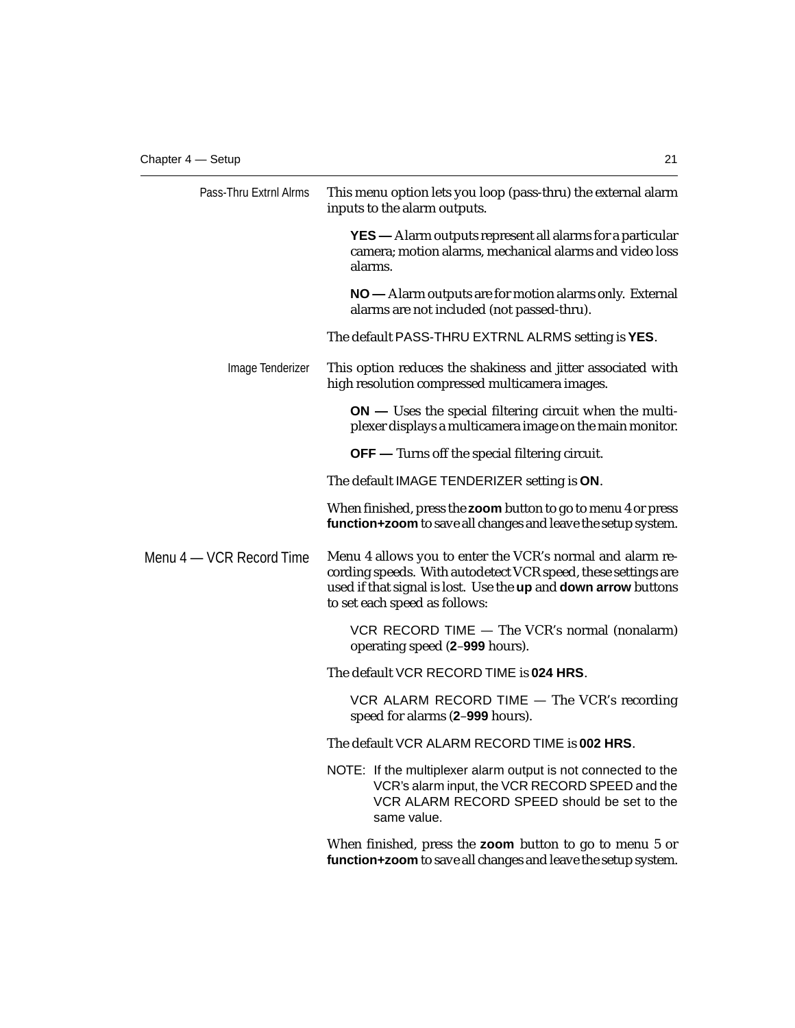**Pass-Thru Extrnl Alrms**

This menu option lets you loop (pass-thru) the external alarm inputs to the alarm outputs.

> **YES —** Alarm outputs represent all alarms for a particular camera; motion alarms, mechanical alarms and video loss alarms.
>
> **NO —** Alarm outputs are for motion alarms only. External alarms are not included (not passed-thru).

The default PASS-THRU EXTRNL ALRMS setting is **YES**.

**Image Tenderizer**

This option reduces the shakiness and jitter associated with high resolution compressed multicamera images.

> **ON —** Uses the special filtering circuit when the multiplexer displays a multicamera image on the main monitor.
>
> **OFF —** Turns off the special filtering circuit.

The default IMAGE TENDERIZER setting is **ON**.

When finished, press the **zoom** button to go to menu 4 or press **function+zoom** to save all changes and leave the setup system.

## Menu 4 — VCR Record Time

Menu 4 allows you to enter the VCR's normal and alarm recording speeds. With autodetect VCR speed, these settings are used if that signal is lost. Use the **up** and **down arrow** buttons to set each speed as follows:

> VCR RECORD TIME — The VCR's normal (nonalarm) operating speed (**2**–**999** hours).

The default VCR RECORD TIME is **024 HRS**.

> VCR ALARM RECORD TIME — The VCR's recording speed for alarms (**2**–**999** hours).

The default VCR ALARM RECORD TIME is **002 HRS**.

NOTE: If the multiplexer alarm output is not connected to the VCR's alarm input, the VCR RECORD SPEED and the VCR ALARM RECORD SPEED should be set to the same value.

When finished, press the **zoom** button to go to menu 5 or **function+zoom** to save all changes and leave the setup system.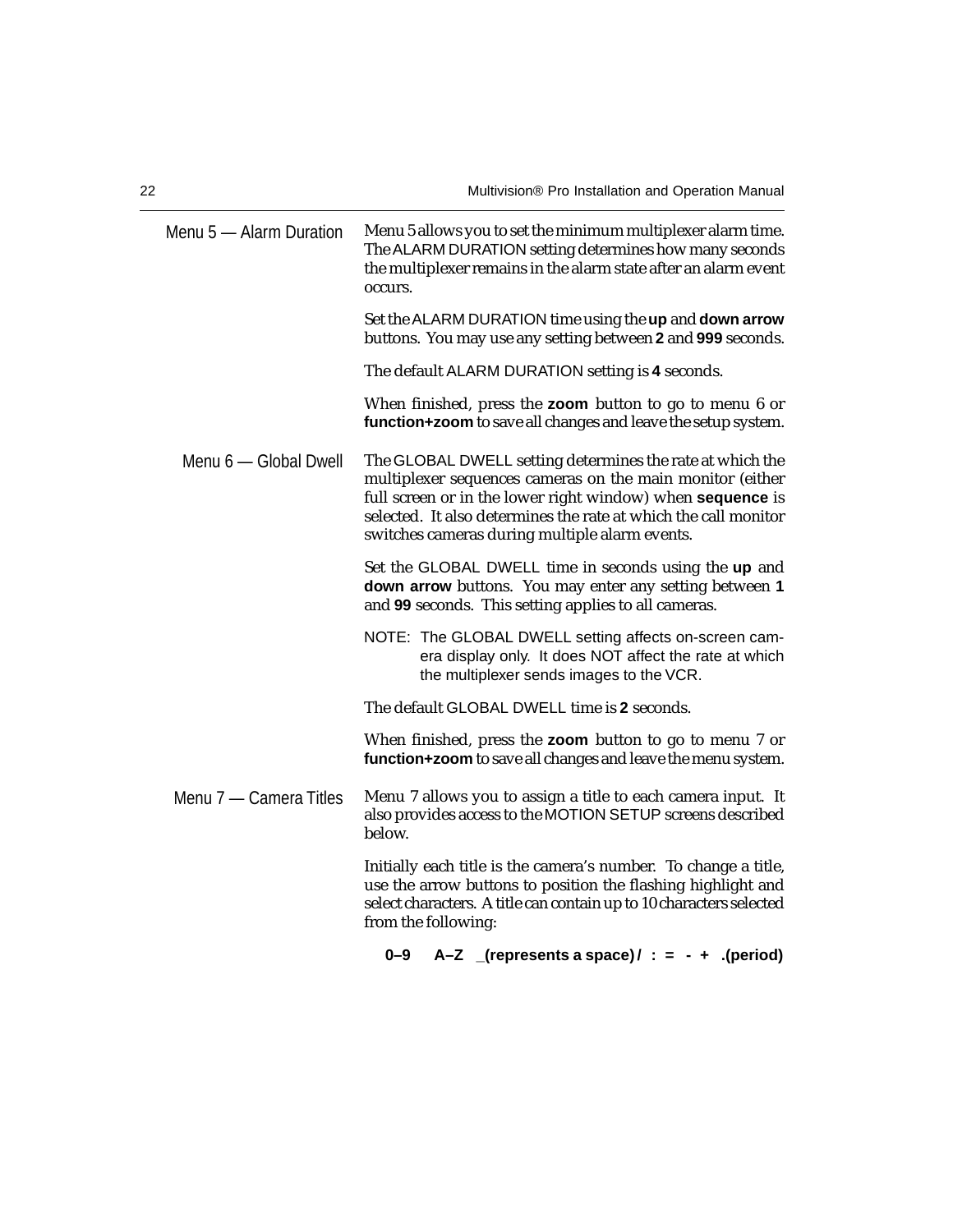## Menu 5 — Alarm Duration

Menu 5 allows you to set the minimum multiplexer alarm time. The ALARM DURATION setting determines how many seconds the multiplexer remains in the alarm state after an alarm event occurs.

Set the ALARM DURATION time using the **up** and **down arrow** buttons. You may use any setting between **2** and **999** seconds.

The default ALARM DURATION setting is **4** seconds.

When finished, press the **zoom** button to go to menu 6 or **function+zoom** to save all changes and leave the setup system.

## Menu 6 — Global Dwell

The GLOBAL DWELL setting determines the rate at which the multiplexer sequences cameras on the main monitor (either full screen or in the lower right window) when **sequence** is selected. It also determines the rate at which the call monitor switches cameras during multiple alarm events.

Set the GLOBAL DWELL time in seconds using the **up** and **down arrow** buttons. You may enter any setting between **1** and **99** seconds. This setting applies to all cameras.

NOTE: The GLOBAL DWELL setting affects on-screen camera display only. It does NOT affect the rate at which the multiplexer sends images to the VCR.

The default GLOBAL DWELL time is **2** seconds.

When finished, press the **zoom** button to go to menu 7 or **function+zoom** to save all changes and leave the menu system.

## Menu 7 — Camera Titles

Menu 7 allows you to assign a title to each camera input. It also provides access to the MOTION SETUP screens described below.

Initially each title is the camera's number. To change a title, use the arrow buttons to position the flashing highlight and select characters. A title can contain up to 10 characters selected from the following:

**0–9 A–Z _(represents a space) / : = - + .(period)**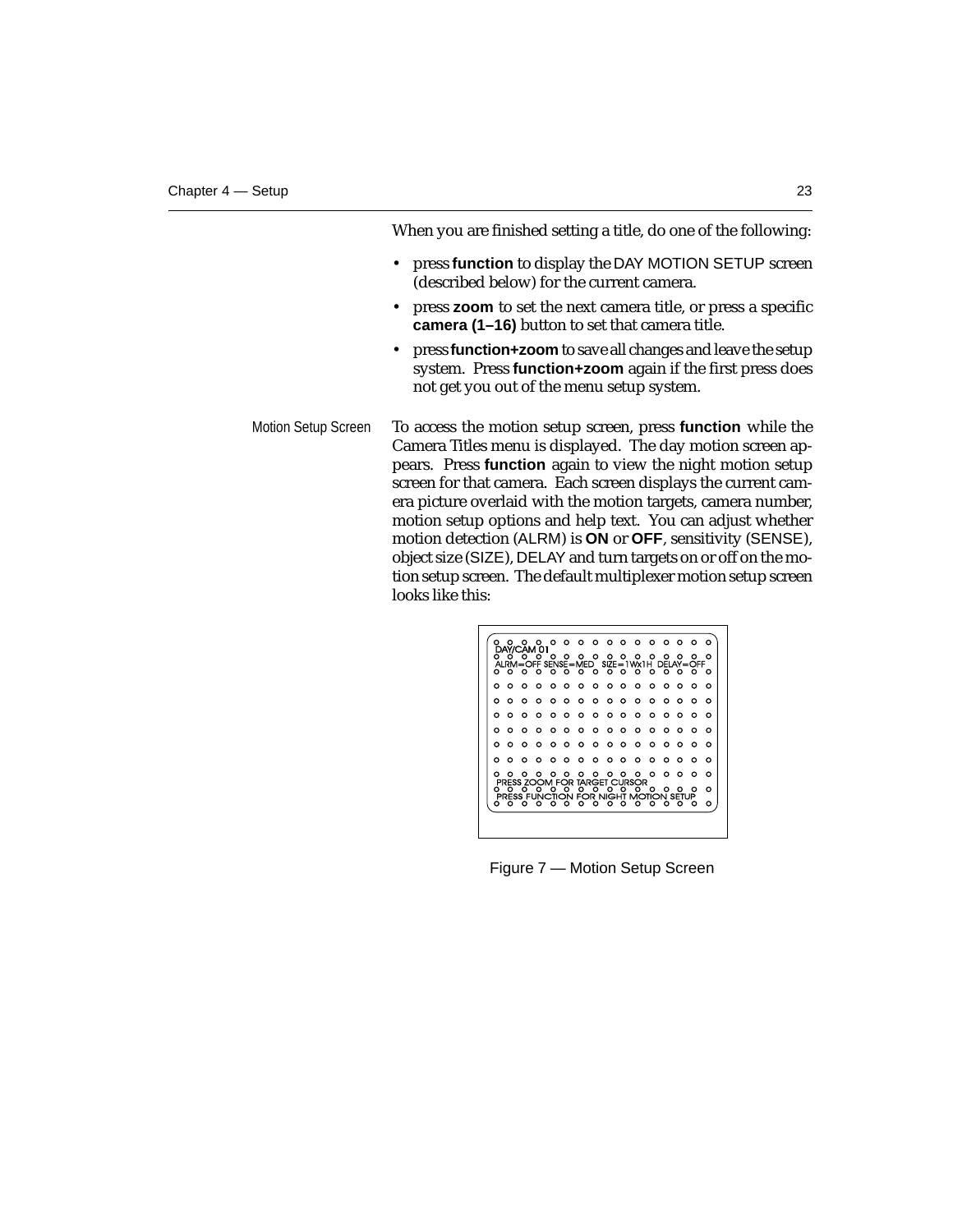When you are finished setting a title, do one of the following:

- press **function** to display the DAY MOTION SETUP screen (described below) for the current camera.
- press **zoom** to set the next camera title, or press a specific **camera (1–16)** button to set that camera title.
- press **function+zoom** to save all changes and leave the setup system. Press **function+zoom** again if the first press does not get you out of the menu setup system.

Motion Setup Screen

To access the motion setup screen, press **function** while the Camera Titles menu is displayed. The day motion screen appears. Press **function** again to view the night motion setup screen for that camera. Each screen displays the current camera picture overlaid with the motion targets, camera number, motion setup options and help text. You can adjust whether motion detection (ALRM) is **ON** or **OFF**, sensitivity (SENSE), object size (SIZE), DELAY and turn targets on or off on the motion setup screen. The default multiplexer motion setup screen looks like this:

```
DAY/CAM 01
ALRM=OFF SENSE=MED   SIZE=1Wx1H   DELAY=OFF

PRESS ZOOM FOR TARGET CURSOR
PRESS FUNCTION FOR NIGHT MOTION SETUP
```

Figure 7 — Motion Setup Screen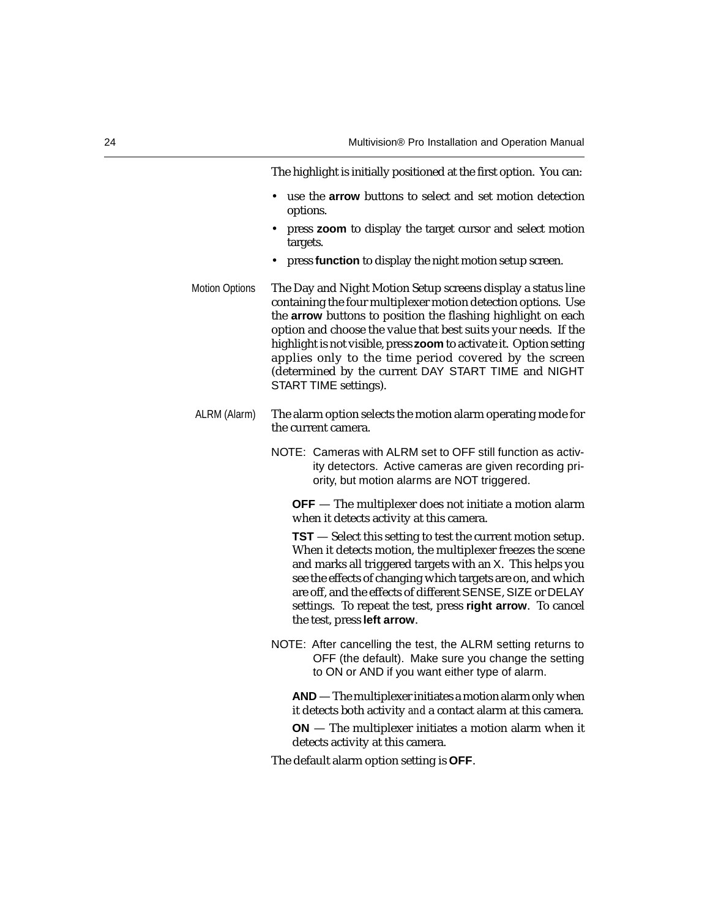The highlight is initially positioned at the first option. You can:

- use the **arrow** buttons to select and set motion detection options.
- press **zoom** to display the target cursor and select motion targets.
- press **function** to display the night motion setup screen.

### Motion Options

The Day and Night Motion Setup screens display a status line containing the four multiplexer motion detection options. Use the **arrow** buttons to position the flashing highlight on each option and choose the value that best suits your needs. If the highlight is not visible, press **zoom** to activate it. Option setting applies only to the time period covered by the screen (determined by the current DAY START TIME and NIGHT START TIME settings).

#### ALRM (Alarm)

The alarm option selects the motion alarm operating mode for the current camera.

NOTE: Cameras with ALRM set to OFF still function as activity detectors. Active cameras are given recording priority, but motion alarms are NOT triggered.

**OFF** — The multiplexer does not initiate a motion alarm when it detects activity at this camera.

**TST** — Select this setting to test the current motion setup. When it detects motion, the multiplexer freezes the scene and marks all triggered targets with an X. This helps you see the effects of changing which targets are on, and which are off, and the effects of different SENSE, SIZE or DELAY settings. To repeat the test, press **right arrow**. To cancel the test, press **left arrow**.

NOTE: After cancelling the test, the ALRM setting returns to OFF (the default). Make sure you change the setting to ON or AND if you want either type of alarm.

**AND** — The multiplexer initiates a motion alarm only when it detects both activity *and* a contact alarm at this camera.

**ON** — The multiplexer initiates a motion alarm when it detects activity at this camera.

The default alarm option setting is **OFF**.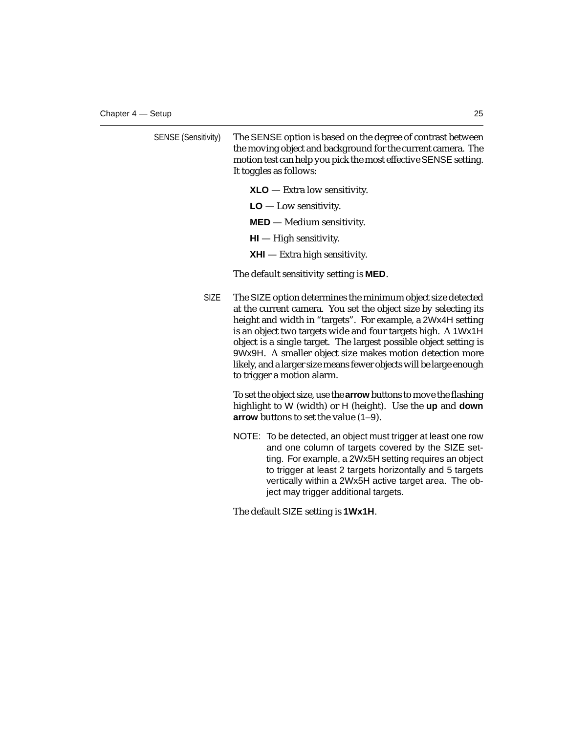**SENSE (Sensitivity)** The SENSE option is based on the degree of contrast between the moving object and background for the current camera. The motion test can help you pick the most effective SENSE setting. It toggles as follows:

**XLO** — Extra low sensitivity.

**LO** — Low sensitivity.

**MED** — Medium sensitivity.

**HI** — High sensitivity.

**XHI** — Extra high sensitivity.

The default sensitivity setting is **MED**.

**SIZE** The SIZE option determines the minimum object size detected at the current camera. You set the object size by selecting its height and width in "targets". For example, a 2Wx4H setting is an object two targets wide and four targets high. A 1Wx1H object is a single target. The largest possible object setting is 9Wx9H. A smaller object size makes motion detection more likely, and a larger size means fewer objects will be large enough to trigger a motion alarm.

To set the object size, use the **arrow** buttons to move the flashing highlight to W (width) or H (height). Use the **up** and **down arrow** buttons to set the value (1–9).

NOTE: To be detected, an object must trigger at least one row and one column of targets covered by the SIZE setting. For example, a 2Wx5H setting requires an object to trigger at least 2 targets horizontally and 5 targets vertically within a 2Wx5H active target area. The object may trigger additional targets.

The default SIZE setting is **1Wx1H**.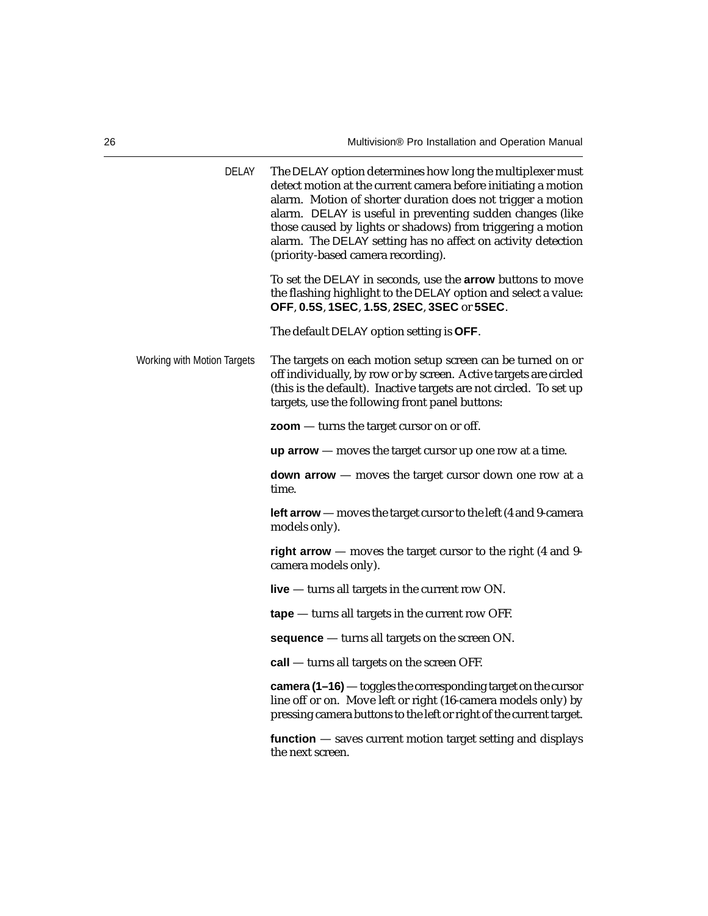#### DELAY

The DELAY option determines how long the multiplexer must detect motion at the current camera before initiating a motion alarm. Motion of shorter duration does not trigger a motion alarm. DELAY is useful in preventing sudden changes (like those caused by lights or shadows) from triggering a motion alarm. The DELAY setting has no affect on activity detection (priority-based camera recording).

To set the DELAY in seconds, use the **arrow** buttons to move the flashing highlight to the DELAY option and select a value: **OFF**, **0.5S**, **1SEC**, **1.5S**, **2SEC**, **3SEC** or **5SEC**.

The default DELAY option setting is **OFF**.

#### Working with Motion Targets

The targets on each motion setup screen can be turned on or off individually, by row or by screen. Active targets are circled (this is the default). Inactive targets are not circled. To set up targets, use the following front panel buttons:

**zoom** — turns the target cursor on or off.

**up arrow** — moves the target cursor up one row at a time.

**down arrow** — moves the target cursor down one row at a time.

**left arrow** — moves the target cursor to the left (4 and 9-camera models only).

**right arrow** — moves the target cursor to the right (4 and 9-camera models only).

**live** — turns all targets in the current row ON.

**tape** — turns all targets in the current row OFF.

**sequence** — turns all targets on the screen ON.

**call** — turns all targets on the screen OFF.

**camera (1–16)** — toggles the corresponding target on the cursor line off or on. Move left or right (16-camera models only) by pressing camera buttons to the left or right of the current target.

**function** — saves current motion target setting and displays the next screen.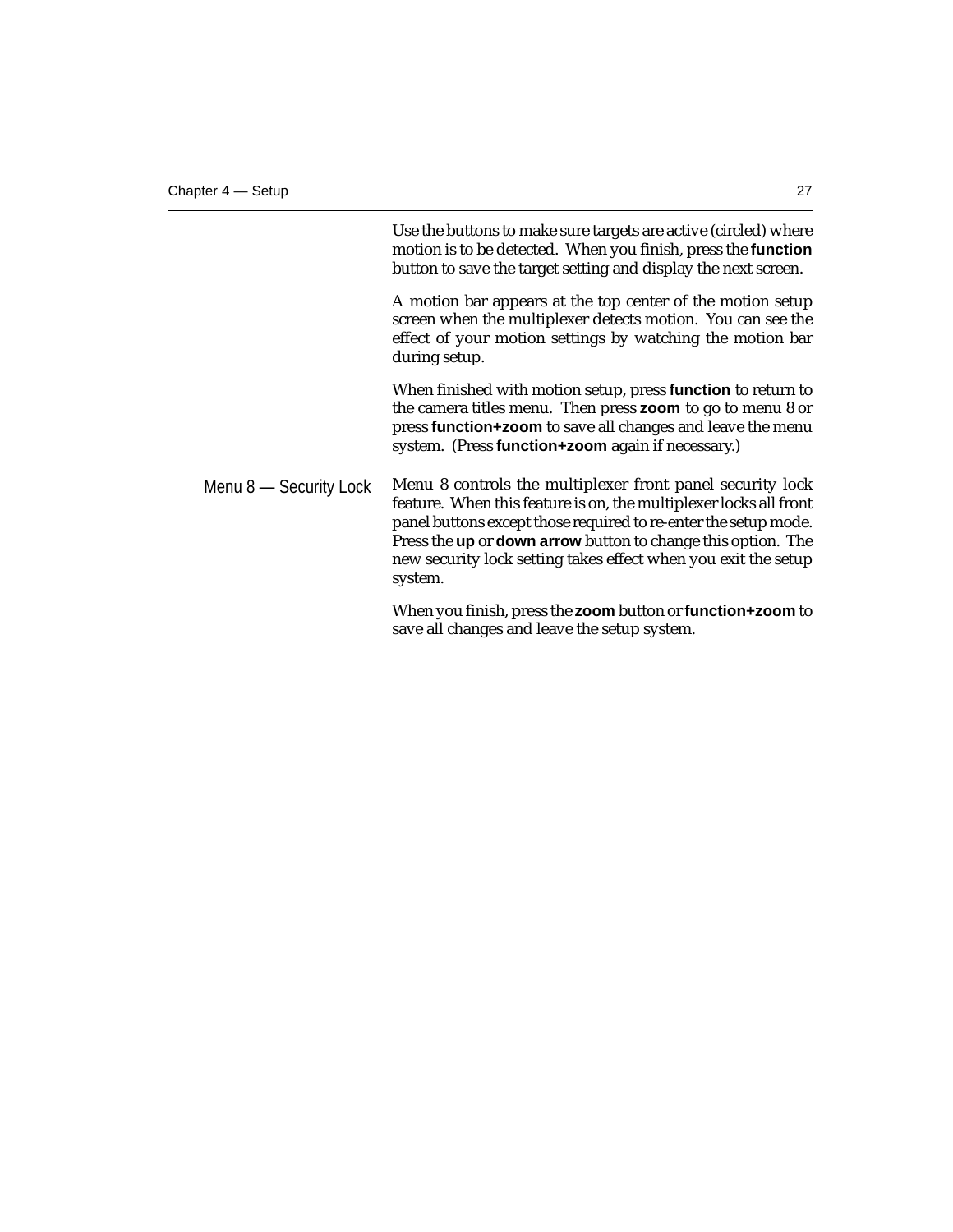Use the buttons to make sure targets are active (circled) where motion is to be detected. When you finish, press the **function** button to save the target setting and display the next screen.

A motion bar appears at the top center of the motion setup screen when the multiplexer detects motion. You can see the effect of your motion settings by watching the motion bar during setup.

When finished with motion setup, press **function** to return to the camera titles menu. Then press **zoom** to go to menu 8 or press **function+zoom** to save all changes and leave the menu system. (Press **function+zoom** again if necessary.)

## Menu 8 — Security Lock

Menu 8 controls the multiplexer front panel security lock feature. When this feature is on, the multiplexer locks all front panel buttons except those required to re-enter the setup mode. Press the **up** or **down arrow** button to change this option. The new security lock setting takes effect when you exit the setup system.

When you finish, press the **zoom** button or **function+zoom** to save all changes and leave the setup system.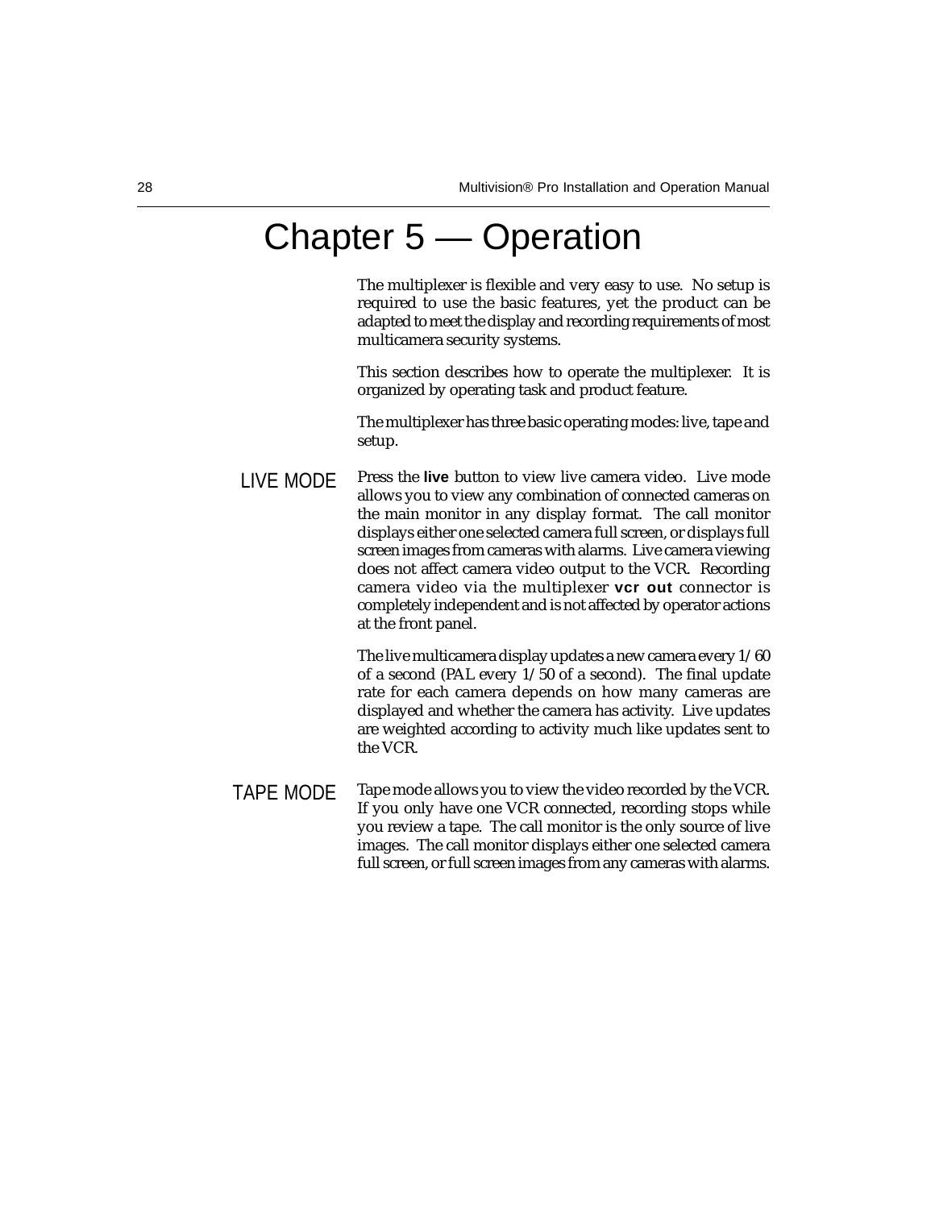# Chapter 5 — Operation

The multiplexer is flexible and very easy to use. No setup is required to use the basic features, yet the product can be adapted to meet the display and recording requirements of most multicamera security systems.

This section describes how to operate the multiplexer. It is organized by operating task and product feature.

The multiplexer has three basic operating modes: live, tape and setup.

## LIVE MODE

Press the **live** button to view live camera video. Live mode allows you to view any combination of connected cameras on the main monitor in any display format. The call monitor displays either one selected camera full screen, or displays full screen images from cameras with alarms. Live camera viewing does not affect camera video output to the VCR. Recording camera video via the multiplexer **vcr out** connector is completely independent and is not affected by operator actions at the front panel.

The live multicamera display updates a new camera every 1/60 of a second (PAL every 1/50 of a second). The final update rate for each camera depends on how many cameras are displayed and whether the camera has activity. Live updates are weighted according to activity much like updates sent to the VCR.

## TAPE MODE

Tape mode allows you to view the video recorded by the VCR. If you only have one VCR connected, recording stops while you review a tape. The call monitor is the only source of live images. The call monitor displays either one selected camera full screen, or full screen images from any cameras with alarms.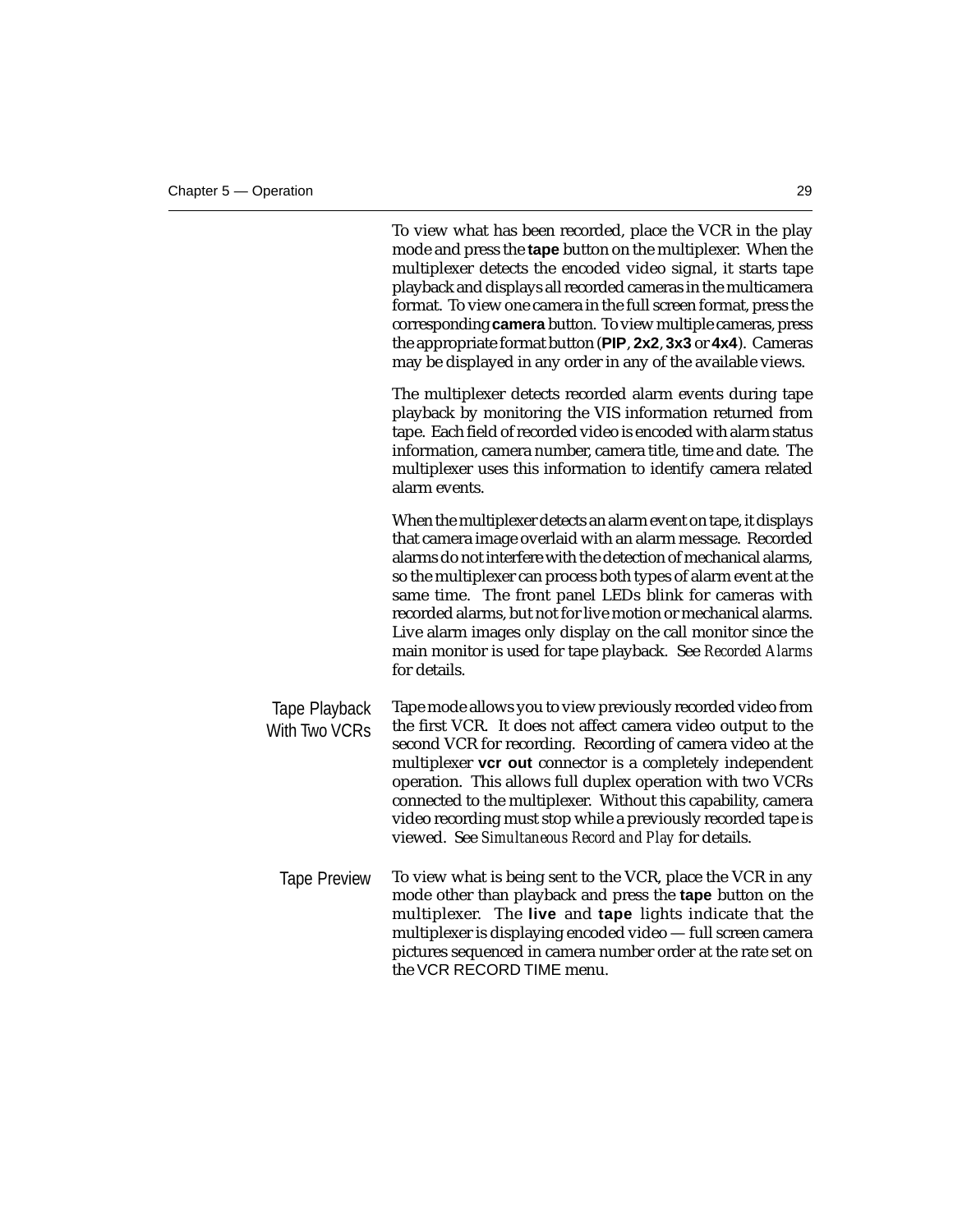To view what has been recorded, place the VCR in the play mode and press the **tape** button on the multiplexer. When the multiplexer detects the encoded video signal, it starts tape playback and displays all recorded cameras in the multicamera format. To view one camera in the full screen format, press the corresponding **camera** button. To view multiple cameras, press the appropriate format button (**PIP**, **2x2**, **3x3** or **4x4**). Cameras may be displayed in any order in any of the available views.

The multiplexer detects recorded alarm events during tape playback by monitoring the VIS information returned from tape. Each field of recorded video is encoded with alarm status information, camera number, camera title, time and date. The multiplexer uses this information to identify camera related alarm events.

When the multiplexer detects an alarm event on tape, it displays that camera image overlaid with an alarm message. Recorded alarms do not interfere with the detection of mechanical alarms, so the multiplexer can process both types of alarm event at the same time. The front panel LEDs blink for cameras with recorded alarms, but not for live motion or mechanical alarms. Live alarm images only display on the call monitor since the main monitor is used for tape playback. See *Recorded Alarms* for details.

### Tape Playback With Two VCRs

Tape mode allows you to view previously recorded video from the first VCR. It does not affect camera video output to the second VCR for recording. Recording of camera video at the multiplexer **vcr out** connector is a completely independent operation. This allows full duplex operation with two VCRs connected to the multiplexer. Without this capability, camera video recording must stop while a previously recorded tape is viewed. See *Simultaneous Record and Play* for details.

### Tape Preview

To view what is being sent to the VCR, place the VCR in any mode other than playback and press the **tape** button on the multiplexer. The **live** and **tape** lights indicate that the multiplexer is displaying encoded video — full screen camera pictures sequenced in camera number order at the rate set on the VCR RECORD TIME menu.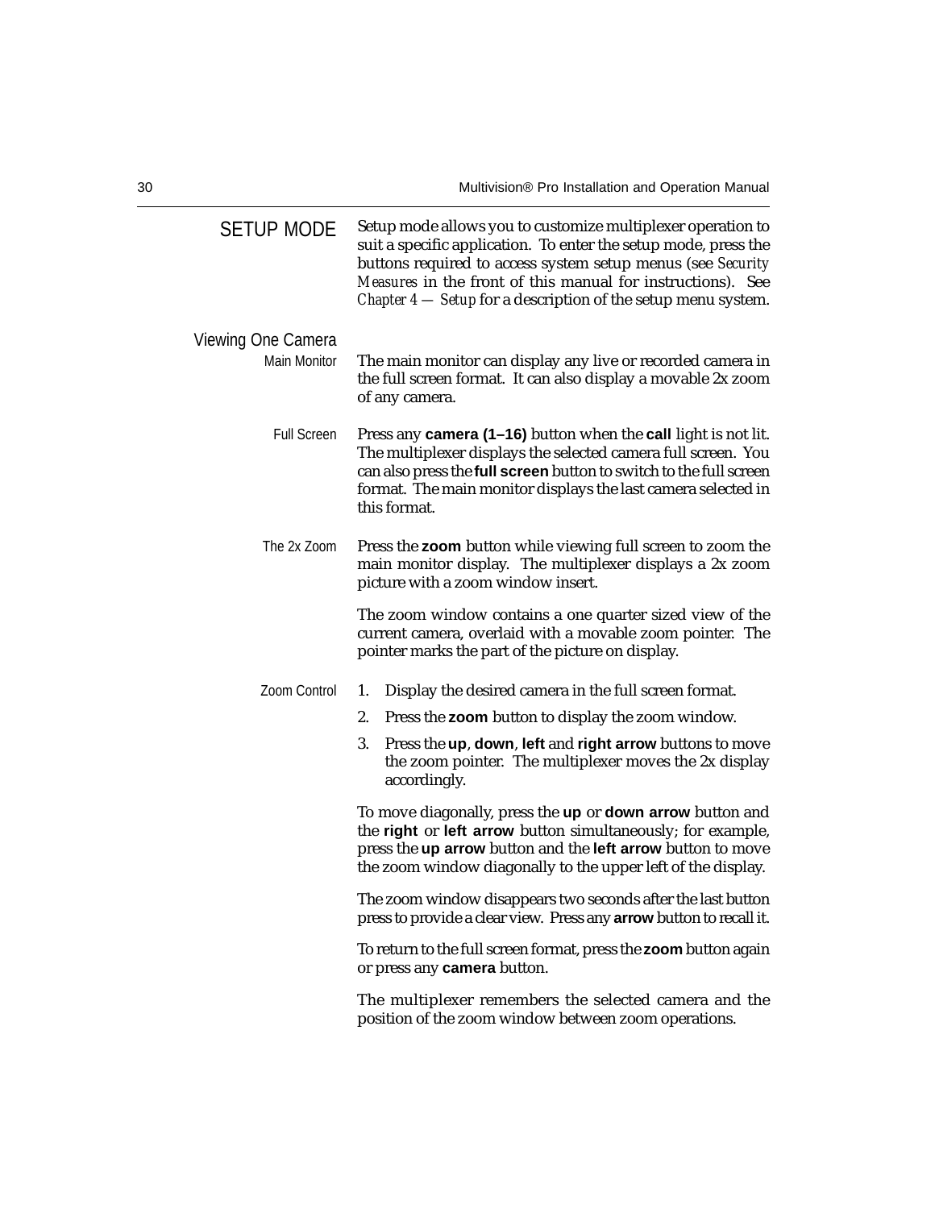## SETUP MODE

Setup mode allows you to customize multiplexer operation to suit a specific application. To enter the setup mode, press the buttons required to access system setup menus (see *Security Measures* in the front of this manual for instructions). See *Chapter 4 — Setup* for a description of the setup menu system.

### Viewing One Camera

#### Main Monitor

The main monitor can display any live or recorded camera in the full screen format. It can also display a movable 2x zoom of any camera.

#### Full Screen

Press any **camera (1–16)** button when the **call** light is not lit. The multiplexer displays the selected camera full screen. You can also press the **full screen** button to switch to the full screen format. The main monitor displays the last camera selected in this format.

#### The 2x Zoom

Press the **zoom** button while viewing full screen to zoom the main monitor display. The multiplexer displays a 2x zoom picture with a zoom window insert.

The zoom window contains a one quarter sized view of the current camera, overlaid with a movable zoom pointer. The pointer marks the part of the picture on display.

#### Zoom Control

1. Display the desired camera in the full screen format.
2. Press the **zoom** button to display the zoom window.
3. Press the **up**, **down**, **left** and **right arrow** buttons to move the zoom pointer. The multiplexer moves the 2x display accordingly.

To move diagonally, press the **up** or **down arrow** button and the **right** or **left arrow** button simultaneously; for example, press the **up arrow** button and the **left arrow** button to move the zoom window diagonally to the upper left of the display.

The zoom window disappears two seconds after the last button press to provide a clear view. Press any **arrow** button to recall it.

To return to the full screen format, press the **zoom** button again or press any **camera** button.

The multiplexer remembers the selected camera and the position of the zoom window between zoom operations.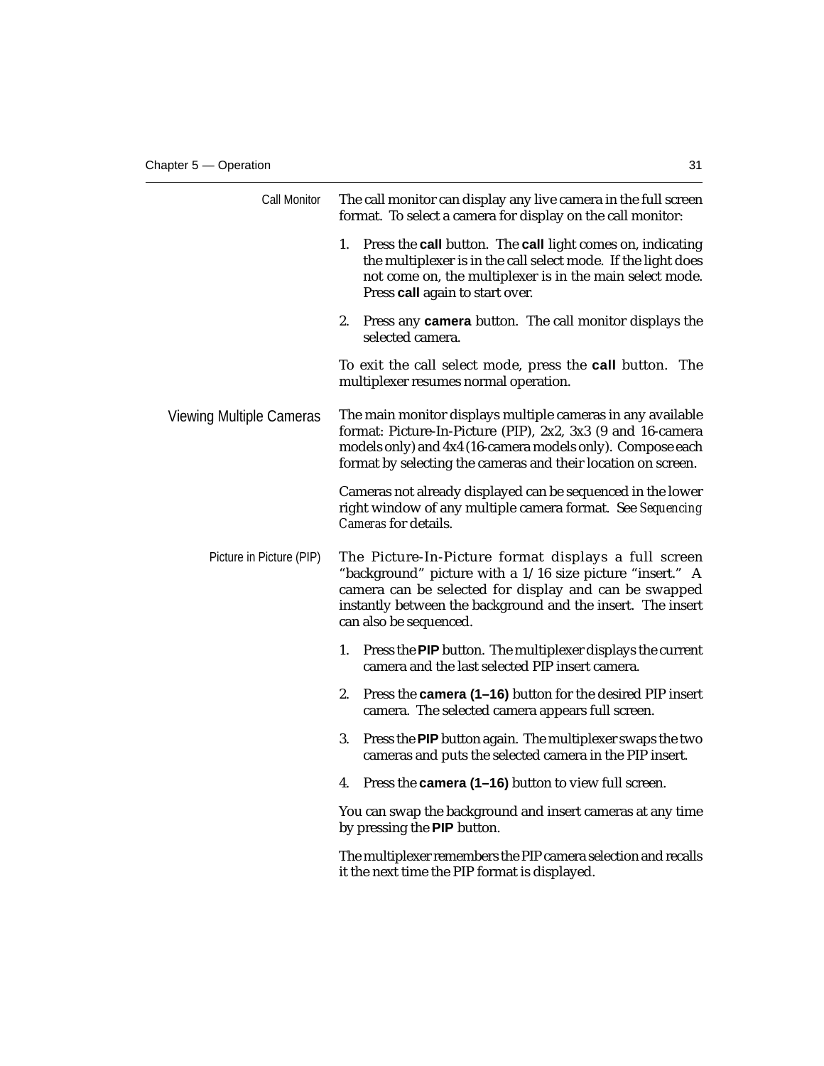### Call Monitor

The call monitor can display any live camera in the full screen format. To select a camera for display on the call monitor:

1. Press the **call** button. The **call** light comes on, indicating the multiplexer is in the call select mode. If the light does not come on, the multiplexer is in the main select mode. Press **call** again to start over.
2. Press any **camera** button. The call monitor displays the selected camera.

To exit the call select mode, press the **call** button. The multiplexer resumes normal operation.

## Viewing Multiple Cameras

The main monitor displays multiple cameras in any available format: Picture-In-Picture (PIP), 2x2, 3x3 (9 and 16-camera models only) and 4x4 (16-camera models only). Compose each format by selecting the cameras and their location on screen.

Cameras not already displayed can be sequenced in the lower right window of any multiple camera format. See *Sequencing Cameras* for details.

### Picture in Picture (PIP)

The Picture-In-Picture format displays a full screen "background" picture with a 1/16 size picture "insert." A camera can be selected for display and can be swapped instantly between the background and the insert. The insert can also be sequenced.

1. Press the **PIP** button. The multiplexer displays the current camera and the last selected PIP insert camera.
2. Press the **camera (1–16)** button for the desired PIP insert camera. The selected camera appears full screen.
3. Press the **PIP** button again. The multiplexer swaps the two cameras and puts the selected camera in the PIP insert.
4. Press the **camera (1–16)** button to view full screen.

You can swap the background and insert cameras at any time by pressing the **PIP** button.

The multiplexer remembers the PIP camera selection and recalls it the next time the PIP format is displayed.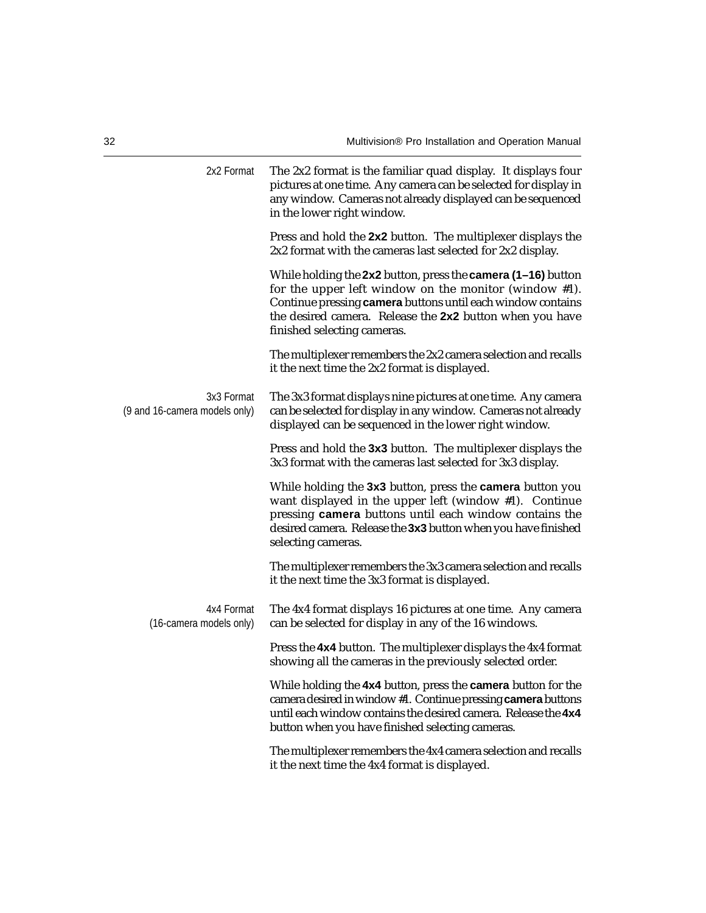### 2x2 Format

The 2x2 format is the familiar quad display. It displays four pictures at one time. Any camera can be selected for display in any window. Cameras not already displayed can be sequenced in the lower right window.

Press and hold the **2x2** button. The multiplexer displays the 2x2 format with the cameras last selected for 2x2 display.

While holding the **2x2** button, press the **camera (1–16)** button for the upper left window on the monitor (window #1). Continue pressing **camera** buttons until each window contains the desired camera. Release the **2x2** button when you have finished selecting cameras.

The multiplexer remembers the 2x2 camera selection and recalls it the next time the 2x2 format is displayed.

### 3x3 Format (9 and 16-camera models only)

The 3x3 format displays nine pictures at one time. Any camera can be selected for display in any window. Cameras not already displayed can be sequenced in the lower right window.

Press and hold the **3x3** button. The multiplexer displays the 3x3 format with the cameras last selected for 3x3 display.

While holding the **3x3** button, press the **camera** button you want displayed in the upper left (window #1). Continue pressing **camera** buttons until each window contains the desired camera. Release the **3x3** button when you have finished selecting cameras.

The multiplexer remembers the 3x3 camera selection and recalls it the next time the 3x3 format is displayed.

### 4x4 Format (16-camera models only)

The 4x4 format displays 16 pictures at one time. Any camera can be selected for display in any of the 16 windows.

Press the **4x4** button. The multiplexer displays the 4x4 format showing all the cameras in the previously selected order.

While holding the **4x4** button, press the **camera** button for the camera desired in window #1. Continue pressing **camera** buttons until each window contains the desired camera. Release the **4x4** button when you have finished selecting cameras.

The multiplexer remembers the 4x4 camera selection and recalls it the next time the 4x4 format is displayed.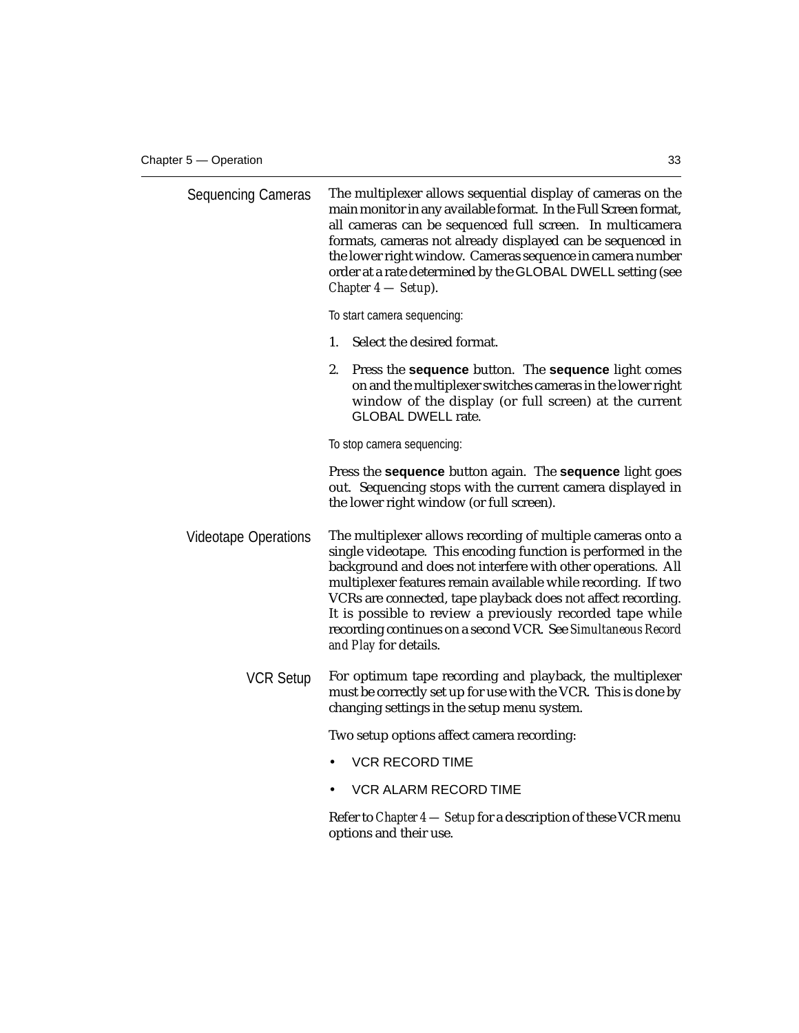## Sequencing Cameras

The multiplexer allows sequential display of cameras on the main monitor in any available format. In the Full Screen format, all cameras can be sequenced full screen. In multicamera formats, cameras not already displayed can be sequenced in the lower right window. Cameras sequence in camera number order at a rate determined by the GLOBAL DWELL setting (see *Chapter 4 — Setup*).

To start camera sequencing:

1. Select the desired format.
2. Press the **sequence** button. The **sequence** light comes on and the multiplexer switches cameras in the lower right window of the display (or full screen) at the current GLOBAL DWELL rate.

To stop camera sequencing:

Press the **sequence** button again. The **sequence** light goes out. Sequencing stops with the current camera displayed in the lower right window (or full screen).

## Videotape Operations

The multiplexer allows recording of multiple cameras onto a single videotape. This encoding function is performed in the background and does not interfere with other operations. All multiplexer features remain available while recording. If two VCRs are connected, tape playback does not affect recording. It is possible to review a previously recorded tape while recording continues on a second VCR. See *Simultaneous Record and Play* for details.

### VCR Setup

For optimum tape recording and playback, the multiplexer must be correctly set up for use with the VCR. This is done by changing settings in the setup menu system.

Two setup options affect camera recording:

- VCR RECORD TIME
- VCR ALARM RECORD TIME

Refer to *Chapter 4 — Setup* for a description of these VCR menu options and their use.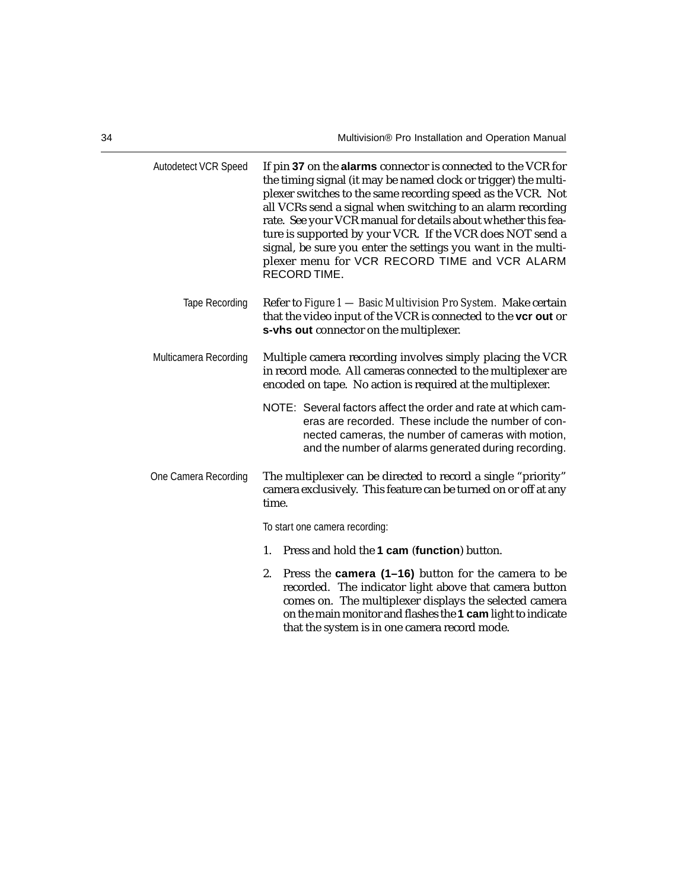### Autodetect VCR Speed

If pin **37** on the **alarms** connector is connected to the VCR for the timing signal (it may be named clock or trigger) the multiplexer switches to the same recording speed as the VCR. Not all VCRs send a signal when switching to an alarm recording rate. See your VCR manual for details about whether this feature is supported by your VCR. If the VCR does NOT send a signal, be sure you enter the settings you want in the multiplexer menu for VCR RECORD TIME and VCR ALARM RECORD TIME.

### Tape Recording

Refer to *Figure 1 — Basic Multivision Pro System.* Make certain that the video input of the VCR is connected to the **vcr out** or **s-vhs out** connector on the multiplexer.

### Multicamera Recording

Multiple camera recording involves simply placing the VCR in record mode. All cameras connected to the multiplexer are encoded on tape. No action is required at the multiplexer.

NOTE: Several factors affect the order and rate at which cameras are recorded. These include the number of connected cameras, the number of cameras with motion, and the number of alarms generated during recording.

### One Camera Recording

The multiplexer can be directed to record a single "priority" camera exclusively. This feature can be turned on or off at any time.

To start one camera recording:

1. Press and hold the **1 cam** (**function**) button.
2. Press the **camera (1–16)** button for the camera to be recorded. The indicator light above that camera button comes on. The multiplexer displays the selected camera on the main monitor and flashes the **1 cam** light to indicate that the system is in one camera record mode.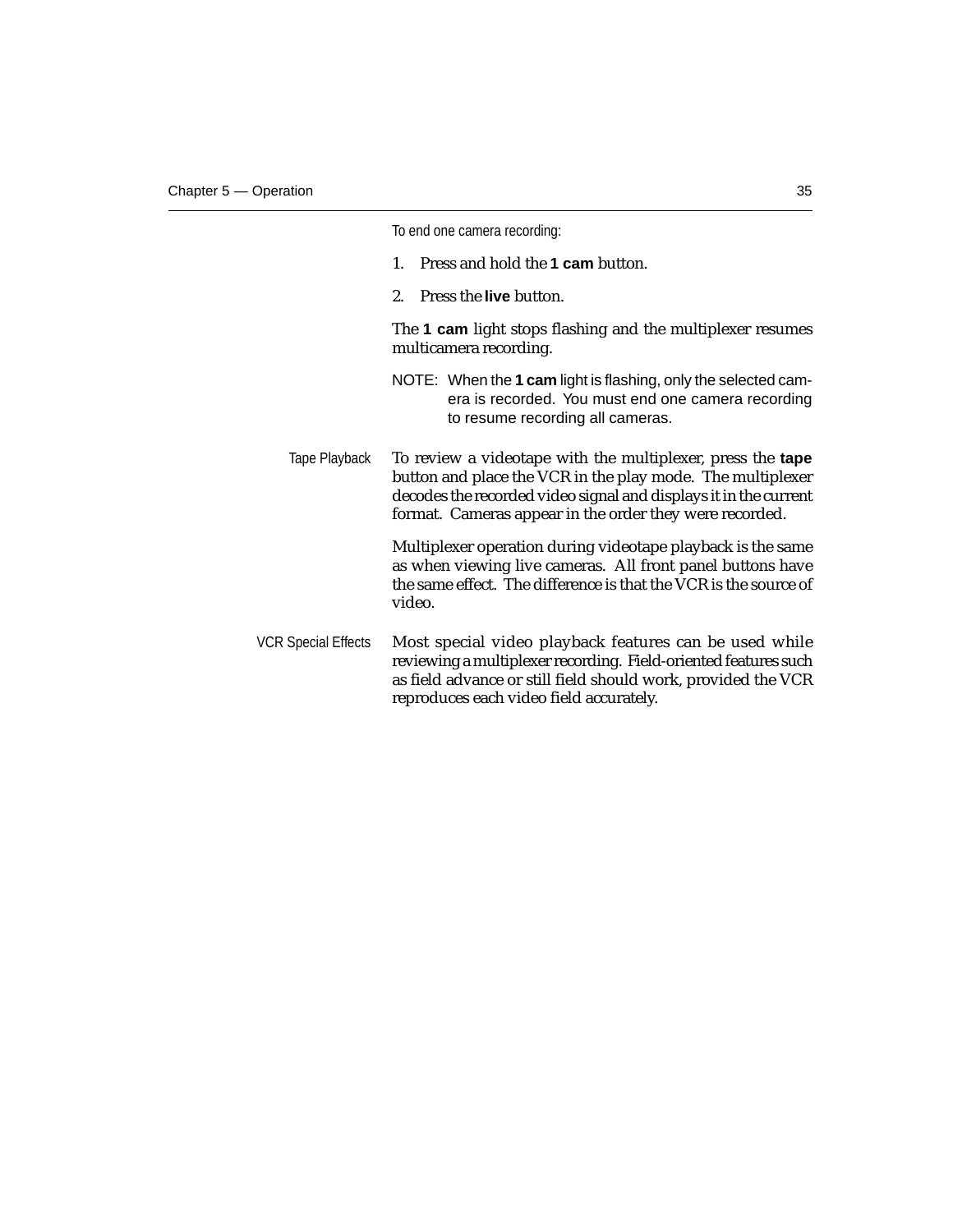To end one camera recording:

1. Press and hold the **1 cam** button.
2. Press the **live** button.

The **1 cam** light stops flashing and the multiplexer resumes multicamera recording.

NOTE: When the **1 cam** light is flashing, only the selected camera is recorded. You must end one camera recording to resume recording all cameras.

### Tape Playback

To review a videotape with the multiplexer, press the **tape** button and place the VCR in the play mode. The multiplexer decodes the recorded video signal and displays it in the current format. Cameras appear in the order they were recorded.

Multiplexer operation during videotape playback is the same as when viewing live cameras. All front panel buttons have the same effect. The difference is that the VCR is the source of video.

### VCR Special Effects

Most special video playback features can be used while reviewing a multiplexer recording. Field-oriented features such as field advance or still field should work, provided the VCR reproduces each video field accurately.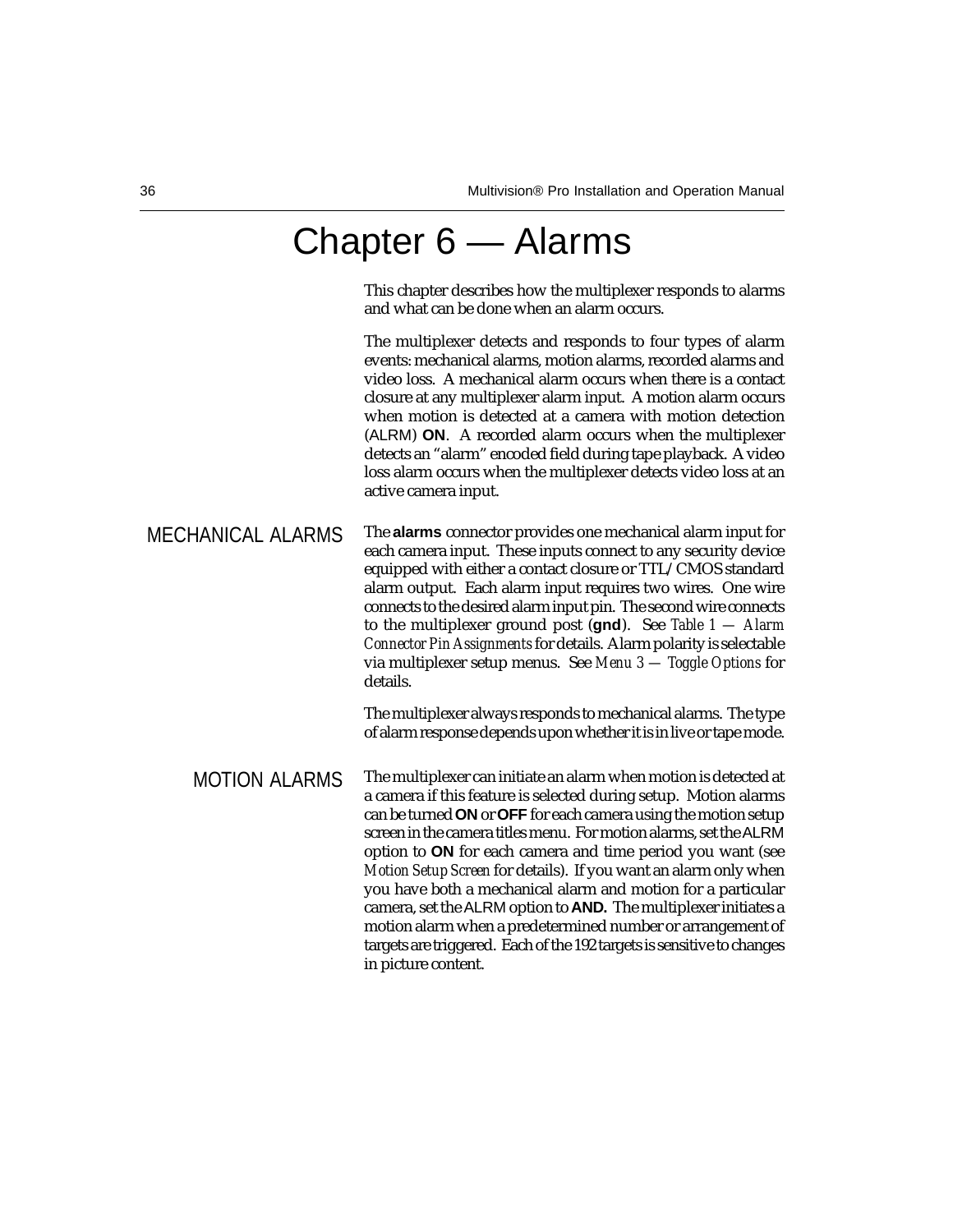# Chapter 6 — Alarms

This chapter describes how the multiplexer responds to alarms and what can be done when an alarm occurs.

The multiplexer detects and responds to four types of alarm events: mechanical alarms, motion alarms, recorded alarms and video loss. A mechanical alarm occurs when there is a contact closure at any multiplexer alarm input. A motion alarm occurs when motion is detected at a camera with motion detection (ALRM) **ON**. A recorded alarm occurs when the multiplexer detects an "alarm" encoded field during tape playback. A video loss alarm occurs when the multiplexer detects video loss at an active camera input.

## MECHANICAL ALARMS

The **alarms** connector provides one mechanical alarm input for each camera input. These inputs connect to any security device equipped with either a contact closure or TTL/CMOS standard alarm output. Each alarm input requires two wires. One wire connects to the desired alarm input pin. The second wire connects to the multiplexer ground post (**gnd**). See *Table 1 — Alarm Connector Pin Assignments* for details. Alarm polarity is selectable via multiplexer setup menus. See *Menu 3 — Toggle Options* for details.

The multiplexer always responds to mechanical alarms. The type of alarm response depends upon whether it is in live or tape mode.

## MOTION ALARMS

The multiplexer can initiate an alarm when motion is detected at a camera if this feature is selected during setup. Motion alarms can be turned **ON** or **OFF** for each camera using the motion setup screen in the camera titles menu. For motion alarms, set the ALRM option to **ON** for each camera and time period you want (see *Motion Setup Screen* for details). If you want an alarm only when you have both a mechanical alarm and motion for a particular camera, set the ALRM option to **AND.** The multiplexer initiates a motion alarm when a predetermined number or arrangement of targets are triggered. Each of the 192 targets is sensitive to changes in picture content.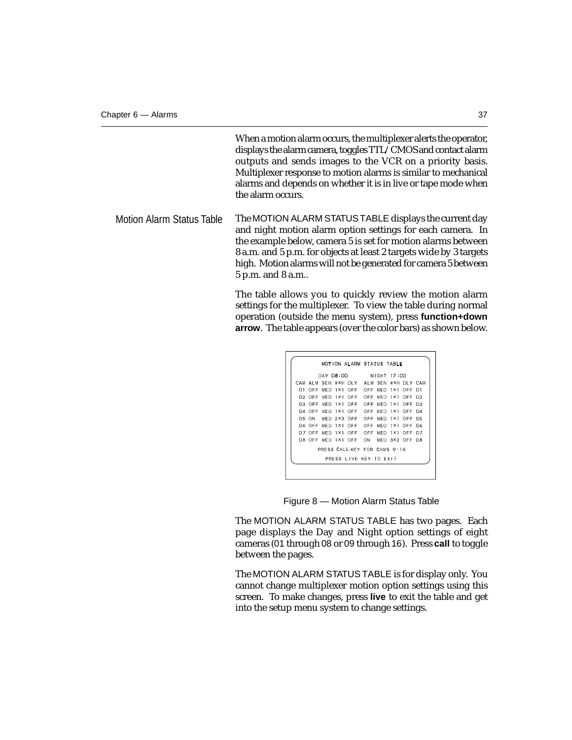When a motion alarm occurs, the multiplexer alerts the operator, displays the alarm camera, toggles TTL/CMOS and contact alarm outputs and sends images to the VCR on a priority basis. Multiplexer response to motion alarms is similar to mechanical alarms and depends on whether it is in live or tape mode when the alarm occurs.

## Motion Alarm Status Table

The MOTION ALARM STATUS TABLE displays the current day and night motion alarm option settings for each camera. In the example below, camera 5 is set for motion alarms between 8 a.m. and 5 p.m. for objects at least 2 targets wide by 3 targets high. Motion alarms will not be generated for camera 5 between 5 p.m. and 8 a.m..

The table allows you to quickly review the motion alarm settings for the multiplexer. To view the table during normal operation (outside the menu system), press **function+down arrow**. The table appears (over the color bars) as shown below.

```
          MOTION ALARM STATUS TABLE

         DAY 08:00        NIGHT 17:00
CAM ALM SEN WXH DLY   ALM SEN WXH DLY CAM
 01 OFF MED 1X1 OFF   OFF MED 1X1 OFF 01
 02 OFF MED 1X1 OFF   OFF MED 1X1 OFF 02
 03 OFF MED 1X1 OFF   OFF MED 1X1 OFF 03
 04 OFF MED 1X1 OFF   OFF MED 1X1 OFF 04
 05 ON  MED 2X3 OFF   OFF MED 1X1 OFF 05
 06 OFF MED 1X1 OFF   OFF MED 1X1 OFF 06
 07 OFF MED 1X1 OFF   OFF MED 1X1 OFF 07
 08 OFF MED 1X1 OFF   ON  MED 3X2 OFF 08
        PRESS CALL KEY FOR CAMS 9-16
           PRESS LIVE KEY TO EXIT
```

Figure 8 — Motion Alarm Status Table

The MOTION ALARM STATUS TABLE has two pages. Each page displays the Day and Night option settings of eight cameras (01 through 08 or 09 through 16). Press **call** to toggle between the pages.

The MOTION ALARM STATUS TABLE is for display only. You cannot change multiplexer motion option settings using this screen. To make changes, press **live** to exit the table and get into the setup menu system to change settings.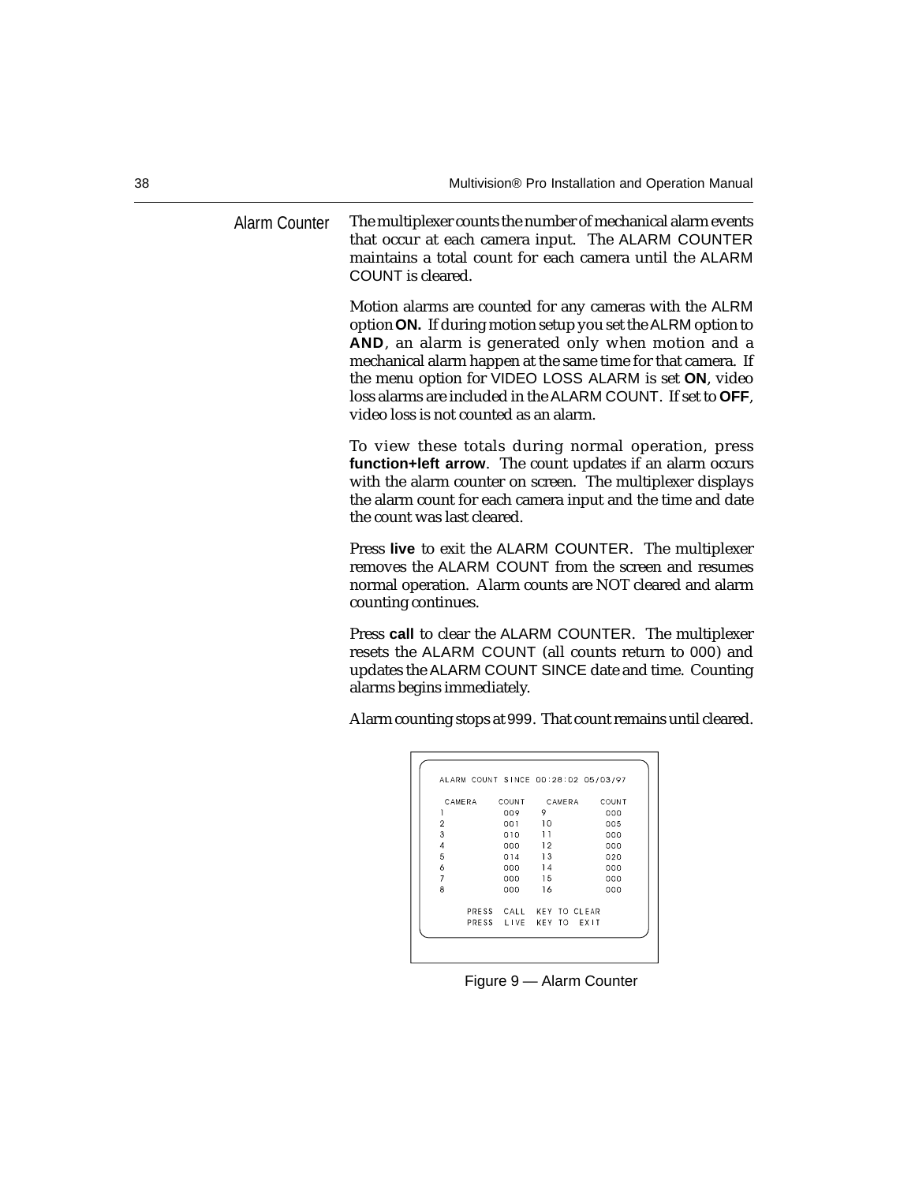## Alarm Counter

The multiplexer counts the number of mechanical alarm events that occur at each camera input. The ALARM COUNTER maintains a total count for each camera until the ALARM COUNT is cleared.

Motion alarms are counted for any cameras with the ALRM option **ON.** If during motion setup you set the ALRM option to **AND**, an alarm is generated only when motion and a mechanical alarm happen at the same time for that camera. If the menu option for VIDEO LOSS ALARM is set **ON**, video loss alarms are included in the ALARM COUNT. If set to **OFF**, video loss is not counted as an alarm.

To view these totals during normal operation, press **function+left arrow**. The count updates if an alarm occurs with the alarm counter on screen. The multiplexer displays the alarm count for each camera input and the time and date the count was last cleared.

Press **live** to exit the ALARM COUNTER. The multiplexer removes the ALARM COUNT from the screen and resumes normal operation. Alarm counts are NOT cleared and alarm counting continues.

Press **call** to clear the ALARM COUNTER. The multiplexer resets the ALARM COUNT (all counts return to 000) and updates the ALARM COUNT SINCE date and time. Counting alarms begins immediately.

Alarm counting stops at 999. That count remains until cleared.

```
ALARM COUNT SINCE 00:28:02 05/03/97

CAMERA     COUNT     CAMERA     COUNT
1          009       9          000
2          001       10         005
3          010       11         000
4          000       12         000
5          014       13         020
6          000       14         000
7          000       15         000
8          000       16         000

     PRESS  CALL  KEY TO CLEAR
     PRESS  LIVE  KEY TO  EXIT
```

Figure 9 — Alarm Counter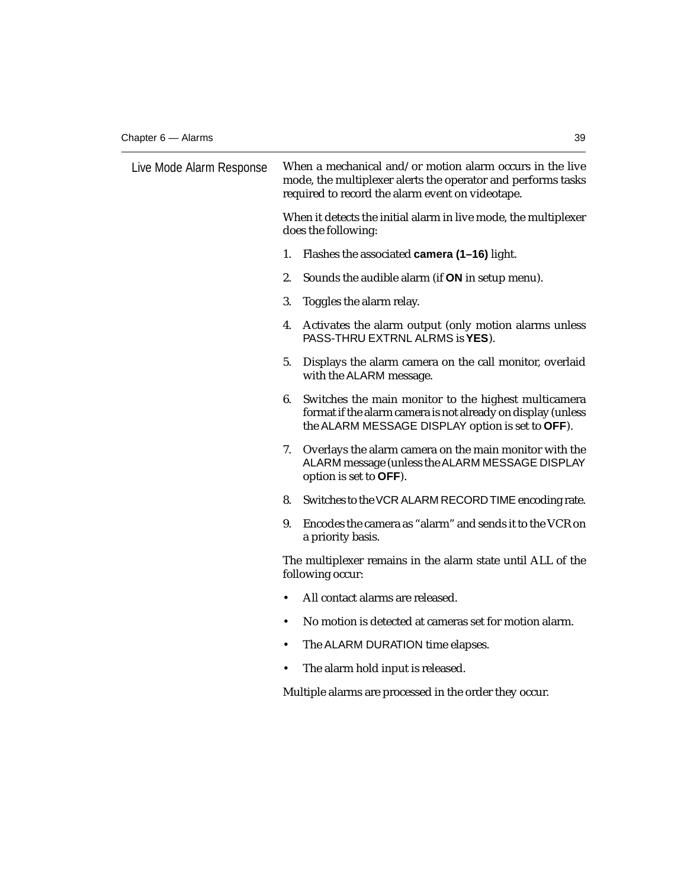## Live Mode Alarm Response

When a mechanical and/or motion alarm occurs in the live mode, the multiplexer alerts the operator and performs tasks required to record the alarm event on videotape.

When it detects the initial alarm in live mode, the multiplexer does the following:

1. Flashes the associated **camera (1–16)** light.
2. Sounds the audible alarm (if **ON** in setup menu).
3. Toggles the alarm relay.
4. Activates the alarm output (only motion alarms unless PASS-THRU EXTRNL ALRMS is **YES**).
5. Displays the alarm camera on the call monitor, overlaid with the ALARM message.
6. Switches the main monitor to the highest multicamera format if the alarm camera is not already on display (unless the ALARM MESSAGE DISPLAY option is set to **OFF**).
7. Overlays the alarm camera on the main monitor with the ALARM message (unless the ALARM MESSAGE DISPLAY option is set to **OFF**).
8. Switches to the VCR ALARM RECORD TIME encoding rate.
9. Encodes the camera as "alarm" and sends it to the VCR on a priority basis.

The multiplexer remains in the alarm state until ALL of the following occur:

- All contact alarms are released.
- No motion is detected at cameras set for motion alarm.
- The ALARM DURATION time elapses.
- The alarm hold input is released.

Multiple alarms are processed in the order they occur.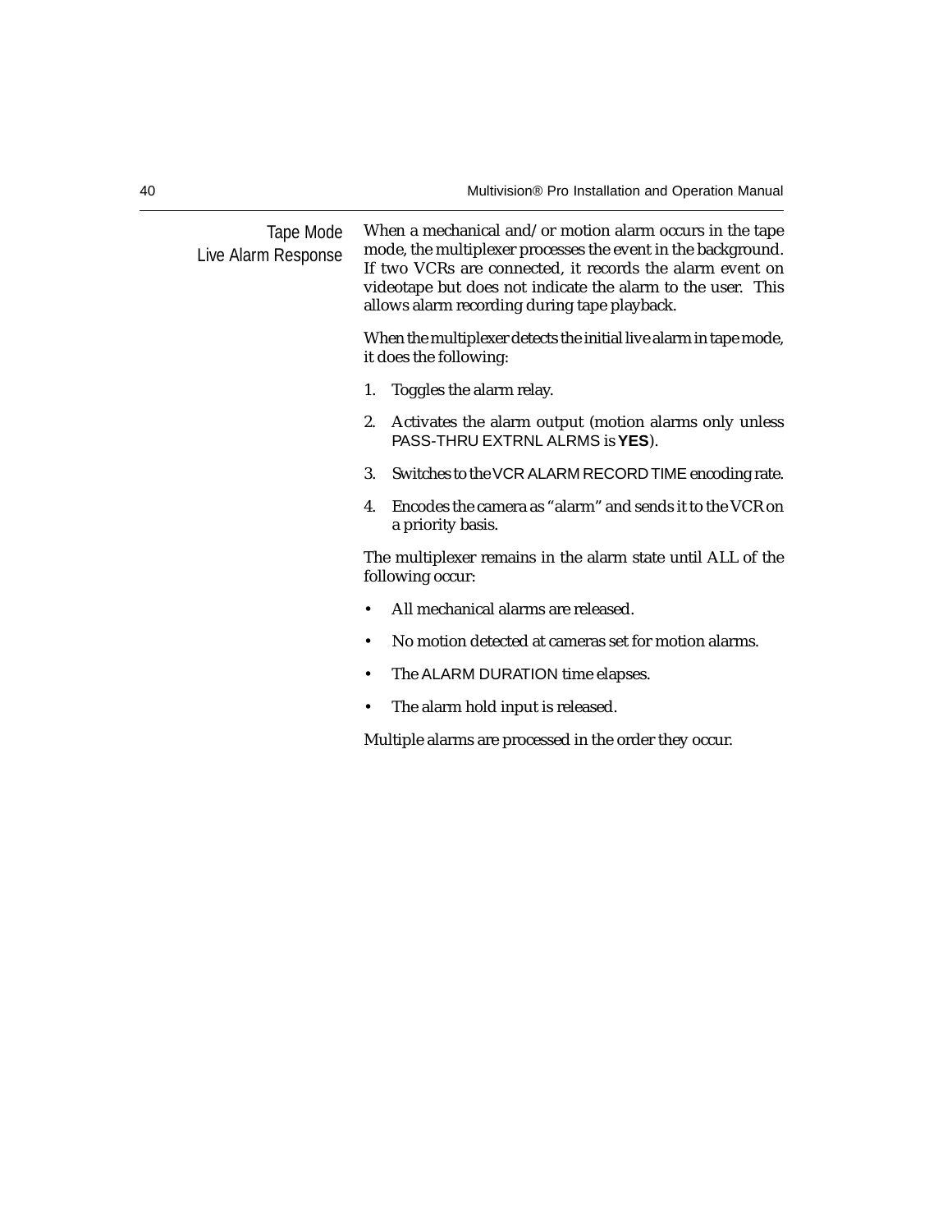## Tape Mode Live Alarm Response

When a mechanical and/or motion alarm occurs in the tape mode, the multiplexer processes the event in the background. If two VCRs are connected, it records the alarm event on videotape but does not indicate the alarm to the user. This allows alarm recording during tape playback.

When the multiplexer detects the initial live alarm in tape mode, it does the following:

1. Toggles the alarm relay.
2. Activates the alarm output (motion alarms only unless PASS-THRU EXTRNL ALRMS is **YES**).
3. Switches to the VCR ALARM RECORD TIME encoding rate.
4. Encodes the camera as "alarm" and sends it to the VCR on a priority basis.

The multiplexer remains in the alarm state until ALL of the following occur:

- All mechanical alarms are released.
- No motion detected at cameras set for motion alarms.
- The ALARM DURATION time elapses.
- The alarm hold input is released.

Multiple alarms are processed in the order they occur.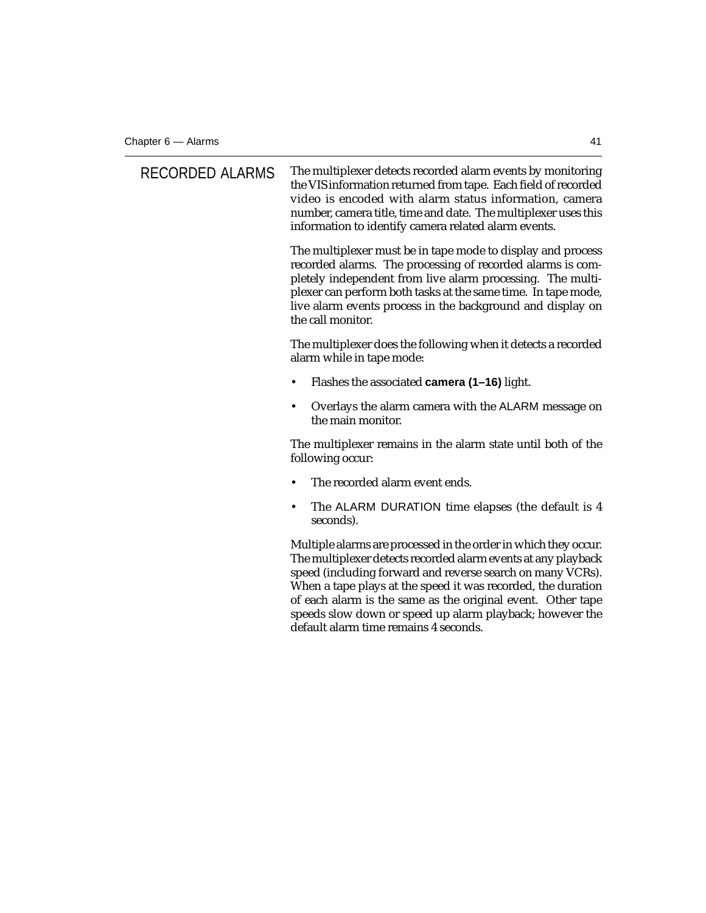## RECORDED ALARMS

The multiplexer detects recorded alarm events by monitoring the VIS information returned from tape. Each field of recorded video is encoded with alarm status information, camera number, camera title, time and date. The multiplexer uses this information to identify camera related alarm events.

The multiplexer must be in tape mode to display and process recorded alarms. The processing of recorded alarms is completely independent from live alarm processing. The multiplexer can perform both tasks at the same time. In tape mode, live alarm events process in the background and display on the call monitor.

The multiplexer does the following when it detects a recorded alarm while in tape mode:

- Flashes the associated **camera (1–16)** light.
- Overlays the alarm camera with the ALARM message on the main monitor.

The multiplexer remains in the alarm state until both of the following occur:

- The recorded alarm event ends.
- The ALARM DURATION time elapses (the default is 4 seconds).

Multiple alarms are processed in the order in which they occur. The multiplexer detects recorded alarm events at any playback speed (including forward and reverse search on many VCRs). When a tape plays at the speed it was recorded, the duration of each alarm is the same as the original event. Other tape speeds slow down or speed up alarm playback; however the default alarm time remains 4 seconds.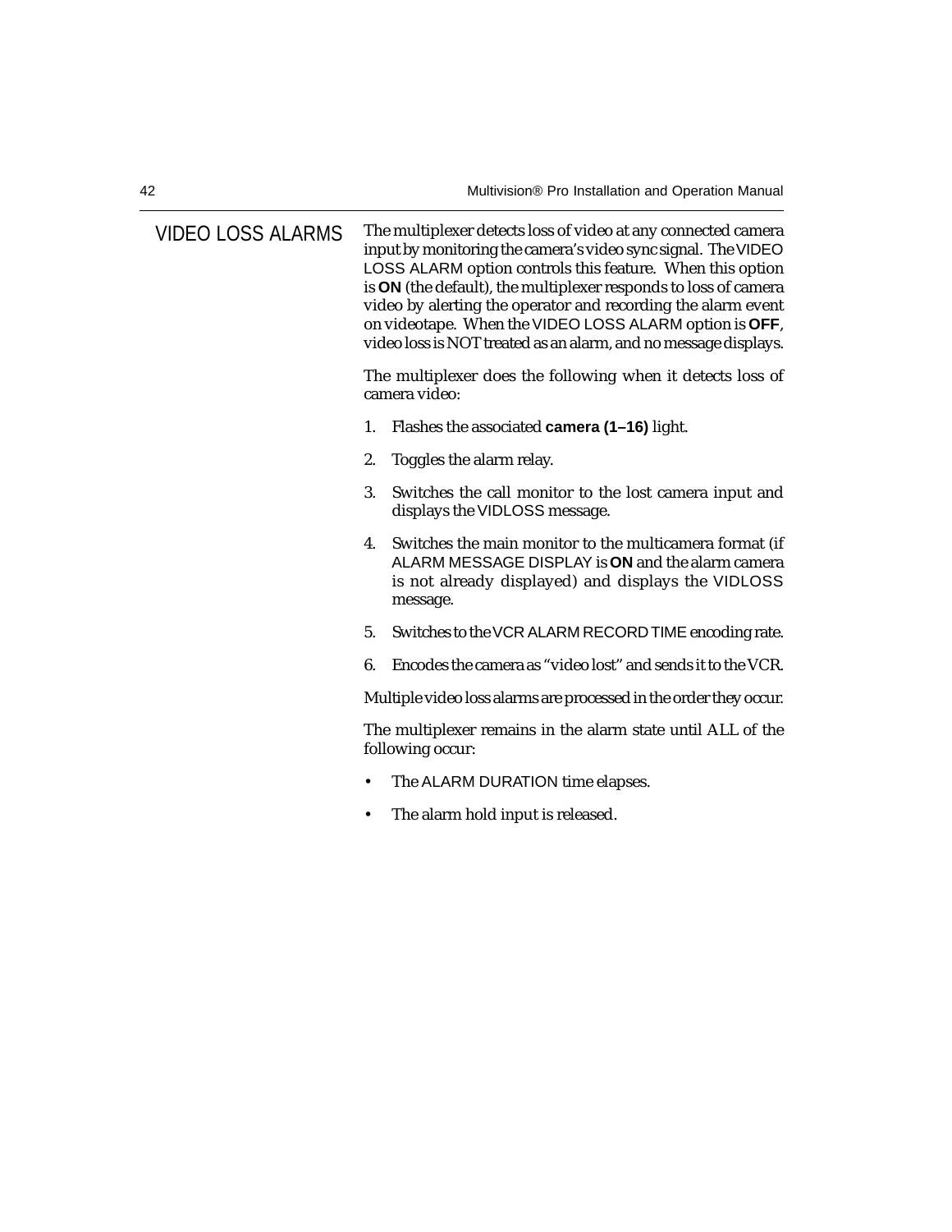## VIDEO LOSS ALARMS

The multiplexer detects loss of video at any connected camera input by monitoring the camera's video sync signal. The VIDEO LOSS ALARM option controls this feature. When this option is **ON** (the default), the multiplexer responds to loss of camera video by alerting the operator and recording the alarm event on videotape. When the VIDEO LOSS ALARM option is **OFF**, video loss is NOT treated as an alarm, and no message displays.

The multiplexer does the following when it detects loss of camera video:

1. Flashes the associated **camera (1–16)** light.
2. Toggles the alarm relay.
3. Switches the call monitor to the lost camera input and displays the VIDLOSS message.
4. Switches the main monitor to the multicamera format (if ALARM MESSAGE DISPLAY is **ON** and the alarm camera is not already displayed) and displays the VIDLOSS message.
5. Switches to the VCR ALARM RECORD TIME encoding rate.
6. Encodes the camera as "video lost" and sends it to the VCR.

Multiple video loss alarms are processed in the order they occur.

The multiplexer remains in the alarm state until ALL of the following occur:

- The ALARM DURATION time elapses.
- The alarm hold input is released.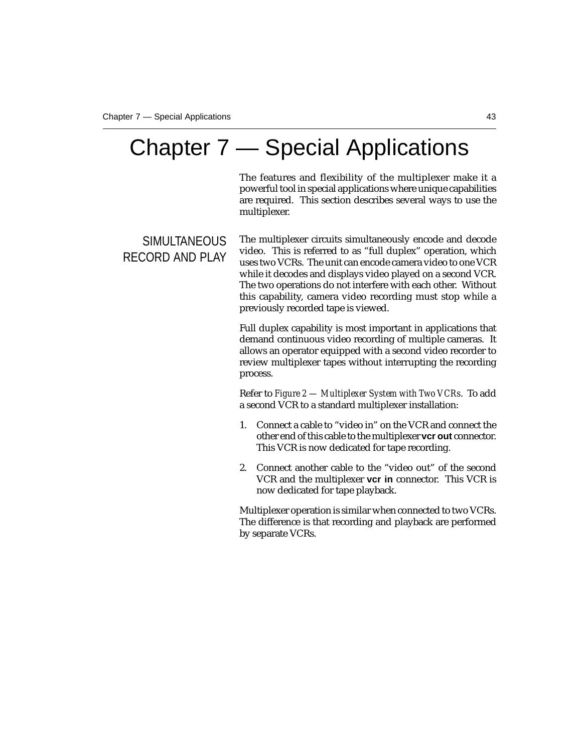# Chapter 7 — Special Applications

The features and flexibility of the multiplexer make it a powerful tool in special applications where unique capabilities are required. This section describes several ways to use the multiplexer.

## SIMULTANEOUS RECORD AND PLAY

The multiplexer circuits simultaneously encode and decode video. This is referred to as “full duplex” operation, which uses two VCRs. The unit can encode camera video to one VCR while it decodes and displays video played on a second VCR. The two operations do not interfere with each other. Without this capability, camera video recording must stop while a previously recorded tape is viewed.

Full duplex capability is most important in applications that demand continuous video recording of multiple cameras. It allows an operator equipped with a second video recorder to review multiplexer tapes without interrupting the recording process.

Refer to *Figure 2 — Multiplexer System with Two VCRs*. To add a second VCR to a standard multiplexer installation:

1. Connect a cable to “video in” on the VCR and connect the other end of this cable to the multiplexer **vcr out** connector. This VCR is now dedicated for tape recording.
2. Connect another cable to the “video out” of the second VCR and the multiplexer **vcr in** connector. This VCR is now dedicated for tape playback.

Multiplexer operation is similar when connected to two VCRs. The difference is that recording and playback are performed by separate VCRs.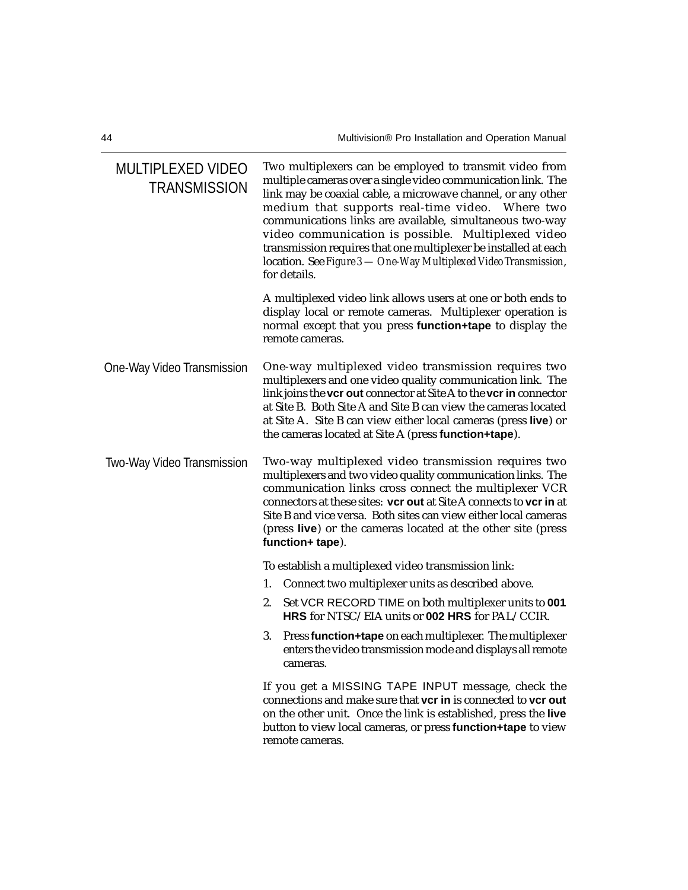## MULTIPLEXED VIDEO TRANSMISSION

Two multiplexers can be employed to transmit video from multiple cameras over a single video communication link. The link may be coaxial cable, a microwave channel, or any other medium that supports real-time video. Where two communications links are available, simultaneous two-way video communication is possible. Multiplexed video transmission requires that one multiplexer be installed at each location. See *Figure 3 — One-Way Multiplexed Video Transmission*, for details.

A multiplexed video link allows users at one or both ends to display local or remote cameras. Multiplexer operation is normal except that you press **function+tape** to display the remote cameras.

### One-Way Video Transmission

One-way multiplexed video transmission requires two multiplexers and one video quality communication link. The link joins the **vcr out** connector at Site A to the **vcr in** connector at Site B. Both Site A and Site B can view the cameras located at Site A. Site B can view either local cameras (press **live**) or the cameras located at Site A (press **function+tape**).

### Two-Way Video Transmission

Two-way multiplexed video transmission requires two multiplexers and two video quality communication links. The communication links cross connect the multiplexer VCR connectors at these sites: **vcr out** at Site A connects to **vcr in** at Site B and vice versa. Both sites can view either local cameras (press **live**) or the cameras located at the other site (press **function+ tape**).

To establish a multiplexed video transmission link:

1. Connect two multiplexer units as described above.
2. Set VCR RECORD TIME on both multiplexer units to **001 HRS** for NTSC/EIA units or **002 HRS** for PAL/CCIR.
3. Press **function+tape** on each multiplexer. The multiplexer enters the video transmission mode and displays all remote cameras.

If you get a MISSING TAPE INPUT message, check the connections and make sure that **vcr in** is connected to **vcr out** on the other unit. Once the link is established, press the **live** button to view local cameras, or press **function+tape** to view remote cameras.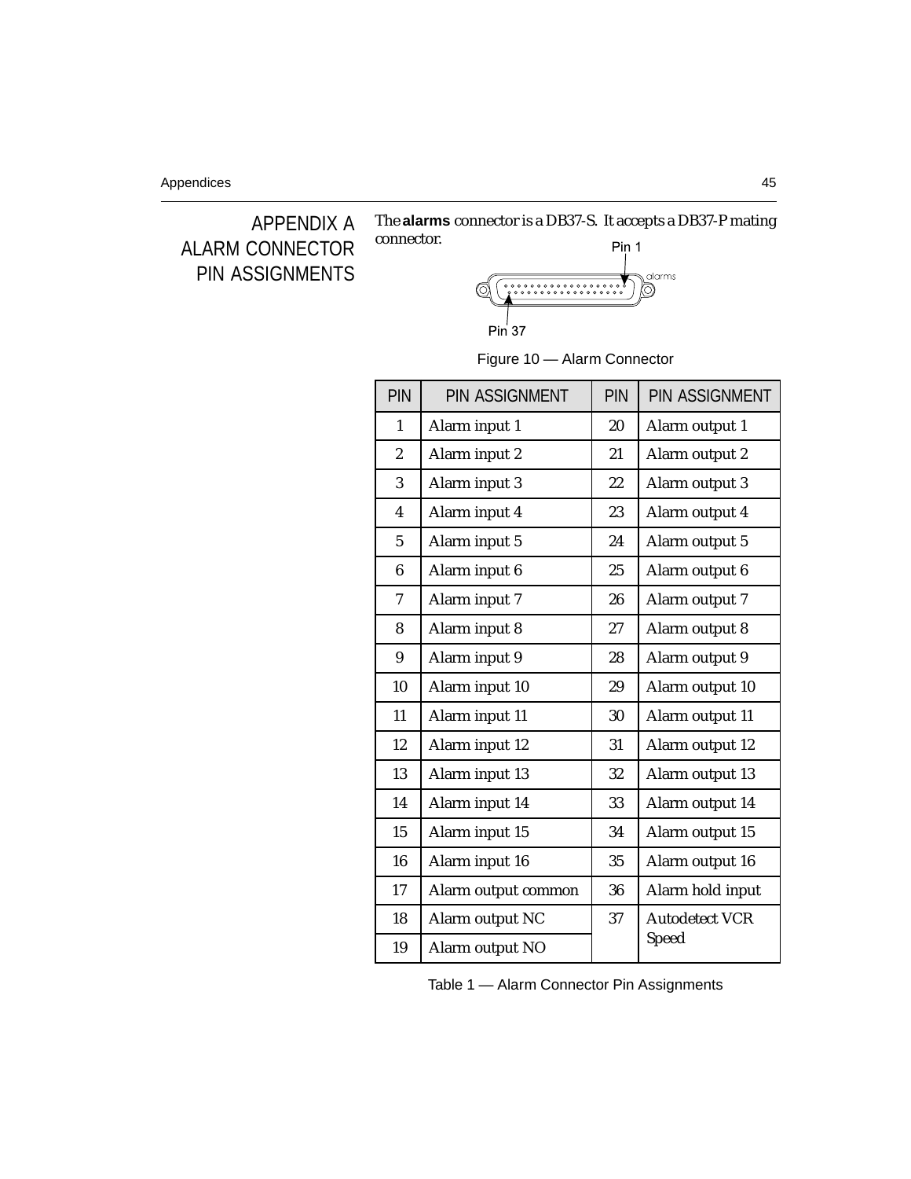# APPENDIX A ALARM CONNECTOR PIN ASSIGNMENTS

The **alarms** connector is a DB37-S. It accepts a DB37-P mating connector.

Pin 1

alarms

Pin 37

Figure 10 — Alarm Connector

| PIN | PIN ASSIGNMENT | PIN | PIN ASSIGNMENT |
|---|---|---|---|
| 1 | Alarm input 1 | 20 | Alarm output 1 |
| 2 | Alarm input 2 | 21 | Alarm output 2 |
| 3 | Alarm input 3 | 22 | Alarm output 3 |
| 4 | Alarm input 4 | 23 | Alarm output 4 |
| 5 | Alarm input 5 | 24 | Alarm output 5 |
| 6 | Alarm input 6 | 25 | Alarm output 6 |
| 7 | Alarm input 7 | 26 | Alarm output 7 |
| 8 | Alarm input 8 | 27 | Alarm output 8 |
| 9 | Alarm input 9 | 28 | Alarm output 9 |
| 10 | Alarm input 10 | 29 | Alarm output 10 |
| 11 | Alarm input 11 | 30 | Alarm output 11 |
| 12 | Alarm input 12 | 31 | Alarm output 12 |
| 13 | Alarm input 13 | 32 | Alarm output 13 |
| 14 | Alarm input 14 | 33 | Alarm output 14 |
| 15 | Alarm input 15 | 34 | Alarm output 15 |
| 16 | Alarm input 16 | 35 | Alarm output 16 |
| 17 | Alarm output common | 36 | Alarm hold input |
| 18 | Alarm output NC | 37 | Autodetect VCR Speed |
| 19 | Alarm output NO | | |

Table 1 — Alarm Connector Pin Assignments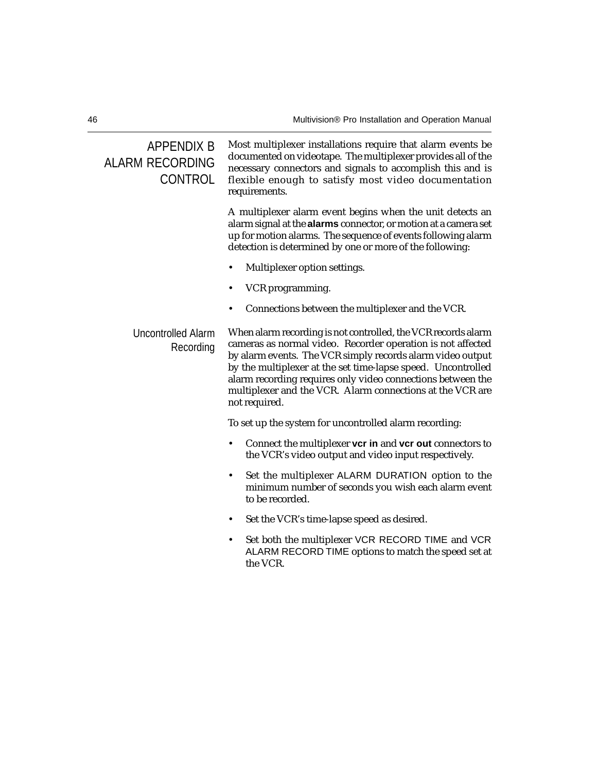# APPENDIX B ALARM RECORDING CONTROL

Most multiplexer installations require that alarm events be documented on videotape. The multiplexer provides all of the necessary connectors and signals to accomplish this and is flexible enough to satisfy most video documentation requirements.

A multiplexer alarm event begins when the unit detects an alarm signal at the **alarms** connector, or motion at a camera set up for motion alarms. The sequence of events following alarm detection is determined by one or more of the following:

- Multiplexer option settings.
- VCR programming.
- Connections between the multiplexer and the VCR.

## Uncontrolled Alarm Recording

When alarm recording is not controlled, the VCR records alarm cameras as normal video. Recorder operation is not affected by alarm events. The VCR simply records alarm video output by the multiplexer at the set time-lapse speed. Uncontrolled alarm recording requires only video connections between the multiplexer and the VCR. Alarm connections at the VCR are not required.

To set up the system for uncontrolled alarm recording:

- Connect the multiplexer **vcr in** and **vcr out** connectors to the VCR's video output and video input respectively.
- Set the multiplexer ALARM DURATION option to the minimum number of seconds you wish each alarm event to be recorded.
- Set the VCR's time-lapse speed as desired.
- Set both the multiplexer VCR RECORD TIME and VCR ALARM RECORD TIME options to match the speed set at the VCR.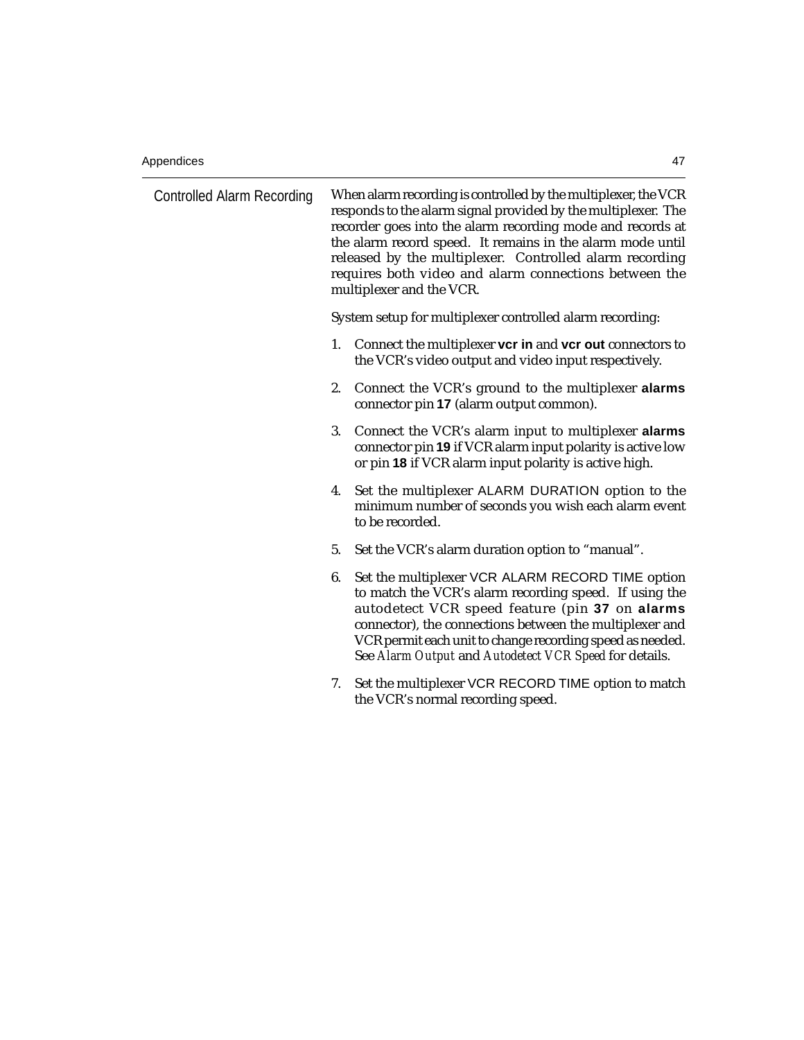## Controlled Alarm Recording

When alarm recording is controlled by the multiplexer, the VCR responds to the alarm signal provided by the multiplexer. The recorder goes into the alarm recording mode and records at the alarm record speed. It remains in the alarm mode until released by the multiplexer. Controlled alarm recording requires both video and alarm connections between the multiplexer and the VCR.

System setup for multiplexer controlled alarm recording:

1. Connect the multiplexer **vcr in** and **vcr out** connectors to the VCR's video output and video input respectively.
2. Connect the VCR's ground to the multiplexer **alarms** connector pin **17** (alarm output common).
3. Connect the VCR's alarm input to multiplexer **alarms** connector pin **19** if VCR alarm input polarity is active low or pin **18** if VCR alarm input polarity is active high.
4. Set the multiplexer ALARM DURATION option to the minimum number of seconds you wish each alarm event to be recorded.
5. Set the VCR's alarm duration option to "manual".
6. Set the multiplexer VCR ALARM RECORD TIME option to match the VCR's alarm recording speed. If using the autodetect VCR speed feature (pin **37** on **alarms** connector), the connections between the multiplexer and VCR permit each unit to change recording speed as needed. See *Alarm Output* and *Autodetect VCR Speed* for details.
7. Set the multiplexer VCR RECORD TIME option to match the VCR's normal recording speed.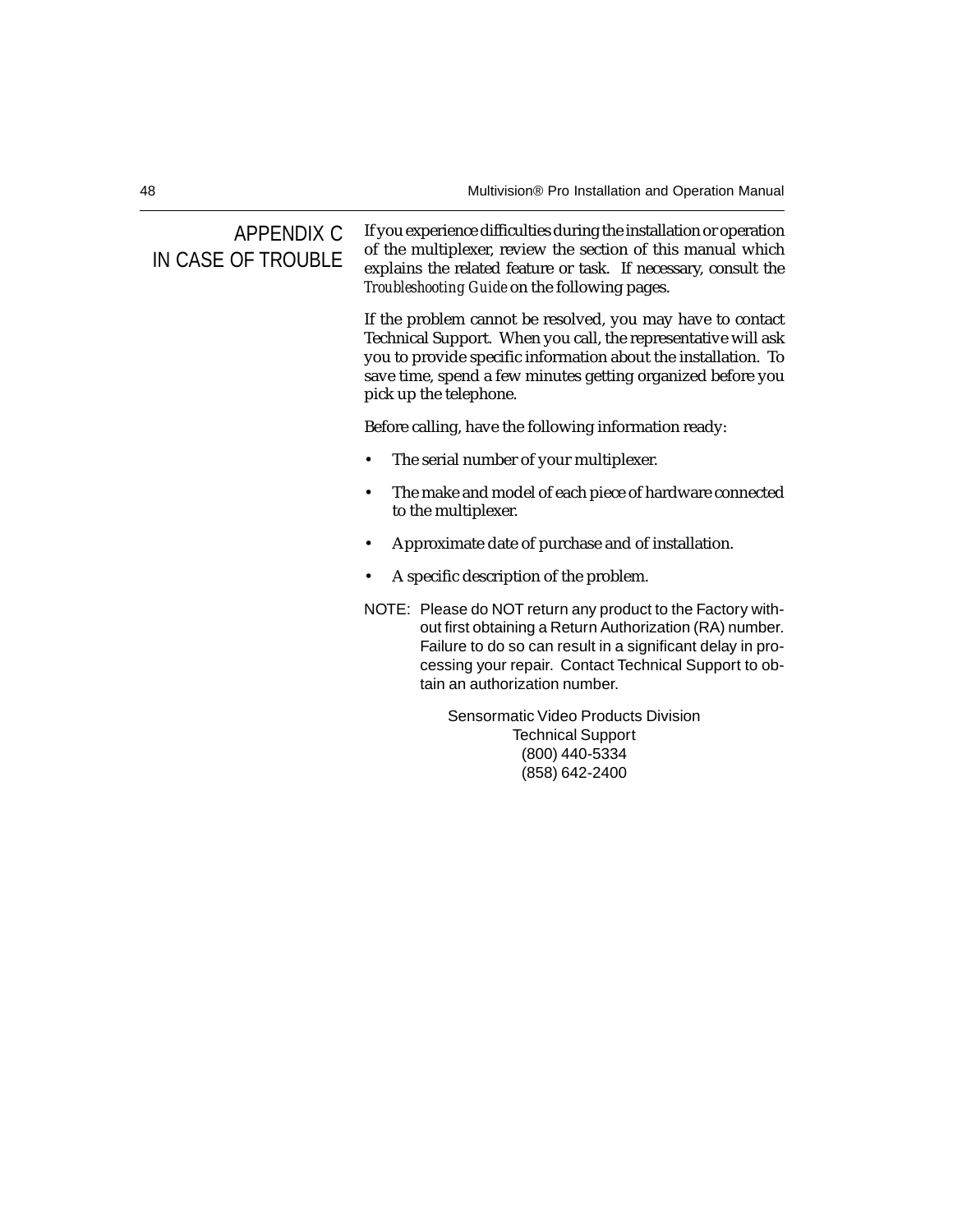# APPENDIX C IN CASE OF TROUBLE

If you experience difficulties during the installation or operation of the multiplexer, review the section of this manual which explains the related feature or task. If necessary, consult the *Troubleshooting Guide* on the following pages.

If the problem cannot be resolved, you may have to contact Technical Support. When you call, the representative will ask you to provide specific information about the installation. To save time, spend a few minutes getting organized before you pick up the telephone.

Before calling, have the following information ready:

- The serial number of your multiplexer.
- The make and model of each piece of hardware connected to the multiplexer.
- Approximate date of purchase and of installation.
- A specific description of the problem.

NOTE: Please do NOT return any product to the Factory without first obtaining a Return Authorization (RA) number. Failure to do so can result in a significant delay in processing your repair. Contact Technical Support to obtain an authorization number.

Sensormatic Video Products Division
Technical Support
(800) 440-5334
(858) 642-2400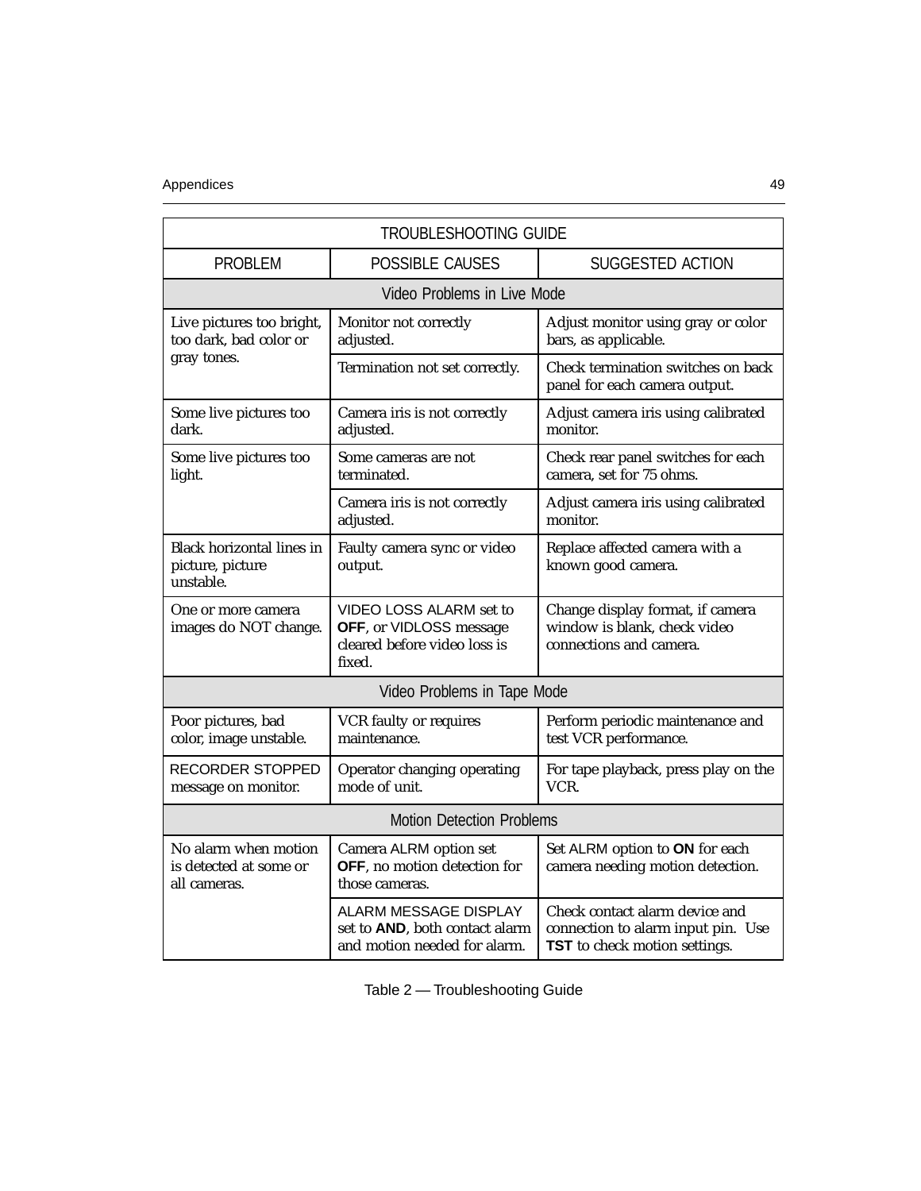| TROUBLESHOOTING GUIDE | | |
|---|---|---|
| **PROBLEM** | **POSSIBLE CAUSES** | **SUGGESTED ACTION** |
| **Video Problems in Live Mode** | | |
| Live pictures too bright, too dark, bad color or gray tones. | Monitor not correctly adjusted. | Adjust monitor using gray or color bars, as applicable. |
| | Termination not set correctly. | Check termination switches on back panel for each camera output. |
| Some live pictures too dark. | Camera iris is not correctly adjusted. | Adjust camera iris using calibrated monitor. |
| Some live pictures too light. | Some cameras are not terminated. | Check rear panel switches for each camera, set for 75 ohms. |
| | Camera iris is not correctly adjusted. | Adjust camera iris using calibrated monitor. |
| Black horizontal lines in picture, picture unstable. | Faulty camera sync or video output. | Replace affected camera with a known good camera. |
| One or more camera images do NOT change. | VIDEO LOSS ALARM set to **OFF**, or VIDLOSS message cleared before video loss is fixed. | Change display format, if camera window is blank, check video connections and camera. |
| **Video Problems in Tape Mode** | | |
| Poor pictures, bad color, image unstable. | VCR faulty or requires maintenance. | Perform periodic maintenance and test VCR performance. |
| RECORDER STOPPED message on monitor. | Operator changing operating mode of unit. | For tape playback, press play on the VCR. |
| **Motion Detection Problems** | | |
| No alarm when motion is detected at some or all cameras. | Camera ALRM option set **OFF**, no motion detection for those cameras. | Set ALRM option to **ON** for each camera needing motion detection. |
| | ALARM MESSAGE DISPLAY set to **AND**, both contact alarm and motion needed for alarm. | Check contact alarm device and connection to alarm input pin. Use **TST** to check motion settings. |

Table 2 — Troubleshooting Guide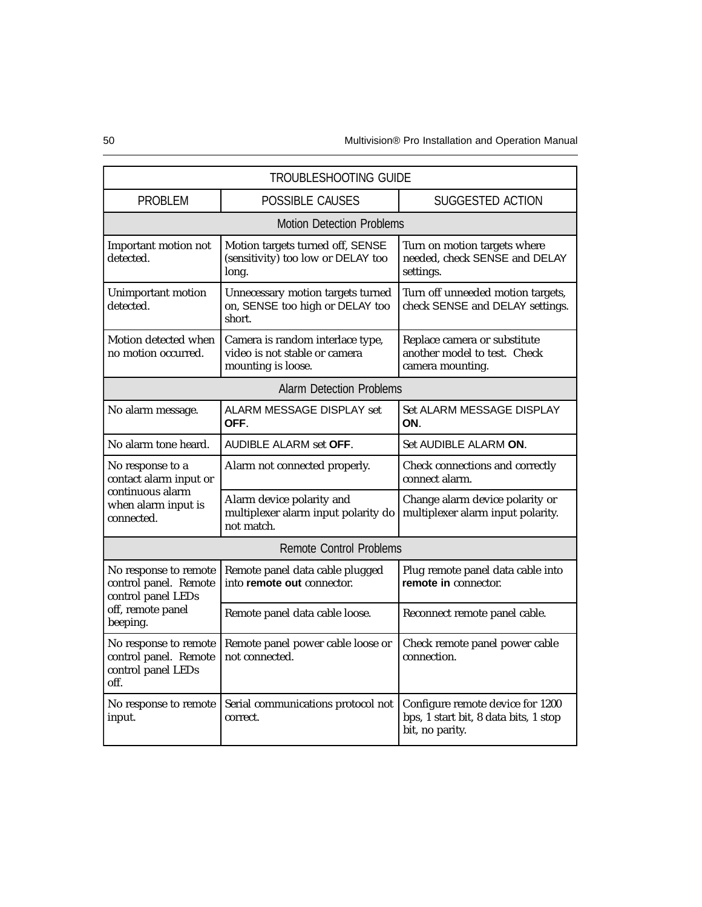| TROUBLESHOOTING GUIDE | | |
|---|---|---|
| PROBLEM | POSSIBLE CAUSES | SUGGESTED ACTION |
| Motion Detection Problems | | |
| Important motion not detected. | Motion targets turned off, SENSE (sensitivity) too low or DELAY too long. | Turn on motion targets where needed, check SENSE and DELAY settings. |
| Unimportant motion detected. | Unnecessary motion targets turned on, SENSE too high or DELAY too short. | Turn off unneeded motion targets, check SENSE and DELAY settings. |
| Motion detected when no motion occurred. | Camera is random interlace type, video is not stable or camera mounting is loose. | Replace camera or substitute another model to test. Check camera mounting. |
| Alarm Detection Problems | | |
| No alarm message. | ALARM MESSAGE DISPLAY set **OFF**. | Set ALARM MESSAGE DISPLAY **ON**. |
| No alarm tone heard. | AUDIBLE ALARM set **OFF**. | Set AUDIBLE ALARM **ON**. |
| No response to a contact alarm input or continuous alarm when alarm input is connected. | Alarm not connected properly. | Check connections and correctly connect alarm. |
| | Alarm device polarity and multiplexer alarm input polarity do not match. | Change alarm device polarity or multiplexer alarm input polarity. |
| Remote Control Problems | | |
| No response to remote control panel. Remote control panel LEDs off, remote panel beeping. | Remote panel data cable plugged into **remote out** connector. | Plug remote panel data cable into **remote in** connector. |
| | Remote panel data cable loose. | Reconnect remote panel cable. |
| No response to remote control panel. Remote control panel LEDs off. | Remote panel power cable loose or not connected. | Check remote panel power cable connection. |
| No response to remote input. | Serial communications protocol not correct. | Configure remote device for 1200 bps, 1 start bit, 8 data bits, 1 stop bit, no parity. |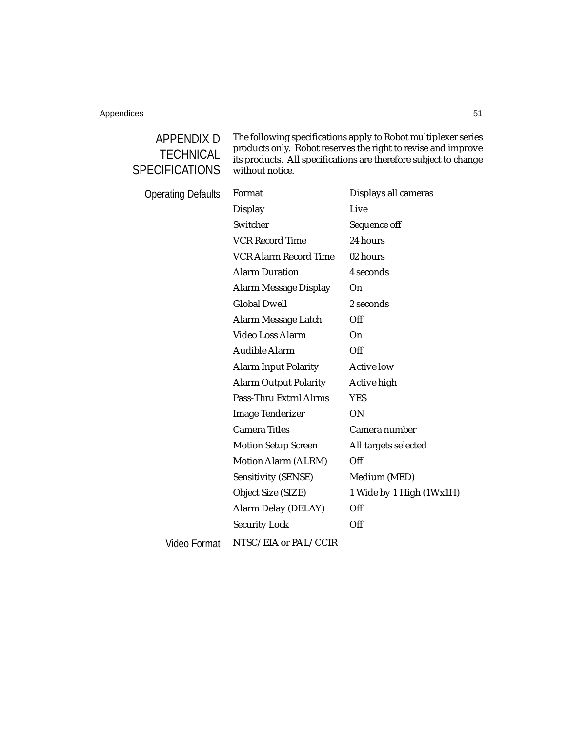# APPENDIX D TECHNICAL SPECIFICATIONS

The following specifications apply to Robot multiplexer series products only. Robot reserves the right to revise and improve its products. All specifications are therefore subject to change without notice.

## Operating Defaults

| Setting | Default |
|---|---|
| Format | Displays all cameras |
| Display | Live |
| Switcher | Sequence off |
| VCR Record Time | 24 hours |
| VCR Alarm Record Time | 02 hours |
| Alarm Duration | 4 seconds |
| Alarm Message Display | On |
| Global Dwell | 2 seconds |
| Alarm Message Latch | Off |
| Video Loss Alarm | On |
| Audible Alarm | Off |
| Alarm Input Polarity | Active low |
| Alarm Output Polarity | Active high |
| Pass-Thru Extrnl Alrms | YES |
| Image Tenderizer | ON |
| Camera Titles | Camera number |
| Motion Setup Screen | All targets selected |
| Motion Alarm (ALRM) | Off |
| Sensitivity (SENSE) | Medium (MED) |
| Object Size (SIZE) | 1 Wide by 1 High (1Wx1H) |
| Alarm Delay (DELAY) | Off |
| Security Lock | Off |

## Video Format

NTSC/EIA or PAL/CCIR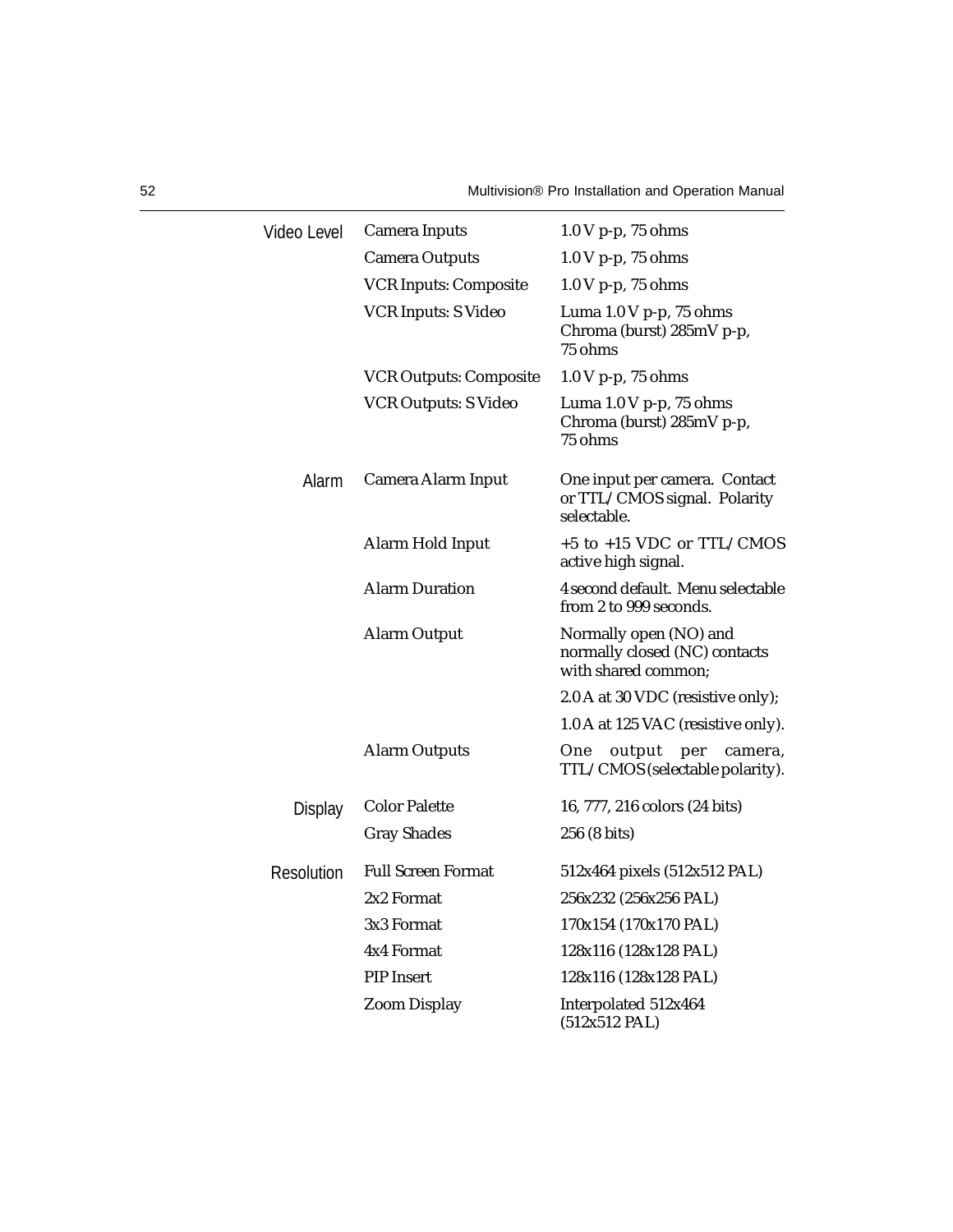| | | |
|---|---|---|
| Video Level | Camera Inputs | 1.0 V p-p, 75 ohms |
| | Camera Outputs | 1.0 V p-p, 75 ohms |
| | VCR Inputs: Composite | 1.0 V p-p, 75 ohms |
| | VCR Inputs: S Video | Luma 1.0 V p-p, 75 ohms<br>Chroma (burst) 285mV p-p, 75 ohms |
| | VCR Outputs: Composite | 1.0 V p-p, 75 ohms |
| | VCR Outputs: S Video | Luma 1.0 V p-p, 75 ohms<br>Chroma (burst) 285mV p-p, 75 ohms |
| Alarm | Camera Alarm Input | One input per camera. Contact or TTL/CMOS signal. Polarity selectable. |
| | Alarm Hold Input | +5 to +15 VDC or TTL/CMOS active high signal. |
| | Alarm Duration | 4 second default. Menu selectable from 2 to 999 seconds. |
| | Alarm Output | Normally open (NO) and normally closed (NC) contacts with shared common; |
| | | 2.0 A at 30 VDC (resistive only); |
| | | 1.0 A at 125 VAC (resistive only). |
| | Alarm Outputs | One output per camera, TTL/CMOS (selectable polarity). |
| Display | Color Palette | 16, 777, 216 colors (24 bits) |
| | Gray Shades | 256 (8 bits) |
| Resolution | Full Screen Format | 512x464 pixels (512x512 PAL) |
| | 2x2 Format | 256x232 (256x256 PAL) |
| | 3x3 Format | 170x154 (170x170 PAL) |
| | 4x4 Format | 128x116 (128x128 PAL) |
| | PIP Insert | 128x116 (128x128 PAL) |
| | Zoom Display | Interpolated 512x464 (512x512 PAL) |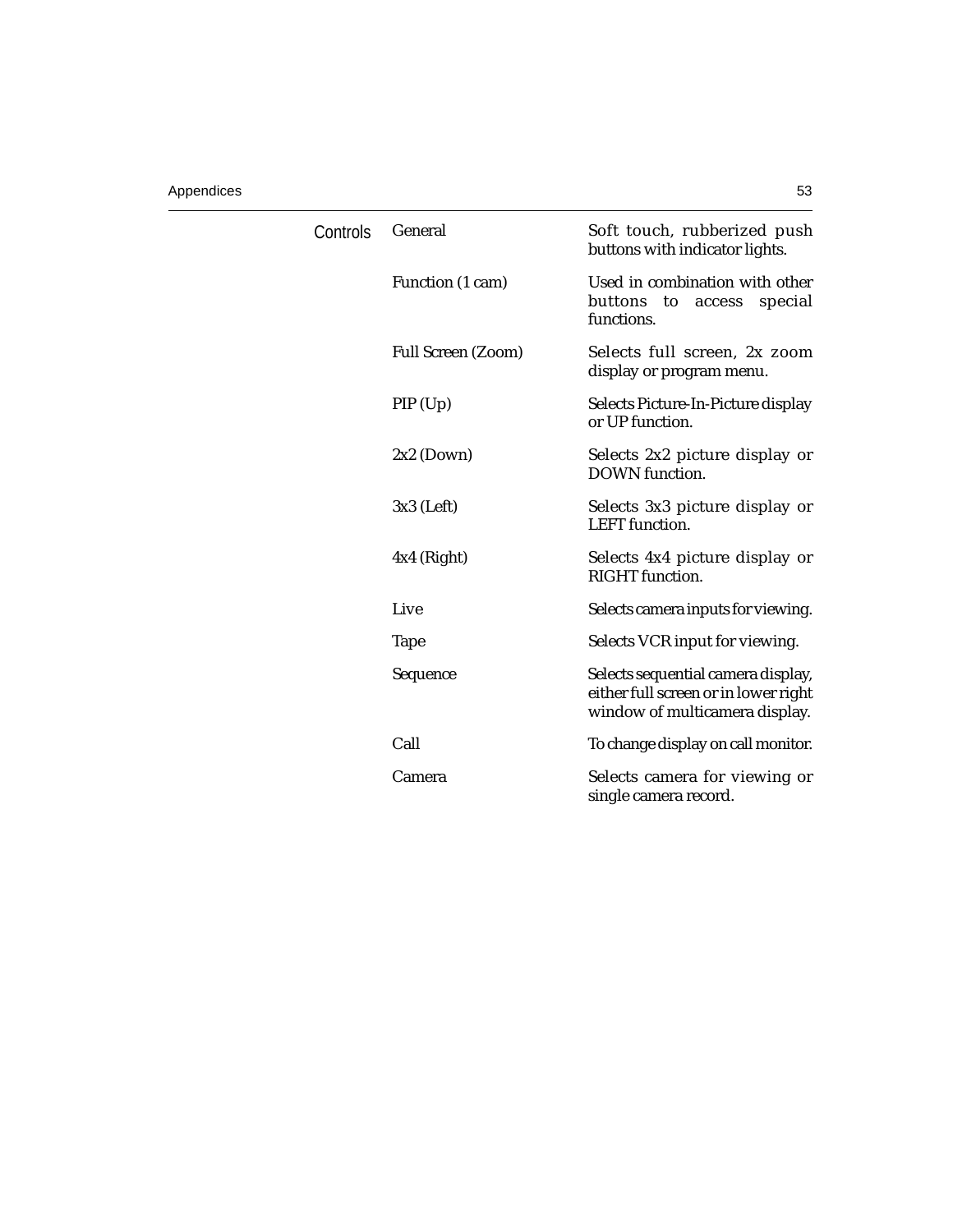| Controls | | |
|---|---|---|
| | General | Soft touch, rubberized push buttons with indicator lights. |
| | Function (1 cam) | Used in combination with other buttons to access special functions. |
| | Full Screen (Zoom) | Selects full screen, 2x zoom display or program menu. |
| | PIP (Up) | Selects Picture-In-Picture display or UP function. |
| | 2x2 (Down) | Selects 2x2 picture display or DOWN function. |
| | 3x3 (Left) | Selects 3x3 picture display or LEFT function. |
| | 4x4 (Right) | Selects 4x4 picture display or RIGHT function. |
| | Live | Selects camera inputs for viewing. |
| | Tape | Selects VCR input for viewing. |
| | Sequence | Selects sequential camera display, either full screen or in lower right window of multicamera display. |
| | Call | To change display on call monitor. |
| | Camera | Selects camera for viewing or single camera record. |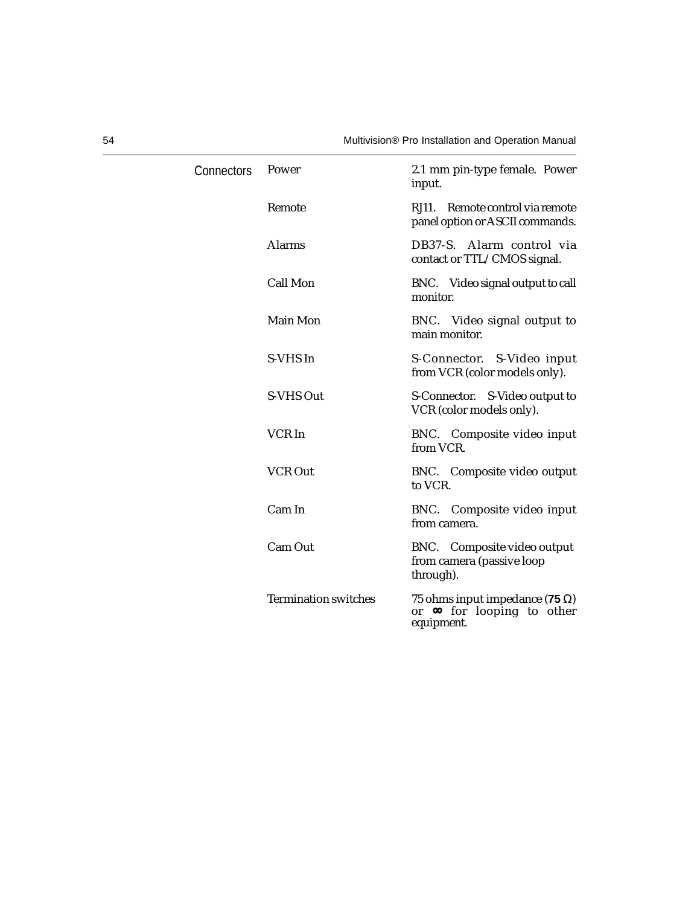| Connectors | Power | 2.1 mm pin-type female. Power input. |
| --- | --- | --- |
| | Remote | RJ11. Remote control via remote panel option or ASCII commands. |
| | Alarms | DB37-S. Alarm control via contact or TTL/CMOS signal. |
| | Call Mon | BNC. Video signal output to call monitor. |
| | Main Mon | BNC. Video signal output to main monitor. |
| | S-VHS In | S-Connector. S-Video input from VCR (color models only). |
| | S-VHS Out | S-Connector. S-Video output to VCR (color models only). |
| | VCR In | BNC. Composite video input from VCR. |
| | VCR Out | BNC. Composite video output to VCR. |
| | Cam In | BNC. Composite video input from camera. |
| | Cam Out | BNC. Composite video output from camera (passive loop through). |
| | Termination switches | 75 ohms input impedance (**75 Ω**) or **∞** for looping to other equipment. |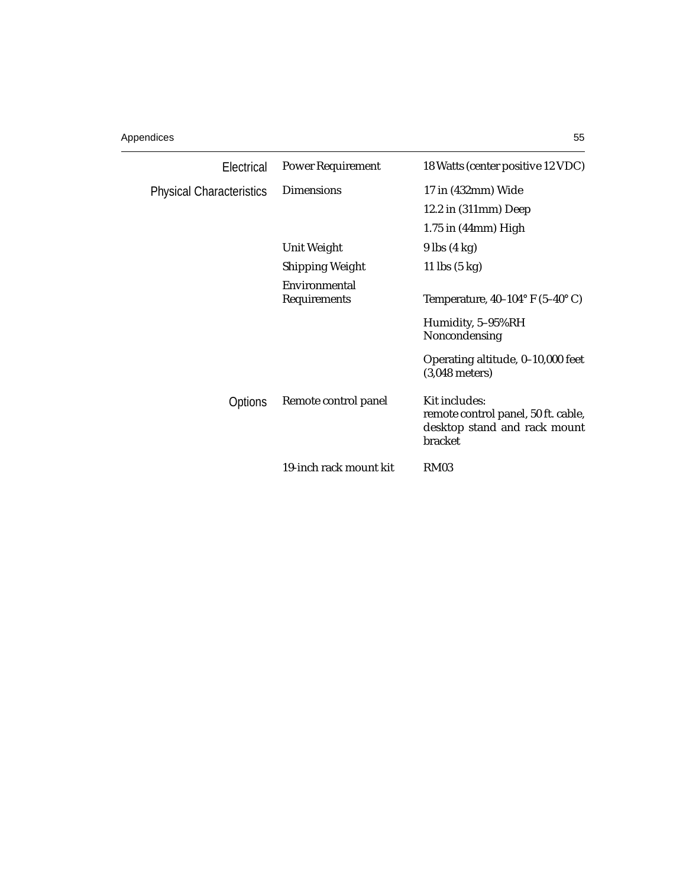| | | |
|---|---|---|
| Electrical | Power Requirement | 18 Watts (center positive 12 VDC) |
| Physical Characteristics | Dimensions | 17 in (432mm) Wide<br>12.2 in (311mm) Deep<br>1.75 in (44mm) High |
| | Unit Weight | 9 lbs (4 kg) |
| | Shipping Weight | 11 lbs (5 kg) |
| | Environmental Requirements | Temperature, 40–104° F (5–40° C)<br>Humidity, 5–95%RH Noncondensing<br>Operating altitude, 0–10,000 feet (3,048 meters) |
| Options | Remote control panel | Kit includes:<br>remote control panel, 50 ft. cable, desktop stand and rack mount bracket |
| | 19-inch rack mount kit | RM03 |